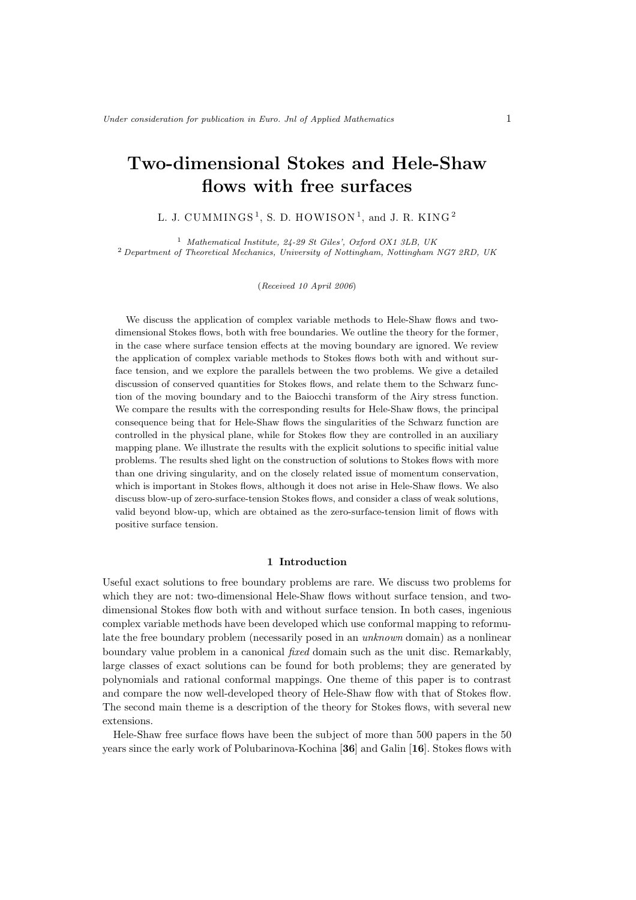# Two-dimensional Stokes and Hele-Shaw flows with free surfaces

L. J. CUMMINGS [1], S. D. HOWISON [1], and J. R. KING [2]

[1] *Mathematical Institute, 24-29 St Giles', Oxford OX1 3LB, UK*
[2] *Department of Theoretical Mechanics, University of Nottingham, Nottingham NG7 2RD, UK*

(*Received 10 April 2006*)

We discuss the application of complex variable methods to Hele-Shaw flows and two-dimensional Stokes flows, both with free boundaries. We outline the theory for the former, in the case where surface tension effects at the moving boundary are ignored. We review the application of complex variable methods to Stokes flows both with and without surface tension, and we explore the parallels between the two problems. We give a detailed discussion of conserved quantities for Stokes flows, and relate them to the Schwarz function of the moving boundary and to the Baiocchi transform of the Airy stress function. We compare the results with the corresponding results for Hele-Shaw flows, the principal consequence being that for Hele-Shaw flows the singularities of the Schwarz function are controlled in the physical plane, while for Stokes flow they are controlled in an auxiliary mapping plane. We illustrate the results with the explicit solutions to specific initial value problems. The results shed light on the construction of solutions to Stokes flows with more than one driving singularity, and on the closely related issue of momentum conservation, which is important in Stokes flows, although it does not arise in Hele-Shaw flows. We also discuss blow-up of zero-surface-tension Stokes flows, and consider a class of weak solutions, valid beyond blow-up, which are obtained as the zero-surface-tension limit of flows with positive surface tension.

## 1 Introduction

Useful exact solutions to free boundary problems are rare. We discuss two problems for which they are not: two-dimensional Hele-Shaw flows without surface tension, and two-dimensional Stokes flow both with and without surface tension. In both cases, ingenious complex variable methods have been developed which use conformal mapping to reformulate the free boundary problem (necessarily posed in an *unknown* domain) as a nonlinear boundary value problem in a canonical *fixed* domain such as the unit disc. Remarkably, large classes of exact solutions can be found for both problems; they are generated by polynomials and rational conformal mappings. One theme of this paper is to contrast and compare the now well-developed theory of Hele-Shaw flow with that of Stokes flow. The second main theme is a description of the theory for Stokes flows, with several new extensions.

Hele-Shaw free surface flows have been the subject of more than 500 papers in the 50 years since the early work of Polubarinova-Kochina [**36**] and Galin [**16**]. Stokes flows with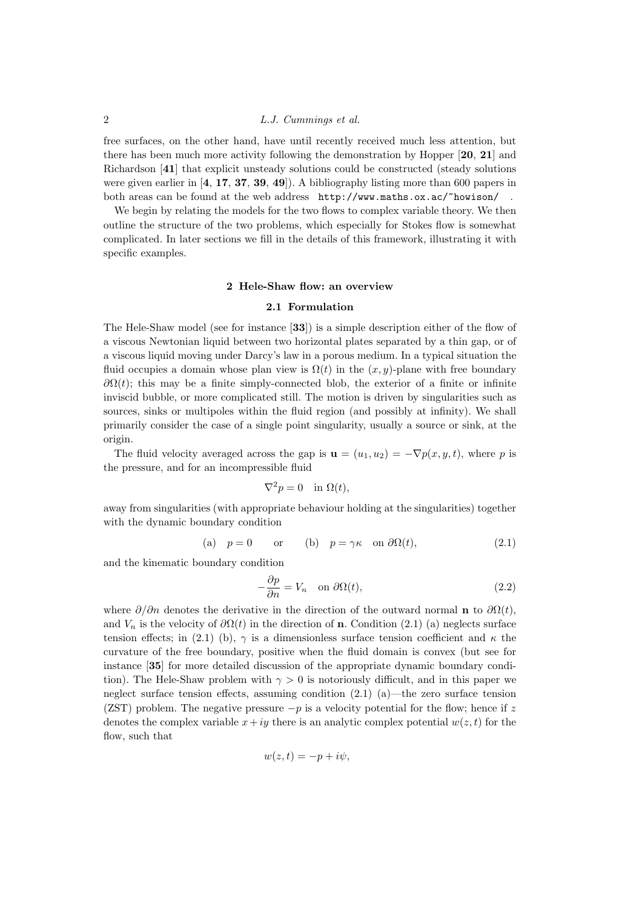free surfaces, on the other hand, have until recently received much less attention, but there has been much more activity following the demonstration by Hopper [**20**, **21**] and Richardson [**41**] that explicit unsteady solutions could be constructed (steady solutions were given earlier in [**4**, **17**, **37**, **39**, **49**]). A bibliography listing more than 600 papers in both areas can be found at the web address `http://www.maths.ox.ac/~howison/` .

We begin by relating the models for the two flows to complex variable theory. We then outline the structure of the two problems, which especially for Stokes flow is somewhat complicated. In later sections we fill in the details of this framework, illustrating it with specific examples.

## 2 Hele-Shaw flow: an overview

### 2.1 Formulation

The Hele-Shaw model (see for instance [**33**]) is a simple description either of the flow of a viscous Newtonian liquid between two horizontal plates separated by a thin gap, or of a viscous liquid moving under Darcy's law in a porous medium. In a typical situation the fluid occupies a domain whose plan view is $\Omega(t)$ in the $(x, y)$-plane with free boundary $\partial\Omega(t)$; this may be a finite simply-connected blob, the exterior of a finite or infinite inviscid bubble, or more complicated still. The motion is driven by singularities such as sources, sinks or multipoles within the fluid region (and possibly at infinity). We shall primarily consider the case of a single point singularity, usually a source or sink, at the origin.

The fluid velocity averaged across the gap is $\mathbf{u} = (u_1, u_2) = -\nabla p(x, y, t)$, where $p$ is the pressure, and for an incompressible fluid

$$\nabla^2 p = 0 \quad \text{in } \Omega(t),$$

away from singularities (with appropriate behaviour holding at the singularities) together with the dynamic boundary condition

$$\text{(a)} \quad p = 0 \qquad \text{or} \qquad \text{(b)} \quad p = \gamma\kappa \quad \text{on } \partial\Omega(t), \tag{2.1}$$

and the kinematic boundary condition

$$-\frac{\partial p}{\partial n} = V_n \quad \text{on } \partial\Omega(t), \tag{2.2}$$

where $\partial/\partial n$ denotes the derivative in the direction of the outward normal $\mathbf{n}$ to $\partial\Omega(t)$, and $V_n$ is the velocity of $\partial\Omega(t)$ in the direction of $\mathbf{n}$. Condition (2.1) (a) neglects surface tension effects; in (2.1) (b), $\gamma$ is a dimensionless surface tension coefficient and $\kappa$ the curvature of the free boundary, positive when the fluid domain is convex (but see for instance [**35**] for more detailed discussion of the appropriate dynamic boundary condition). The Hele-Shaw problem with $\gamma > 0$ is notoriously difficult, and in this paper we neglect surface tension effects, assuming condition (2.1) (a)—the zero surface tension (ZST) problem. The negative pressure $-p$ is a velocity potential for the flow; hence if $z$ denotes the complex variable $x + iy$ there is an analytic complex potential $w(z, t)$ for the flow, such that

$$w(z, t) = -p + i\psi,$$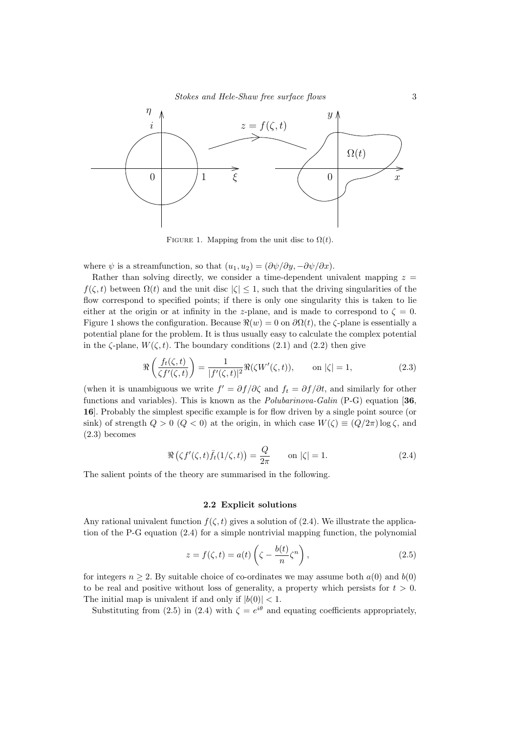FIGURE 1. Mapping from the unit disc to $\Omega(t)$.

where $\psi$ is a streamfunction, so that $(u_1, u_2) = (\partial\psi/\partial y, -\partial\psi/\partial x)$.

Rather than solving directly, we consider a time-dependent univalent mapping $z = f(\zeta, t)$ between $\Omega(t)$ and the unit disc $|\zeta| \leq 1$, such that the driving singularities of the flow correspond to specified points; if there is only one singularity this is taken to lie either at the origin or at infinity in the $z$-plane, and is made to correspond to $\zeta = 0$. Figure 1 shows the configuration. Because $\Re(w) = 0$ on $\partial\Omega(t)$, the $\zeta$-plane is essentially a potential plane for the problem. It is thus usually easy to calculate the complex potential in the $\zeta$-plane, $W(\zeta, t)$. The boundary conditions (2.1) and (2.2) then give

$$\Re\left(\frac{f_t(\zeta, t)}{\zeta f'(\zeta, t)}\right) = \frac{1}{|f'(\zeta, t)|^2}\Re(\zeta W'(\zeta, t)), \qquad \text{on } |\zeta| = 1, \tag{2.3}$$

(when it is unambiguous we write $f' = \partial f/\partial\zeta$ and $f_t = \partial f/\partial t$, and similarly for other functions and variables). This is known as the *Polubarinova-Galin* (P-G) equation [**36**, **16**]. Probably the simplest specific example is for flow driven by a single point source (or sink) of strength $Q > 0$ ($Q < 0$) at the origin, in which case $W(\zeta) \equiv (Q/2\pi)\log\zeta$, and (2.3) becomes

$$\Re\left(\zeta f'(\zeta, t)\bar{f}_t(1/\zeta, t)\right) = \frac{Q}{2\pi} \qquad \text{on } |\zeta| = 1. \tag{2.4}$$

The salient points of the theory are summarised in the following.

### 2.2 Explicit solutions

Any rational univalent function $f(\zeta, t)$ gives a solution of (2.4). We illustrate the application of the P-G equation (2.4) for a simple nontrivial mapping function, the polynomial

$$z = f(\zeta, t) = a(t)\left(\zeta - \frac{b(t)}{n}\zeta^n\right), \tag{2.5}$$

for integers $n \geq 2$. By suitable choice of co-ordinates we may assume both $a(0)$ and $b(0)$ to be real and positive without loss of generality, a property which persists for $t > 0$. The initial map is univalent if and only if $|b(0)| < 1$.

Substituting from (2.5) in (2.4) with $\zeta = e^{i\theta}$ and equating coefficients appropriately,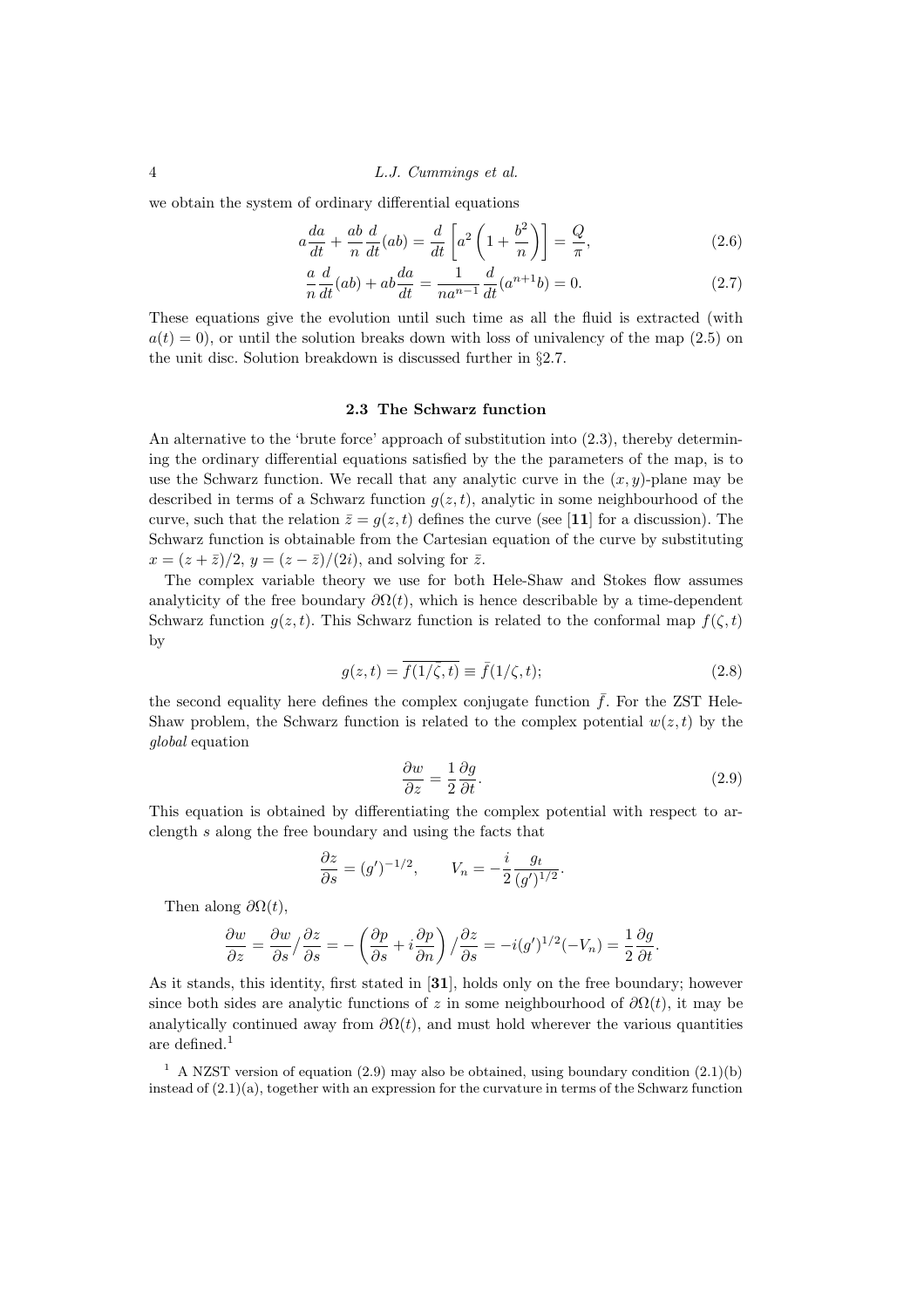we obtain the system of ordinary differential equations

$$a\frac{da}{dt} + \frac{ab}{n}\frac{d}{dt}(ab) = \frac{d}{dt}\left[a^2\left(1 + \frac{b^2}{n}\right)\right] = \frac{Q}{\pi}, \tag{2.6}$$

$$\frac{a}{n}\frac{d}{dt}(ab) + ab\frac{da}{dt} = \frac{1}{na^{n-1}}\frac{d}{dt}(a^{n+1}b) = 0. \tag{2.7}$$

These equations give the evolution until such time as all the fluid is extracted (with $a(t) = 0$), or until the solution breaks down with loss of univalency of the map (2.5) on the unit disc. Solution breakdown is discussed further in §2.7.

### 2.3 The Schwarz function

An alternative to the 'brute force' approach of substitution into (2.3), thereby determining the ordinary differential equations satisfied by the the parameters of the map, is to use the Schwarz function. We recall that any analytic curve in the $(x, y)$-plane may be described in terms of a Schwarz function $g(z, t)$, analytic in some neighbourhood of the curve, such that the relation $\bar{z} = g(z, t)$ defines the curve (see [**11**] for a discussion). The Schwarz function is obtainable from the Cartesian equation of the curve by substituting $x = (z + \bar{z})/2$, $y = (z - \bar{z})/(2i)$, and solving for $\bar{z}$.

The complex variable theory we use for both Hele-Shaw and Stokes flow assumes analyticity of the free boundary $\partial\Omega(t)$, which is hence describable by a time-dependent Schwarz function $g(z, t)$. This Schwarz function is related to the conformal map $f(\zeta, t)$ by

$$g(z, t) = \overline{f(1/\bar{\zeta}, t)} \equiv \bar{f}(1/\zeta, t); \tag{2.8}$$

the second equality here defines the complex conjugate function $\bar{f}$. For the ZST Hele-Shaw problem, the Schwarz function is related to the complex potential $w(z, t)$ by the *global* equation

$$\frac{\partial w}{\partial z} = \frac{1}{2}\frac{\partial g}{\partial t}. \tag{2.9}$$

This equation is obtained by differentiating the complex potential with respect to arclength $s$ along the free boundary and using the facts that

$$\frac{\partial z}{\partial s} = (g')^{-1/2}, \qquad V_n = -\frac{i}{2}\frac{g_t}{(g')^{1/2}}.$$

Then along $\partial\Omega(t)$,

$$\frac{\partial w}{\partial z} = \frac{\partial w}{\partial s}\Big/\frac{\partial z}{\partial s} = -\left(\frac{\partial p}{\partial s} + i\frac{\partial p}{\partial n}\right)\Big/\frac{\partial z}{\partial s} = -i(g')^{1/2}(-V_n) = \frac{1}{2}\frac{\partial g}{\partial t}.$$

As it stands, this identity, first stated in [**31**], holds only on the free boundary; however since both sides are analytic functions of $z$ in some neighbourhood of $\partial\Omega(t)$, it may be analytically continued away from $\partial\Omega(t)$, and must hold wherever the various quantities are defined.[1]

[1] A NZST version of equation (2.9) may also be obtained, using boundary condition (2.1)(b) instead of (2.1)(a), together with an expression for the curvature in terms of the Schwarz function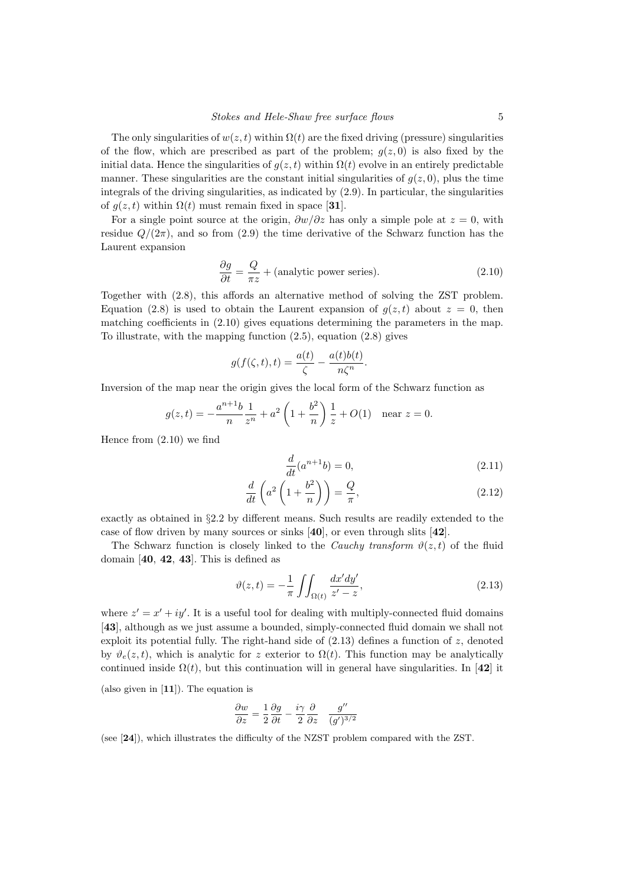The only singularities of $w(z,t)$ within $\Omega(t)$ are the fixed driving (pressure) singularities of the flow, which are prescribed as part of the problem; $g(z,0)$ is also fixed by the initial data. Hence the singularities of $g(z,t)$ within $\Omega(t)$ evolve in an entirely predictable manner. These singularities are the constant initial singularities of $g(z,0)$, plus the time integrals of the driving singularities, as indicated by (2.9). In particular, the singularities of $g(z,t)$ within $\Omega(t)$ must remain fixed in space [**31**].

For a single point source at the origin, $\partial w/\partial z$ has only a simple pole at $z=0$, with residue $Q/(2\pi)$, and so from (2.9) the time derivative of the Schwarz function has the Laurent expansion

$$\frac{\partial g}{\partial t} = \frac{Q}{\pi z} + \text{(analytic power series)}. \tag{2.10}$$

Together with (2.8), this affords an alternative method of solving the ZST problem. Equation (2.8) is used to obtain the Laurent expansion of $g(z,t)$ about $z=0$, then matching coefficients in (2.10) gives equations determining the parameters in the map. To illustrate, with the mapping function (2.5), equation (2.8) gives

$$g(f(\zeta,t),t) = \frac{a(t)}{\zeta} - \frac{a(t)b(t)}{n\zeta^n}.$$

Inversion of the map near the origin gives the local form of the Schwarz function as

$$g(z,t) = -\frac{a^{n+1}b}{n}\frac{1}{z^n} + a^2\left(1+\frac{b^2}{n}\right)\frac{1}{z} + O(1) \quad \text{near } z=0.$$

Hence from (2.10) we find

$$\frac{d}{dt}(a^{n+1}b) = 0, \tag{2.11}$$

$$\frac{d}{dt}\left(a^2\left(1+\frac{b^2}{n}\right)\right) = \frac{Q}{\pi}, \tag{2.12}$$

exactly as obtained in §2.2 by different means. Such results are readily extended to the case of flow driven by many sources or sinks [**40**], or even through slits [**42**].

The Schwarz function is closely linked to the *Cauchy transform* $\vartheta(z,t)$ of the fluid domain [**40**, **42**, **43**]. This is defined as

$$\vartheta(z,t) = -\frac{1}{\pi}\iint_{\Omega(t)} \frac{dx'dy'}{z'-z}, \tag{2.13}$$

where $z' = x' + iy'$. It is a useful tool for dealing with multiply-connected fluid domains [**43**], although as we just assume a bounded, simply-connected fluid domain we shall not exploit its potential fully. The right-hand side of (2.13) defines a function of $z$, denoted by $\vartheta_e(z,t)$, which is analytic for $z$ exterior to $\Omega(t)$. This function may be analytically continued inside $\Omega(t)$, but this continuation will in general have singularities. In [**42**] it

(also given in [**11**]). The equation is

$$\frac{\partial w}{\partial z} = \frac{1}{2}\frac{\partial g}{\partial t} - \frac{i\gamma}{2}\frac{\partial}{\partial z}\quad\frac{g''}{(g')^{3/2}}$$

(see [**24**]), which illustrates the difficulty of the NZST problem compared with the ZST.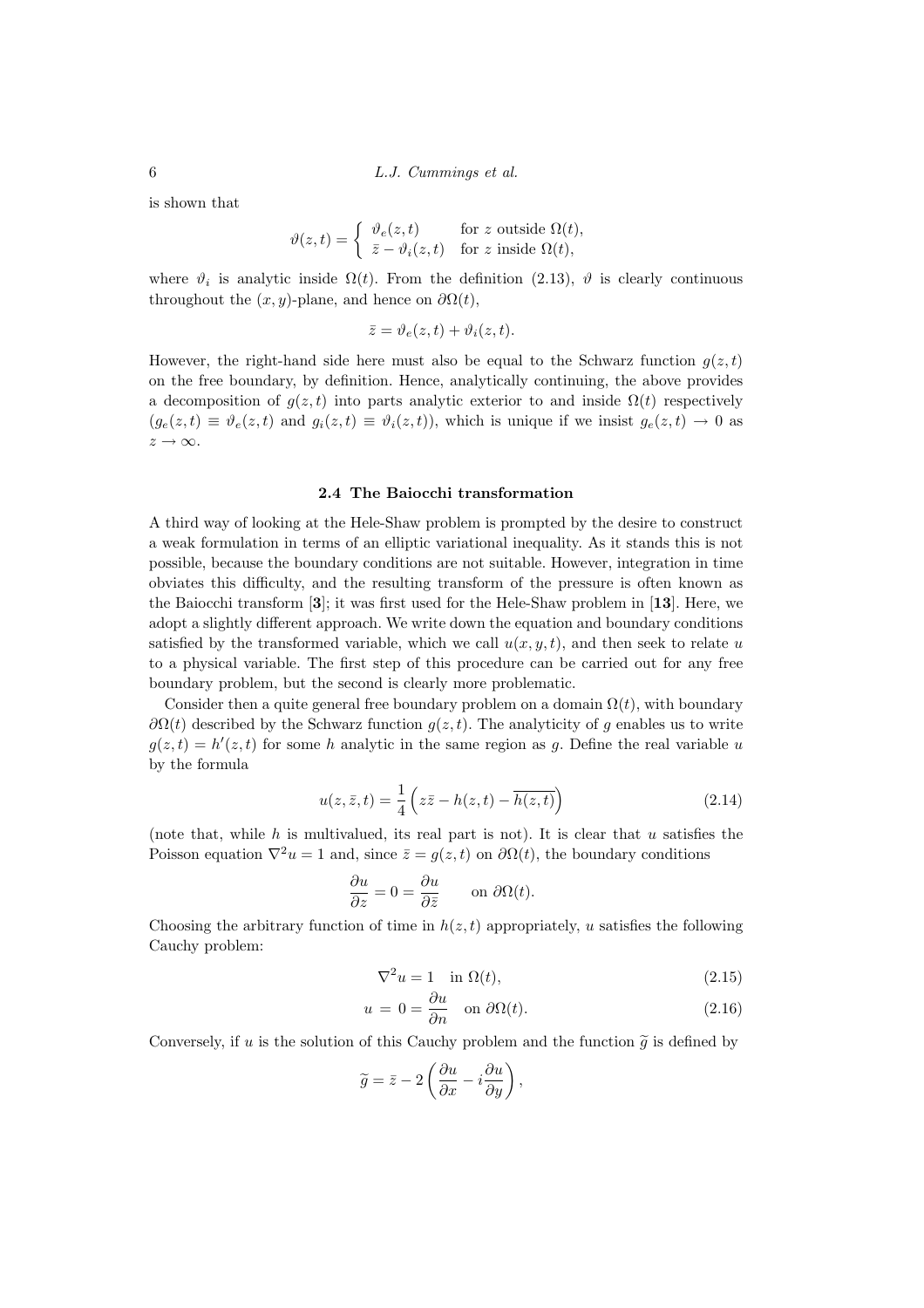is shown that

$$\vartheta(z,t) = \begin{cases} \vartheta_e(z,t) & \text{for } z \text{ outside } \Omega(t), \\ \bar{z} - \vartheta_i(z,t) & \text{for } z \text{ inside } \Omega(t), \end{cases}$$

where $\vartheta_i$ is analytic inside $\Omega(t)$. From the definition (2.13), $\vartheta$ is clearly continuous throughout the $(x, y)$-plane, and hence on $\partial\Omega(t)$,

$$\bar{z} = \vartheta_e(z,t) + \vartheta_i(z,t).$$

However, the right-hand side here must also be equal to the Schwarz function $g(z,t)$ on the free boundary, by definition. Hence, analytically continuing, the above provides a decomposition of $g(z,t)$ into parts analytic exterior to and inside $\Omega(t)$ respectively ($g_e(z,t) \equiv \vartheta_e(z,t)$ and $g_i(z,t) \equiv \vartheta_i(z,t)$), which is unique if we insist $g_e(z,t) \to 0$ as $z \to \infty$.

### 2.4 The Baiocchi transformation

A third way of looking at the Hele-Shaw problem is prompted by the desire to construct a weak formulation in terms of an elliptic variational inequality. As it stands this is not possible, because the boundary conditions are not suitable. However, integration in time obviates this difficulty, and the resulting transform of the pressure is often known as the Baiocchi transform [**3**]; it was first used for the Hele-Shaw problem in [**13**]. Here, we adopt a slightly different approach. We write down the equation and boundary conditions satisfied by the transformed variable, which we call $u(x,y,t)$, and then seek to relate $u$ to a physical variable. The first step of this procedure can be carried out for any free boundary problem, but the second is clearly more problematic.

Consider then a quite general free boundary problem on a domain $\Omega(t)$, with boundary $\partial\Omega(t)$ described by the Schwarz function $g(z,t)$. The analyticity of $g$ enables us to write $g(z,t) = h'(z,t)$ for some $h$ analytic in the same region as $g$. Define the real variable $u$ by the formula

$$u(z,\bar{z},t) = \frac{1}{4}\left(z\bar{z} - h(z,t) - \overline{h(z,t)}\right) \tag{2.14}$$

(note that, while $h$ is multivalued, its real part is not). It is clear that $u$ satisfies the Poisson equation $\nabla^2 u = 1$ and, since $\bar{z} = g(z,t)$ on $\partial\Omega(t)$, the boundary conditions

$$\frac{\partial u}{\partial z} = 0 = \frac{\partial u}{\partial \bar{z}} \qquad \text{on } \partial\Omega(t).$$

Choosing the arbitrary function of time in $h(z,t)$ appropriately, $u$ satisfies the following Cauchy problem:

$$\nabla^2 u = 1 \quad \text{in } \Omega(t), \tag{2.15}$$

$$u = 0 = \frac{\partial u}{\partial n} \quad \text{on } \partial\Omega(t). \tag{2.16}$$

Conversely, if $u$ is the solution of this Cauchy problem and the function $\widetilde{g}$ is defined by

$$\widetilde{g} = \bar{z} - 2\left(\frac{\partial u}{\partial x} - i\frac{\partial u}{\partial y}\right),$$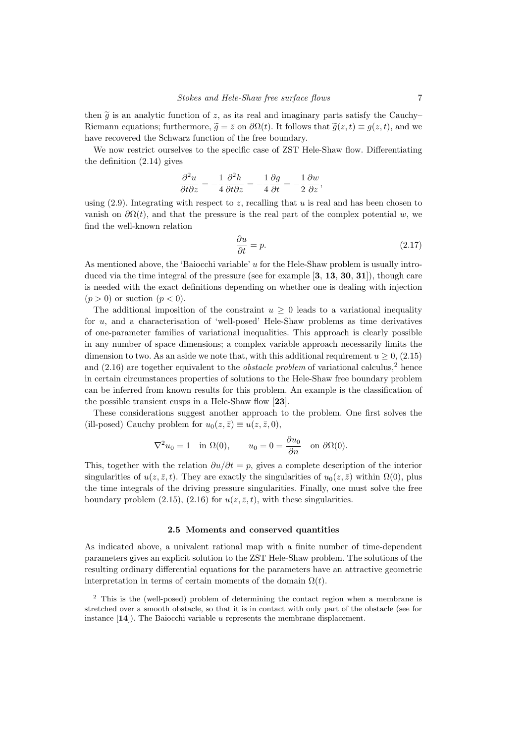then $\widetilde{g}$ is an analytic function of $z$, as its real and imaginary parts satisfy the Cauchy–Riemann equations; furthermore, $\widetilde{g} = \bar{z}$ on $\partial\Omega(t)$. It follows that $\widetilde{g}(z,t) \equiv g(z,t)$, and we have recovered the Schwarz function of the free boundary.

We now restrict ourselves to the specific case of ZST Hele-Shaw flow. Differentiating the definition (2.14) gives

$$\frac{\partial^2 u}{\partial t \partial z} = -\frac{1}{4}\frac{\partial^2 h}{\partial t \partial z} = -\frac{1}{4}\frac{\partial g}{\partial t} = -\frac{1}{2}\frac{\partial w}{\partial z},$$

using (2.9). Integrating with respect to $z$, recalling that $u$ is real and has been chosen to vanish on $\partial\Omega(t)$, and that the pressure is the real part of the complex potential $w$, we find the well-known relation

$$\frac{\partial u}{\partial t} = p. \tag{2.17}$$

As mentioned above, the 'Baiocchi variable' $u$ for the Hele-Shaw problem is usually introduced via the time integral of the pressure (see for example [**3**, **13**, **30**, **31**]), though care is needed with the exact definitions depending on whether one is dealing with injection ($p > 0$) or suction ($p < 0$).

The additional imposition of the constraint $u \geq 0$ leads to a variational inequality for $u$, and a characterisation of 'well-posed' Hele-Shaw problems as time derivatives of one-parameter families of variational inequalities. This approach is clearly possible in any number of space dimensions; a complex variable approach necessarily limits the dimension to two. As an aside we note that, with this additional requirement $u \geq 0$, (2.15) and (2.16) are together equivalent to the *obstacle problem* of variational calculus,[2] hence in certain circumstances properties of solutions to the Hele-Shaw free boundary problem can be inferred from known results for this problem. An example is the classification of the possible transient cusps in a Hele-Shaw flow [**23**].

These considerations suggest another approach to the problem. One first solves the (ill-posed) Cauchy problem for $u_0(z,\bar{z}) \equiv u(z,\bar{z},0)$,

$$\nabla^2 u_0 = 1 \quad \text{in } \Omega(0), \qquad u_0 = 0 = \frac{\partial u_0}{\partial n} \quad \text{on } \partial\Omega(0).$$

This, together with the relation $\partial u/\partial t = p$, gives a complete description of the interior singularities of $u(z,\bar{z},t)$. They are exactly the singularities of $u_0(z,\bar{z})$ within $\Omega(0)$, plus the time integrals of the driving pressure singularities. Finally, one must solve the free boundary problem (2.15), (2.16) for $u(z,\bar{z},t)$, with these singularities.

### 2.5 Moments and conserved quantities

As indicated above, a univalent rational map with a finite number of time-dependent parameters gives an explicit solution to the ZST Hele-Shaw problem. The solutions of the resulting ordinary differential equations for the parameters have an attractive geometric interpretation in terms of certain moments of the domain $\Omega(t)$.

[2] This is the (well-posed) problem of determining the contact region when a membrane is stretched over a smooth obstacle, so that it is in contact with only part of the obstacle (see for instance [**14**]). The Baiocchi variable $u$ represents the membrane displacement.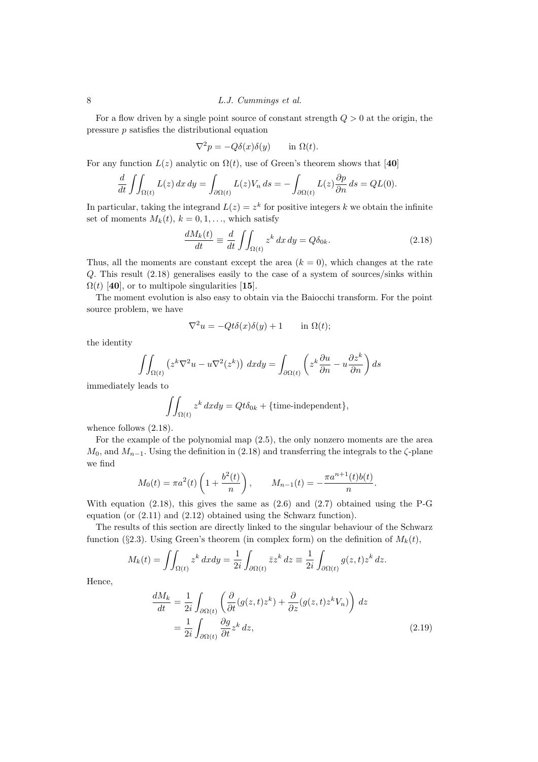For a flow driven by a single point source of constant strength $Q > 0$ at the origin, the pressure $p$ satisfies the distributional equation

$$\nabla^2 p = -Q\delta(x)\delta(y) \qquad \text{in } \Omega(t).$$

For any function $L(z)$ analytic on $\Omega(t)$, use of Green's theorem shows that [**40**]

$$\frac{d}{dt}\iint_{\Omega(t)} L(z)\,dx\,dy = \int_{\partial\Omega(t)} L(z)V_n\,ds = -\int_{\partial\Omega(t)} L(z)\frac{\partial p}{\partial n}\,ds = QL(0).$$

In particular, taking the integrand $L(z) = z^k$ for positive integers $k$ we obtain the infinite set of moments $M_k(t)$, $k = 0, 1, \ldots$, which satisfy

$$\frac{dM_k(t)}{dt} \equiv \frac{d}{dt}\iint_{\Omega(t)} z^k\,dx\,dy = Q\delta_{0k}. \tag{2.18}$$

Thus, all the moments are constant except the area ($k = 0$), which changes at the rate $Q$. This result (2.18) generalises easily to the case of a system of sources/sinks within $\Omega(t)$ [**40**], or to multipole singularities [**15**].

The moment evolution is also easy to obtain via the Baiocchi transform. For the point source problem, we have

$$\nabla^2 u = -Qt\delta(x)\delta(y) + 1 \qquad \text{in } \Omega(t);$$

the identity

$$\iint_{\Omega(t)} \left(z^k\nabla^2 u - u\nabla^2(z^k)\right)\,dxdy = \int_{\partial\Omega(t)} \left(z^k\frac{\partial u}{\partial n} - u\frac{\partial z^k}{\partial n}\right)ds$$

immediately leads to

$$\iint_{\Omega(t)} z^k\,dxdy = Qt\delta_{0k} + \{\text{time-independent}\},$$

whence follows (2.18).

For the example of the polynomial map (2.5), the only nonzero moments are the area $M_0$, and $M_{n-1}$. Using the definition in (2.18) and transferring the integrals to the $\zeta$-plane we find

$$M_0(t) = \pi a^2(t)\left(1 + \frac{b^2(t)}{n}\right), \qquad M_{n-1}(t) = -\frac{\pi a^{n+1}(t)b(t)}{n}.$$

With equation (2.18), this gives the same as (2.6) and (2.7) obtained using the P-G equation (or (2.11) and (2.12) obtained using the Schwarz function).

The results of this section are directly linked to the singular behaviour of the Schwarz function (§2.3). Using Green's theorem (in complex form) on the definition of $M_k(t)$,

$$M_k(t) = \iint_{\Omega(t)} z^k\,dxdy = \frac{1}{2i}\int_{\partial\Omega(t)} \bar{z}z^k\,dz \equiv \frac{1}{2i}\int_{\partial\Omega(t)} g(z,t)z^k\,dz.$$

Hence,

$$\begin{aligned}
\frac{dM_k}{dt} &= \frac{1}{2i}\int_{\partial\Omega(t)} \left(\frac{\partial}{\partial t}(g(z,t)z^k) + \frac{\partial}{\partial z}(g(z,t)z^k V_n)\right)\,dz \\
&= \frac{1}{2i}\int_{\partial\Omega(t)} \frac{\partial g}{\partial t}z^k\,dz,
\end{aligned} \tag{2.19}$$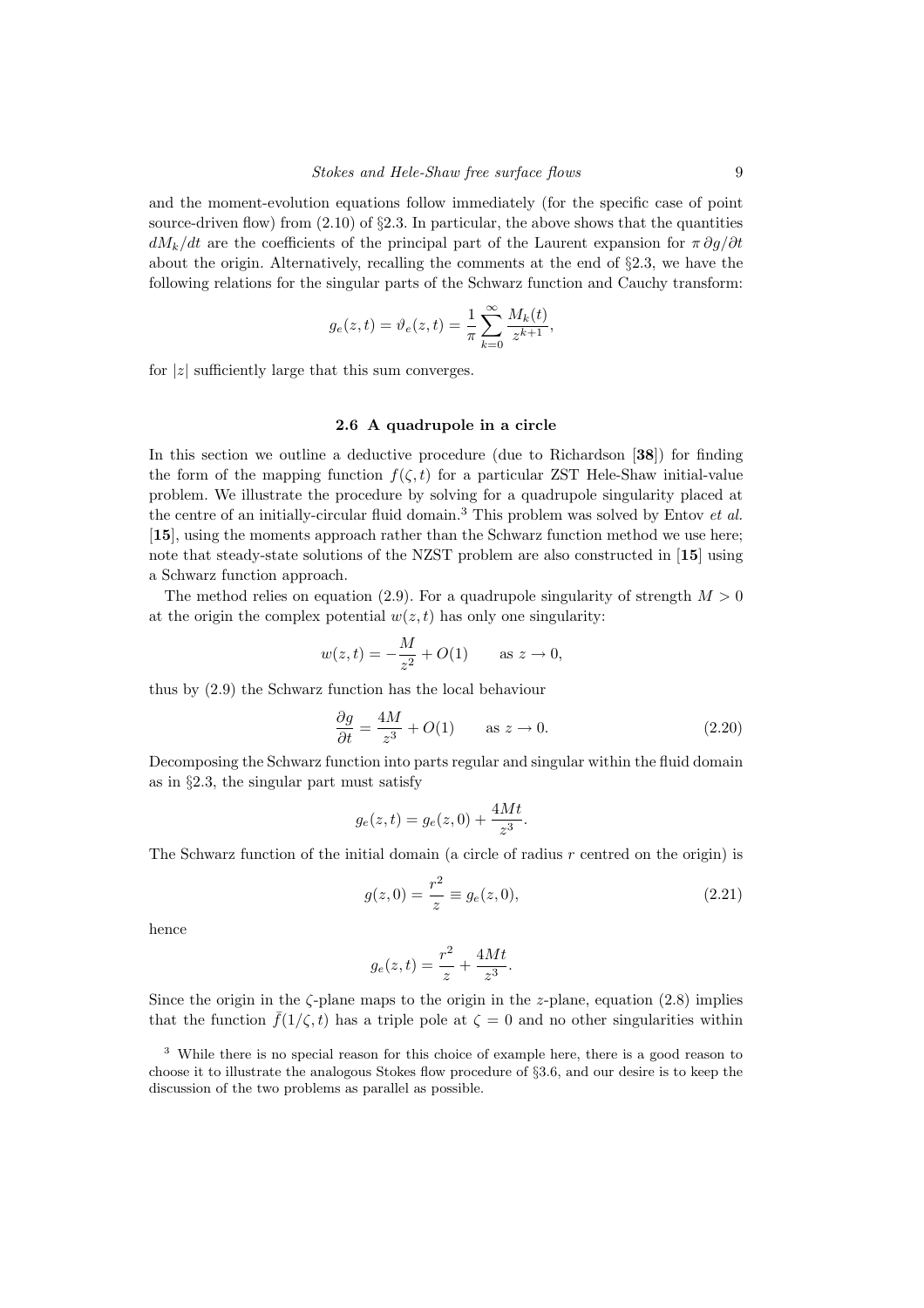and the moment-evolution equations follow immediately (for the specific case of point source-driven flow) from (2.10) of §2.3. In particular, the above shows that the quantities $dM_k/dt$ are the coefficients of the principal part of the Laurent expansion for $\pi\,\partial g/\partial t$ about the origin. Alternatively, recalling the comments at the end of §2.3, we have the following relations for the singular parts of the Schwarz function and Cauchy transform:

$$g_e(z,t) = \vartheta_e(z,t) = \frac{1}{\pi}\sum_{k=0}^{\infty}\frac{M_k(t)}{z^{k+1}},$$

for $|z|$ sufficiently large that this sum converges.

### 2.6 A quadrupole in a circle

In this section we outline a deductive procedure (due to Richardson [**38**]) for finding the form of the mapping function $f(\zeta,t)$ for a particular ZST Hele-Shaw initial-value problem. We illustrate the procedure by solving for a quadrupole singularity placed at the centre of an initially-circular fluid domain.[3] This problem was solved by Entov *et al.* [**15**], using the moments approach rather than the Schwarz function method we use here; note that steady-state solutions of the NZST problem are also constructed in [**15**] using a Schwarz function approach.

The method relies on equation (2.9). For a quadrupole singularity of strength $M>0$ at the origin the complex potential $w(z,t)$ has only one singularity:

$$w(z,t) = -\frac{M}{z^2} + O(1) \qquad \text{as } z \to 0,$$

thus by (2.9) the Schwarz function has the local behaviour

$$\frac{\partial g}{\partial t} = \frac{4M}{z^3} + O(1) \qquad \text{as } z \to 0. \tag{2.20}$$

Decomposing the Schwarz function into parts regular and singular within the fluid domain as in §2.3, the singular part must satisfy

$$g_e(z,t) = g_e(z,0) + \frac{4Mt}{z^3}.$$

The Schwarz function of the initial domain (a circle of radius $r$ centred on the origin) is

$$g(z,0) = \frac{r^2}{z} \equiv g_e(z,0), \tag{2.21}$$

hence

$$g_e(z,t) = \frac{r^2}{z} + \frac{4Mt}{z^3}.$$

Since the origin in the $\zeta$-plane maps to the origin in the $z$-plane, equation (2.8) implies that the function $\bar{f}(1/\zeta,t)$ has a triple pole at $\zeta=0$ and no other singularities within

[3] While there is no special reason for this choice of example here, there is a good reason to choose it to illustrate the analogous Stokes flow procedure of §3.6, and our desire is to keep the discussion of the two problems as parallel as possible.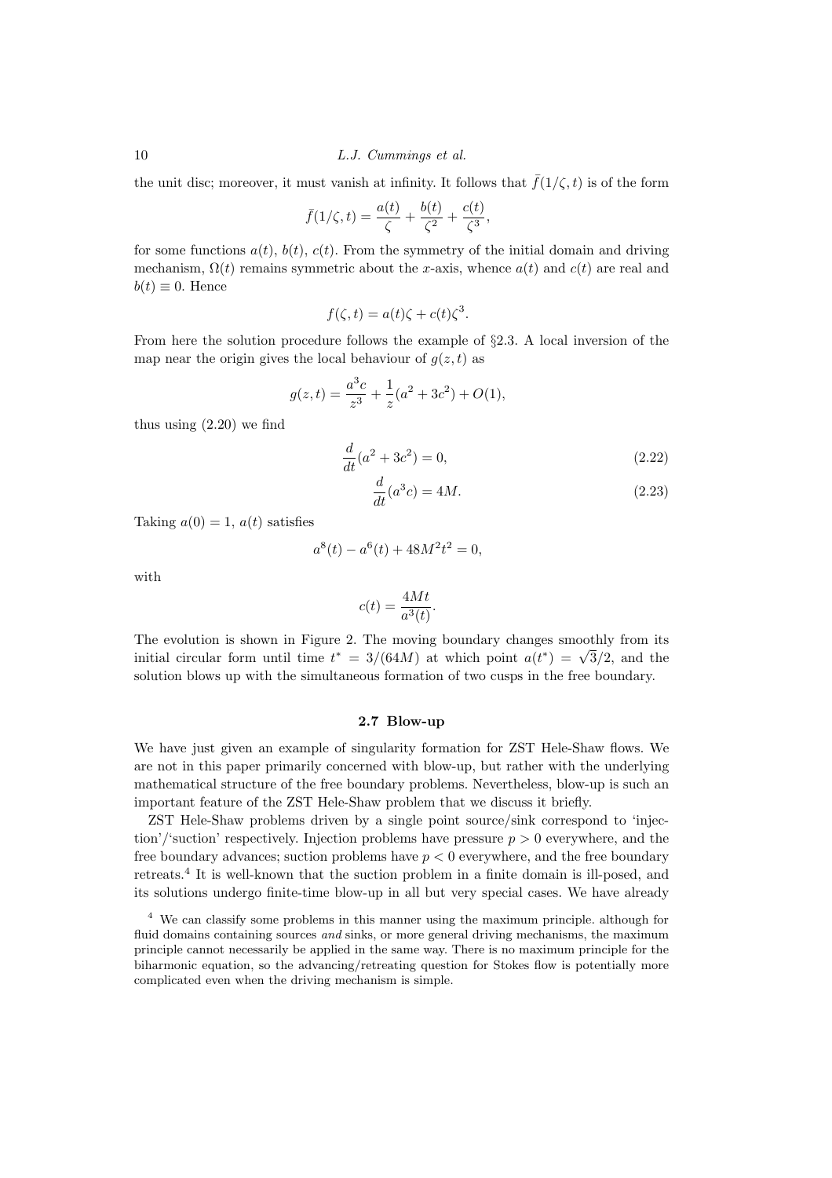the unit disc; moreover, it must vanish at infinity. It follows that $\bar{f}(1/\zeta, t)$ is of the form

$$\bar{f}(1/\zeta, t) = \frac{a(t)}{\zeta} + \frac{b(t)}{\zeta^2} + \frac{c(t)}{\zeta^3},$$

for some functions $a(t)$, $b(t)$, $c(t)$. From the symmetry of the initial domain and driving mechanism, $\Omega(t)$ remains symmetric about the $x$-axis, whence $a(t)$ and $c(t)$ are real and $b(t) \equiv 0$. Hence

$$f(\zeta, t) = a(t)\zeta + c(t)\zeta^3.$$

From here the solution procedure follows the example of §2.3. A local inversion of the map near the origin gives the local behaviour of $g(z, t)$ as

$$g(z, t) = \frac{a^3 c}{z^3} + \frac{1}{z}(a^2 + 3c^2) + O(1),$$

thus using (2.20) we find

$$\frac{d}{dt}(a^2 + 3c^2) = 0, \tag{2.22}$$

$$\frac{d}{dt}(a^3 c) = 4M. \tag{2.23}$$

Taking $a(0) = 1$, $a(t)$ satisfies

$$a^8(t) - a^6(t) + 48M^2 t^2 = 0,$$

with

$$c(t) = \frac{4Mt}{a^3(t)}.$$

The evolution is shown in Figure 2. The moving boundary changes smoothly from its initial circular form until time $t^* = 3/(64M)$ at which point $a(t^*) = \sqrt{3}/2$, and the solution blows up with the simultaneous formation of two cusps in the free boundary.

### 2.7 Blow-up

We have just given an example of singularity formation for ZST Hele-Shaw flows. We are not in this paper primarily concerned with blow-up, but rather with the underlying mathematical structure of the free boundary problems. Nevertheless, blow-up is such an important feature of the ZST Hele-Shaw problem that we discuss it briefly.

ZST Hele-Shaw problems driven by a single point source/sink correspond to 'injection'/'suction' respectively. Injection problems have pressure $p > 0$ everywhere, and the free boundary advances; suction problems have $p < 0$ everywhere, and the free boundary retreats.[4] It is well-known that the suction problem in a finite domain is ill-posed, and its solutions undergo finite-time blow-up in all but very special cases. We have already

[4] We can classify some problems in this manner using the maximum principle. although for fluid domains containing sources *and* sinks, or more general driving mechanisms, the maximum principle cannot necessarily be applied in the same way. There is no maximum principle for the biharmonic equation, so the advancing/retreating question for Stokes flow is potentially more complicated even when the driving mechanism is simple.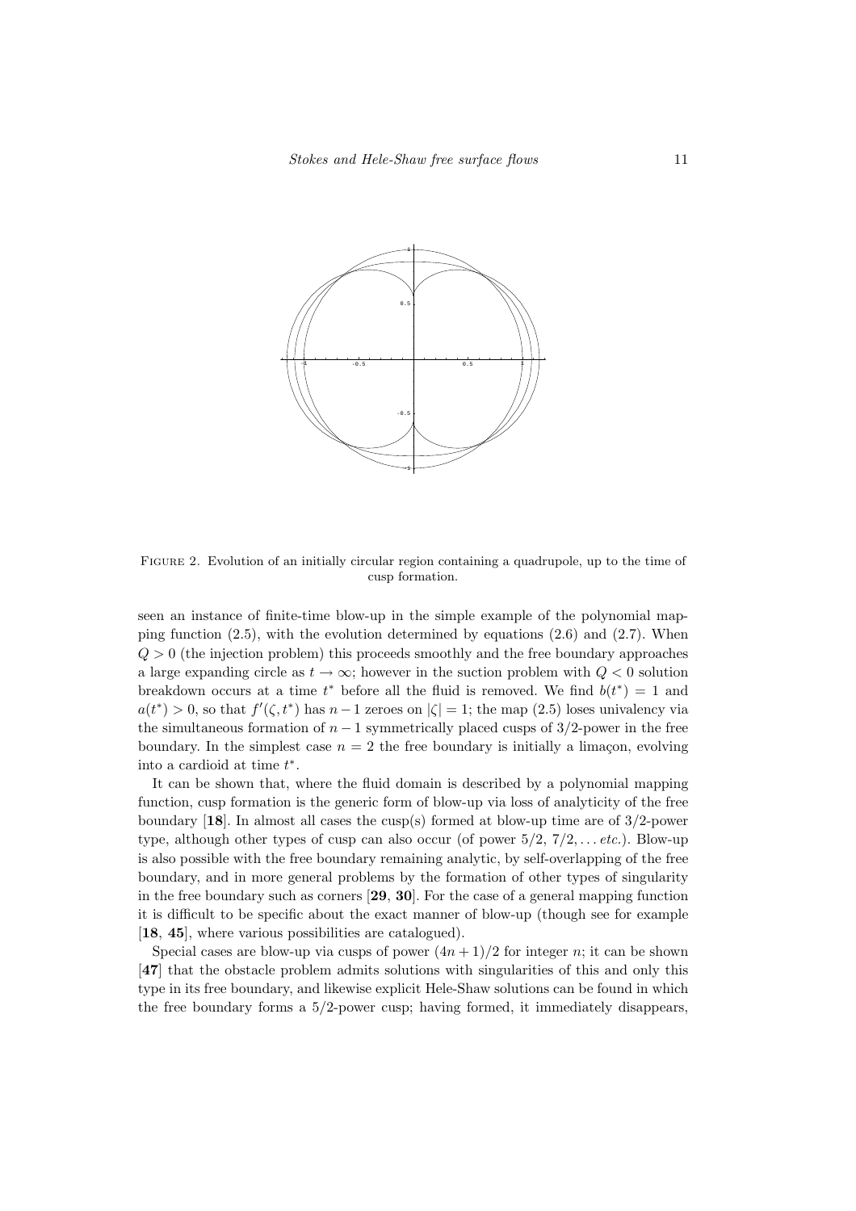FIGURE 2. Evolution of an initially circular region containing a quadrupole, up to the time of cusp formation.

seen an instance of finite-time blow-up in the simple example of the polynomial mapping function (2.5), with the evolution determined by equations (2.6) and (2.7). When $Q > 0$ (the injection problem) this proceeds smoothly and the free boundary approaches a large expanding circle as $t \to \infty$; however in the suction problem with $Q < 0$ solution breakdown occurs at a time $t^*$ before all the fluid is removed. We find $b(t^*) = 1$ and $a(t^*) > 0$, so that $f'(\zeta, t^*)$ has $n-1$ zeroes on $|\zeta| = 1$; the map (2.5) loses univalency via the simultaneous formation of $n-1$ symmetrically placed cusps of 3/2-power in the free boundary. In the simplest case $n = 2$ the free boundary is initially a limaçon, evolving into a cardioid at time $t^*$.

It can be shown that, where the fluid domain is described by a polynomial mapping function, cusp formation is the generic form of blow-up via loss of analyticity of the free boundary [**18**]. In almost all cases the cusp(s) formed at blow-up time are of 3/2-power type, although other types of cusp can also occur (of power $5/2$, $7/2, \ldots$ *etc.*). Blow-up is also possible with the free boundary remaining analytic, by self-overlapping of the free boundary, and in more general problems by the formation of other types of singularity in the free boundary such as corners [**29**, **30**]. For the case of a general mapping function it is difficult to be specific about the exact manner of blow-up (though see for example [**18**, **45**], where various possibilities are catalogued).

Special cases are blow-up via cusps of power $(4n+1)/2$ for integer $n$; it can be shown [**47**] that the obstacle problem admits solutions with singularities of this and only this type in its free boundary, and likewise explicit Hele-Shaw solutions can be found in which the free boundary forms a 5/2-power cusp; having formed, it immediately disappears,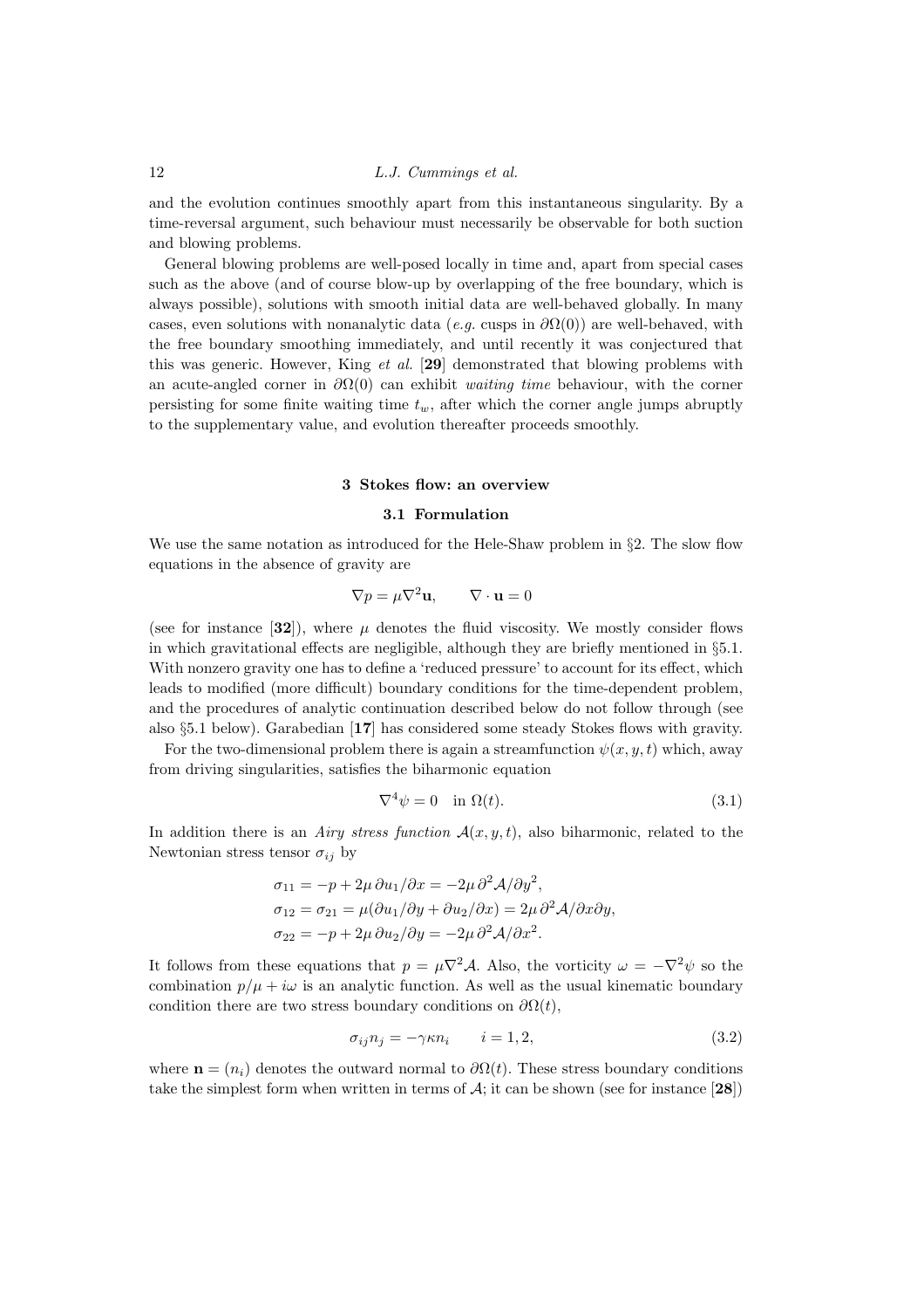and the evolution continues smoothly apart from this instantaneous singularity. By a time-reversal argument, such behaviour must necessarily be observable for both suction and blowing problems.

General blowing problems are well-posed locally in time and, apart from special cases such as the above (and of course blow-up by overlapping of the free boundary, which is always possible), solutions with smooth initial data are well-behaved globally. In many cases, even solutions with nonanalytic data (*e.g.* cusps in $\partial\Omega(0)$) are well-behaved, with the free boundary smoothing immediately, and until recently it was conjectured that this was generic. However, King *et al.* [**29**] demonstrated that blowing problems with an acute-angled corner in $\partial\Omega(0)$ can exhibit *waiting time* behaviour, with the corner persisting for some finite waiting time $t_w$, after which the corner angle jumps abruptly to the supplementary value, and evolution thereafter proceeds smoothly.

## 3 Stokes flow: an overview

### 3.1 Formulation

We use the same notation as introduced for the Hele-Shaw problem in §2. The slow flow equations in the absence of gravity are

$$\nabla p = \mu \nabla^2 \mathbf{u}, \qquad \nabla \cdot \mathbf{u} = 0$$

(see for instance [**32**]), where $\mu$ denotes the fluid viscosity. We mostly consider flows in which gravitational effects are negligible, although they are briefly mentioned in §5.1. With nonzero gravity one has to define a 'reduced pressure' to account for its effect, which leads to modified (more difficult) boundary conditions for the time-dependent problem, and the procedures of analytic continuation described below do not follow through (see also §5.1 below). Garabedian [**17**] has considered some steady Stokes flows with gravity.

For the two-dimensional problem there is again a streamfunction $\psi(x, y, t)$ which, away from driving singularities, satisfies the biharmonic equation

$$\nabla^4 \psi = 0 \quad \text{in } \Omega(t). \tag{3.1}$$

In addition there is an *Airy stress function* $\mathcal{A}(x, y, t)$, also biharmonic, related to the Newtonian stress tensor $\sigma_{ij}$ by

$$\begin{aligned}
\sigma_{11} &= -p + 2\mu\, \partial u_1/\partial x = -2\mu\, \partial^2 \mathcal{A}/\partial y^2, \\
\sigma_{12} &= \sigma_{21} = \mu(\partial u_1/\partial y + \partial u_2/\partial x) = 2\mu\, \partial^2 \mathcal{A}/\partial x \partial y, \\
\sigma_{22} &= -p + 2\mu\, \partial u_2/\partial y = -2\mu\, \partial^2 \mathcal{A}/\partial x^2.
\end{aligned}$$

It follows from these equations that $p = \mu \nabla^2 \mathcal{A}$. Also, the vorticity $\omega = -\nabla^2 \psi$ so the combination $p/\mu + i\omega$ is an analytic function. As well as the usual kinematic boundary condition there are two stress boundary conditions on $\partial\Omega(t)$,

$$\sigma_{ij} n_j = -\gamma \kappa n_i \qquad i = 1, 2, \tag{3.2}$$

where $\mathbf{n} = (n_i)$ denotes the outward normal to $\partial\Omega(t)$. These stress boundary conditions take the simplest form when written in terms of $\mathcal{A}$; it can be shown (see for instance [**28**])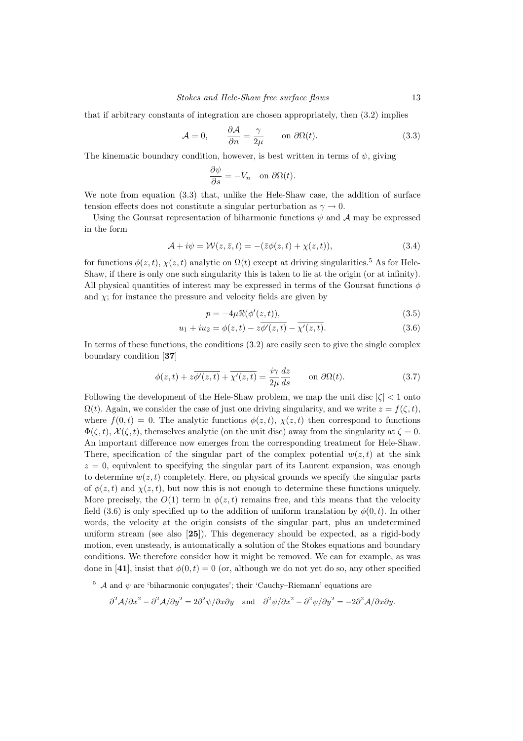that if arbitrary constants of integration are chosen appropriately, then (3.2) implies

$$\mathcal{A} = 0, \qquad \frac{\partial \mathcal{A}}{\partial n} = \frac{\gamma}{2\mu} \qquad \text{on } \partial\Omega(t). \tag{3.3}$$

The kinematic boundary condition, however, is best written in terms of $\psi$, giving

$$\frac{\partial \psi}{\partial s} = -V_n \quad \text{on } \partial\Omega(t).$$

We note from equation (3.3) that, unlike the Hele-Shaw case, the addition of surface tension effects does not constitute a singular perturbation as $\gamma \to 0$.

Using the Goursat representation of biharmonic functions $\psi$ and $\mathcal{A}$ may be expressed in the form

$$\mathcal{A} + i\psi = \mathcal{W}(z, \bar{z}, t) = -(\bar{z}\phi(z,t) + \chi(z,t)), \tag{3.4}$$

for functions $\phi(z,t)$, $\chi(z,t)$ analytic on $\Omega(t)$ except at driving singularities.[5] As for Hele-Shaw, if there is only one such singularity this is taken to lie at the origin (or at infinity). All physical quantities of interest may be expressed in terms of the Goursat functions $\phi$ and $\chi$; for instance the pressure and velocity fields are given by

$$p = -4\mu\Re(\phi'(z,t)), \tag{3.5}$$

$$u_1 + iu_2 = \phi(z,t) - z\overline{\phi'(z,t)} - \overline{\chi'(z,t)}. \tag{3.6}$$

In terms of these functions, the conditions (3.2) are easily seen to give the single complex boundary condition [**37**]

$$\phi(z,t) + z\overline{\phi'(z,t)} + \overline{\chi'(z,t)} = \frac{i\gamma}{2\mu}\frac{dz}{ds} \qquad \text{on } \partial\Omega(t). \tag{3.7}$$

Following the development of the Hele-Shaw problem, we map the unit disc $|\zeta| < 1$ onto $\Omega(t)$. Again, we consider the case of just one driving singularity, and we write $z = f(\zeta, t)$, where $f(0,t) = 0$. The analytic functions $\phi(z,t)$, $\chi(z,t)$ then correspond to functions $\Phi(\zeta,t)$, $\mathcal{X}(\zeta,t)$, themselves analytic (on the unit disc) away from the singularity at $\zeta = 0$. An important difference now emerges from the corresponding treatment for Hele-Shaw. There, specification of the singular part of the complex potential $w(z,t)$ at the sink $z = 0$, equivalent to specifying the singular part of its Laurent expansion, was enough to determine $w(z,t)$ completely. Here, on physical grounds we specify the singular parts of $\phi(z,t)$ and $\chi(z,t)$, but now this is not enough to determine these functions uniquely. More precisely, the $O(1)$ term in $\phi(z,t)$ remains free, and this means that the velocity field (3.6) is only specified up to the addition of uniform translation by $\phi(0,t)$. In other words, the velocity at the origin consists of the singular part, plus an undetermined uniform stream (see also [**25**]). This degeneracy should be expected, as a rigid-body motion, even unsteady, is automatically a solution of the Stokes equations and boundary conditions. We therefore consider how it might be removed. We can for example, as was done in [**41**], insist that $\phi(0,t) = 0$ (or, although we do not yet do so, any other specified

[5] $\mathcal{A}$ and $\psi$ are 'biharmonic conjugates'; their 'Cauchy–Riemann' equations are

$$\partial^2\mathcal{A}/\partial x^2 - \partial^2\mathcal{A}/\partial y^2 = 2\partial^2\psi/\partial x\partial y \quad \text{and} \quad \partial^2\psi/\partial x^2 - \partial^2\psi/\partial y^2 = -2\partial^2\mathcal{A}/\partial x\partial y.$$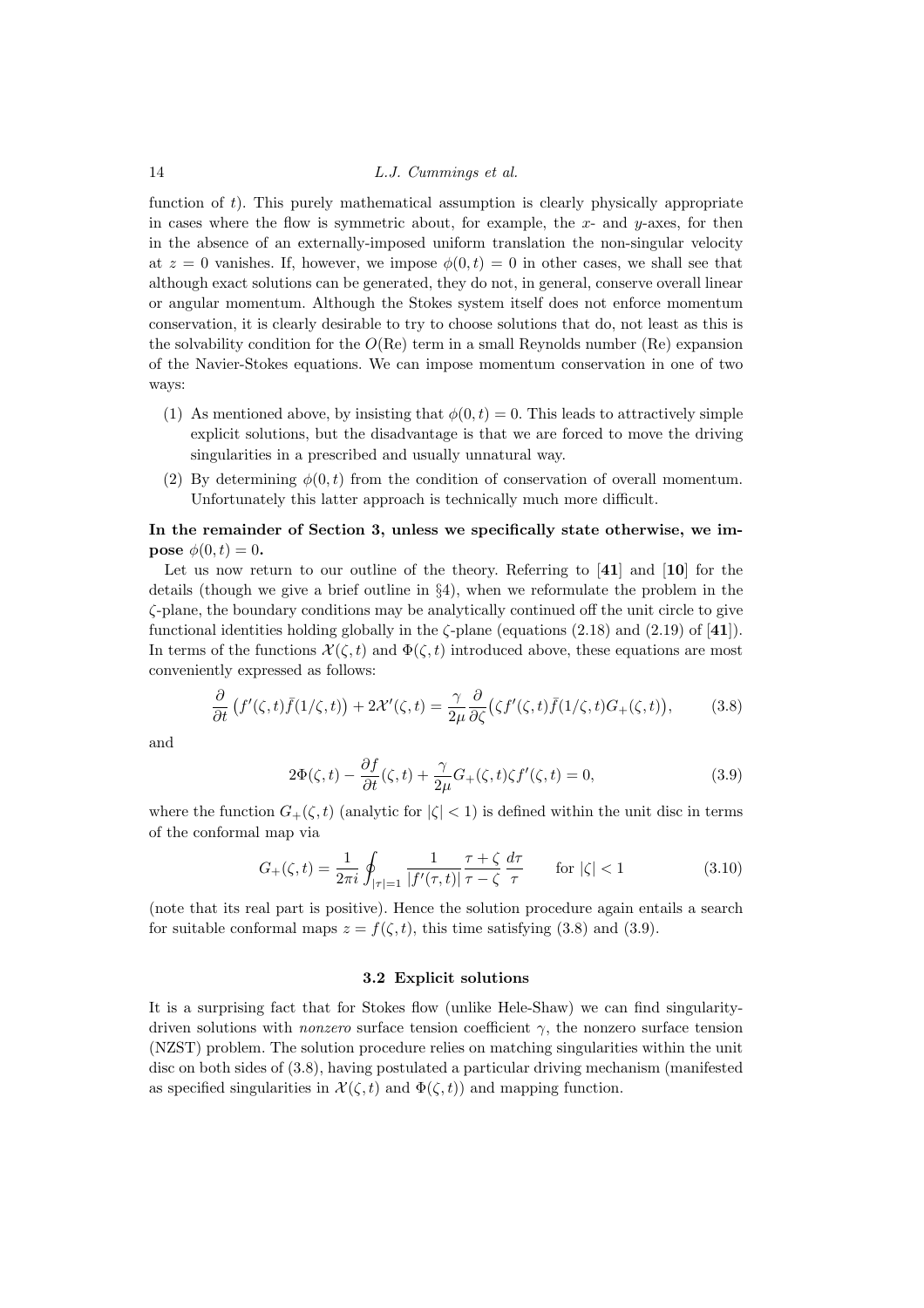function of $t$). This purely mathematical assumption is clearly physically appropriate in cases where the flow is symmetric about, for example, the $x$- and $y$-axes, for then in the absence of an externally-imposed uniform translation the non-singular velocity at $z = 0$ vanishes. If, however, we impose $\phi(0,t) = 0$ in other cases, we shall see that although exact solutions can be generated, they do not, in general, conserve overall linear or angular momentum. Although the Stokes system itself does not enforce momentum conservation, it is clearly desirable to try to choose solutions that do, not least as this is the solvability condition for the $O(\mathrm{Re})$ term in a small Reynolds number (Re) expansion of the Navier-Stokes equations. We can impose momentum conservation in one of two ways:

1. As mentioned above, by insisting that $\phi(0,t) = 0$. This leads to attractively simple explicit solutions, but the disadvantage is that we are forced to move the driving singularities in a prescribed and usually unnatural way.
2. By determining $\phi(0,t)$ from the condition of conservation of overall momentum. Unfortunately this latter approach is technically much more difficult.

**In the remainder of Section 3, unless we specifically state otherwise, we impose $\phi(0,t) = 0$.**

Let us now return to our outline of the theory. Referring to [**41**] and [**10**] for the details (though we give a brief outline in §4), when we reformulate the problem in the $\zeta$-plane, the boundary conditions may be analytically continued off the unit circle to give functional identities holding globally in the $\zeta$-plane (equations (2.18) and (2.19) of [**41**]). In terms of the functions $\mathcal{X}(\zeta,t)$ and $\Phi(\zeta,t)$ introduced above, these equations are most conveniently expressed as follows:

$$\frac{\partial}{\partial t}\left(f'(\zeta,t)\bar{f}(1/\zeta,t)\right) + 2\mathcal{X}'(\zeta,t) = \frac{\gamma}{2\mu}\frac{\partial}{\partial \zeta}\big(\zeta f'(\zeta,t)\bar{f}(1/\zeta,t)G_+(\zeta,t)\big), \tag{3.8}$$

and

$$2\Phi(\zeta,t) - \frac{\partial f}{\partial t}(\zeta,t) + \frac{\gamma}{2\mu}G_+(\zeta,t)\zeta f'(\zeta,t) = 0, \tag{3.9}$$

where the function $G_+(\zeta,t)$ (analytic for $|\zeta| < 1$) is defined within the unit disc in terms of the conformal map via

$$G_+(\zeta,t) = \frac{1}{2\pi i}\oint_{|\tau|=1} \frac{1}{|f'(\tau,t)|}\frac{\tau+\zeta}{\tau-\zeta}\frac{d\tau}{\tau} \qquad \text{for } |\zeta| < 1 \tag{3.10}$$

(note that its real part is positive). Hence the solution procedure again entails a search for suitable conformal maps $z = f(\zeta,t)$, this time satisfying (3.8) and (3.9).

### 3.2 Explicit solutions

It is a surprising fact that for Stokes flow (unlike Hele-Shaw) we can find singularity-driven solutions with *nonzero* surface tension coefficient $\gamma$, the nonzero surface tension (NZST) problem. The solution procedure relies on matching singularities within the unit disc on both sides of (3.8), having postulated a particular driving mechanism (manifested as specified singularities in $\mathcal{X}(\zeta,t)$ and $\Phi(\zeta,t)$) and mapping function.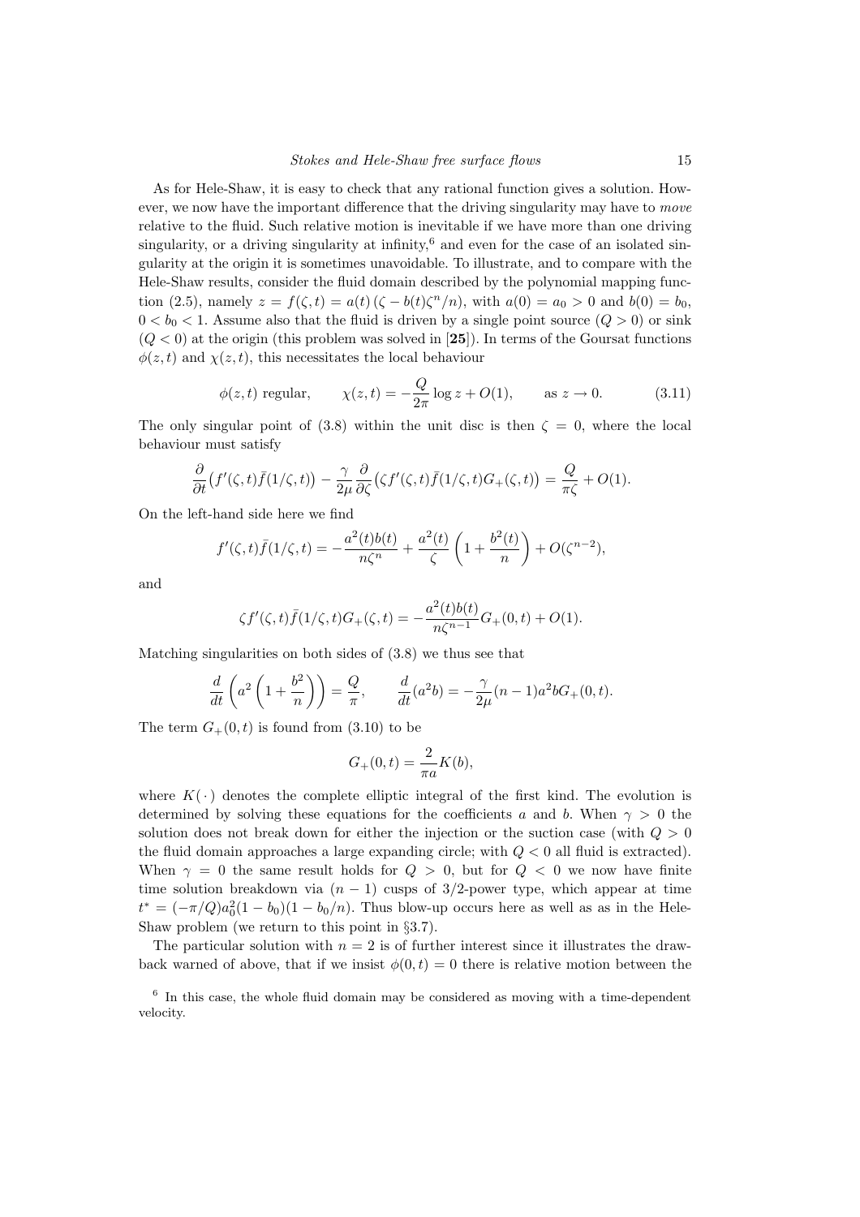As for Hele-Shaw, it is easy to check that any rational function gives a solution. However, we now have the important difference that the driving singularity may have to *move* relative to the fluid. Such relative motion is inevitable if we have more than one driving singularity, or a driving singularity at infinity,[6] and even for the case of an isolated singularity at the origin it is sometimes unavoidable. To illustrate, and to compare with the Hele-Shaw results, consider the fluid domain described by the polynomial mapping function (2.5), namely $z = f(\zeta, t) = a(t)\,(\zeta - b(t)\zeta^n/n)$, with $a(0) = a_0 > 0$ and $b(0) = b_0$, $0 < b_0 < 1$. Assume also that the fluid is driven by a single point source ($Q > 0$) or sink ($Q < 0$) at the origin (this problem was solved in [**25**]). In terms of the Goursat functions $\phi(z,t)$ and $\chi(z,t)$, this necessitates the local behaviour

$$\phi(z,t) \text{ regular}, \qquad \chi(z,t) = -\frac{Q}{2\pi}\log z + O(1), \qquad \text{as } z \to 0. \tag{3.11}$$

The only singular point of (3.8) within the unit disc is then $\zeta = 0$, where the local behaviour must satisfy

$$\frac{\partial}{\partial t}\big(f'(\zeta,t)\bar{f}(1/\zeta,t)\big) - \frac{\gamma}{2\mu}\frac{\partial}{\partial \zeta}\big(\zeta f'(\zeta,t)\bar{f}(1/\zeta,t)G_+(\zeta,t)\big) = \frac{Q}{\pi\zeta} + O(1).$$

On the left-hand side here we find

$$f'(\zeta,t)\bar{f}(1/\zeta,t) = -\frac{a^2(t)b(t)}{n\zeta^n} + \frac{a^2(t)}{\zeta}\left(1 + \frac{b^2(t)}{n}\right) + O(\zeta^{n-2}),$$

and

$$\zeta f'(\zeta,t)\bar{f}(1/\zeta,t)G_+(\zeta,t) = -\frac{a^2(t)b(t)}{n\zeta^{n-1}}G_+(0,t) + O(1).$$

Matching singularities on both sides of (3.8) we thus see that

$$\frac{d}{dt}\left(a^2\left(1 + \frac{b^2}{n}\right)\right) = \frac{Q}{\pi}, \qquad \frac{d}{dt}(a^2 b) = -\frac{\gamma}{2\mu}(n-1)a^2 b G_+(0,t).$$

The term $G_+(0,t)$ is found from (3.10) to be

$$G_+(0,t) = \frac{2}{\pi a}K(b),$$

where $K(\,\cdot\,)$ denotes the complete elliptic integral of the first kind. The evolution is determined by solving these equations for the coefficients $a$ and $b$. When $\gamma > 0$ the solution does not break down for either the injection or the suction case (with $Q > 0$ the fluid domain approaches a large expanding circle; with $Q < 0$ all fluid is extracted). When $\gamma = 0$ the same result holds for $Q > 0$, but for $Q < 0$ we now have finite time solution breakdown via $(n-1)$ cusps of 3/2-power type, which appear at time $t^* = (-\pi/Q)a_0^2(1 - b_0)(1 - b_0/n)$. Thus blow-up occurs here as well as as in the Hele-Shaw problem (we return to this point in §3.7).

The particular solution with $n = 2$ is of further interest since it illustrates the drawback warned of above, that if we insist $\phi(0,t) = 0$ there is relative motion between the

[6] In this case, the whole fluid domain may be considered as moving with a time-dependent velocity.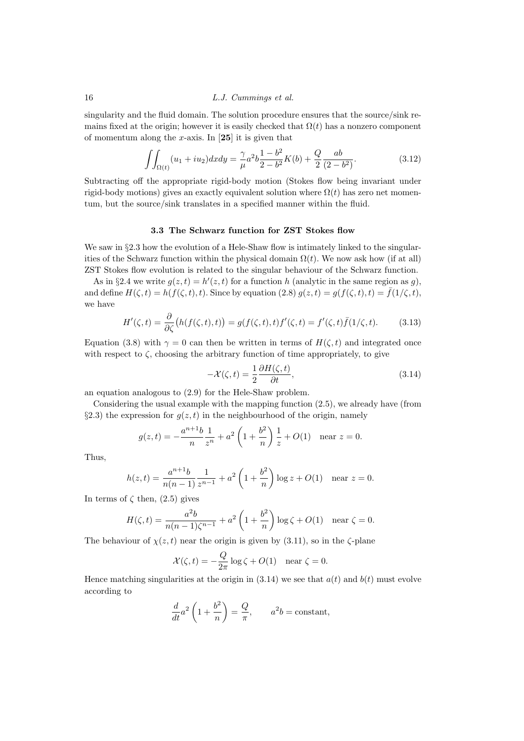singularity and the fluid domain. The solution procedure ensures that the source/sink remains fixed at the origin; however it is easily checked that $\Omega(t)$ has a nonzero component of momentum along the $x$-axis. In [**25**] it is given that

$$\iint_{\Omega(t)} (u_1 + iu_2)\,dxdy = \frac{\gamma}{\mu} a^2 b \frac{1-b^2}{2-b^2} K(b) + \frac{Q}{2}\frac{ab}{(2-b^2)}. \tag{3.12}$$

Subtracting off the appropriate rigid-body motion (Stokes flow being invariant under rigid-body motions) gives an exactly equivalent solution where $\Omega(t)$ has zero net momentum, but the source/sink translates in a specified manner within the fluid.

### 3.3 The Schwarz function for ZST Stokes flow

We saw in §2.3 how the evolution of a Hele-Shaw flow is intimately linked to the singularities of the Schwarz function within the physical domain $\Omega(t)$. We now ask how (if at all) ZST Stokes flow evolution is related to the singular behaviour of the Schwarz function.

As in §2.4 we write $g(z,t) = h'(z,t)$ for a function $h$ (analytic in the same region as $g$), and define $H(\zeta,t) = h(f(\zeta,t),t)$. Since by equation (2.8) $g(z,t) = g(f(\zeta,t),t) = \bar{f}(1/\zeta,t)$, we have

$$H'(\zeta,t) = \frac{\partial}{\partial \zeta}\big(h(f(\zeta,t),t)\big) = g(f(\zeta,t),t) f'(\zeta,t) = f'(\zeta,t)\bar{f}(1/\zeta,t). \tag{3.13}$$

Equation (3.8) with $\gamma = 0$ can then be written in terms of $H(\zeta,t)$ and integrated once with respect to $\zeta$, choosing the arbitrary function of time appropriately, to give

$$-\mathcal{X}(\zeta,t) = \frac{1}{2}\frac{\partial H(\zeta,t)}{\partial t}, \tag{3.14}$$

an equation analogous to (2.9) for the Hele-Shaw problem.

Considering the usual example with the mapping function (2.5), we already have (from §2.3) the expression for $g(z,t)$ in the neighbourhood of the origin, namely

$$g(z,t) = -\frac{a^{n+1}b}{n}\frac{1}{z^n} + a^2\left(1 + \frac{b^2}{n}\right)\frac{1}{z} + O(1) \quad \text{near } z = 0.$$

Thus,

$$h(z,t) = \frac{a^{n+1}b}{n(n-1)}\frac{1}{z^{n-1}} + a^2\left(1 + \frac{b^2}{n}\right)\log z + O(1) \quad \text{near } z = 0.$$

In terms of $\zeta$ then, (2.5) gives

$$H(\zeta,t) = \frac{a^2 b}{n(n-1)\zeta^{n-1}} + a^2\left(1 + \frac{b^2}{n}\right)\log \zeta + O(1) \quad \text{near } \zeta = 0.$$

The behaviour of $\chi(z,t)$ near the origin is given by (3.11), so in the $\zeta$-plane

$$\mathcal{X}(\zeta,t) = -\frac{Q}{2\pi}\log\zeta + O(1) \quad \text{near } \zeta = 0.$$

Hence matching singularities at the origin in (3.14) we see that $a(t)$ and $b(t)$ must evolve according to

$$\frac{d}{dt} a^2\left(1 + \frac{b^2}{n}\right) = \frac{Q}{\pi}, \qquad a^2 b = \text{constant},$$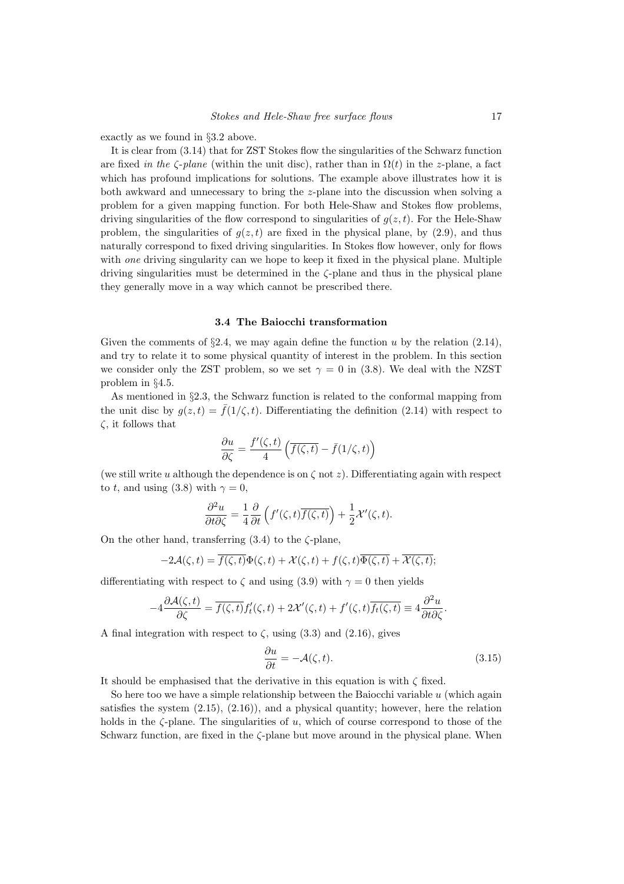exactly as we found in §3.2 above.

It is clear from (3.14) that for ZST Stokes flow the singularities of the Schwarz function are fixed *in the $\zeta$-plane* (within the unit disc), rather than in $\Omega(t)$ in the $z$-plane, a fact which has profound implications for solutions. The example above illustrates how it is both awkward and unnecessary to bring the $z$-plane into the discussion when solving a problem for a given mapping function. For both Hele-Shaw and Stokes flow problems, driving singularities of the flow correspond to singularities of $g(z,t)$. For the Hele-Shaw problem, the singularities of $g(z,t)$ are fixed in the physical plane, by (2.9), and thus naturally correspond to fixed driving singularities. In Stokes flow however, only for flows with *one* driving singularity can we hope to keep it fixed in the physical plane. Multiple driving singularities must be determined in the $\zeta$-plane and thus in the physical plane they generally move in a way which cannot be prescribed there.

### 3.4 The Baiocchi transformation

Given the comments of §2.4, we may again define the function $u$ by the relation (2.14), and try to relate it to some physical quantity of interest in the problem. In this section we consider only the ZST problem, so we set $\gamma = 0$ in (3.8). We deal with the NZST problem in §4.5.

As mentioned in §2.3, the Schwarz function is related to the conformal mapping from the unit disc by $g(z,t) = \bar{f}(1/\zeta, t)$. Differentiating the definition (2.14) with respect to $\zeta$, it follows that

$$\frac{\partial u}{\partial \zeta} = \frac{f'(\zeta,t)}{4}\left(\overline{f(\zeta,t)} - \bar{f}(1/\zeta,t)\right)$$

(we still write $u$ although the dependence is on $\zeta$ not $z$). Differentiating again with respect to $t$, and using (3.8) with $\gamma = 0$,

$$\frac{\partial^2 u}{\partial t \partial \zeta} = \frac{1}{4}\frac{\partial}{\partial t}\left(f'(\zeta,t)\overline{f(\zeta,t)}\right) + \frac{1}{2}\mathcal{X}'(\zeta,t).$$

On the other hand, transferring (3.4) to the $\zeta$-plane,

$$-2\mathcal{A}(\zeta,t) = \overline{f(\zeta,t)}\Phi(\zeta,t) + \mathcal{X}(\zeta,t) + f(\zeta,t)\overline{\Phi(\zeta,t)} + \overline{\mathcal{X}(\zeta,t)};$$

differentiating with respect to $\zeta$ and using (3.9) with $\gamma = 0$ then yields

$$-4\frac{\partial \mathcal{A}(\zeta,t)}{\partial \zeta} = \overline{f(\zeta,t)}f_t'(\zeta,t) + 2\mathcal{X}'(\zeta,t) + f'(\zeta,t)\overline{f_t(\zeta,t)} \equiv 4\frac{\partial^2 u}{\partial t \partial \zeta}.$$

A final integration with respect to $\zeta$, using (3.3) and (2.16), gives

$$\frac{\partial u}{\partial t} = -\mathcal{A}(\zeta,t). \tag{3.15}$$

It should be emphasised that the derivative in this equation is with $\zeta$ fixed.

So here too we have a simple relationship between the Baiocchi variable $u$ (which again satisfies the system (2.15), (2.16)), and a physical quantity; however, here the relation holds in the $\zeta$-plane. The singularities of $u$, which of course correspond to those of the Schwarz function, are fixed in the $\zeta$-plane but move around in the physical plane. When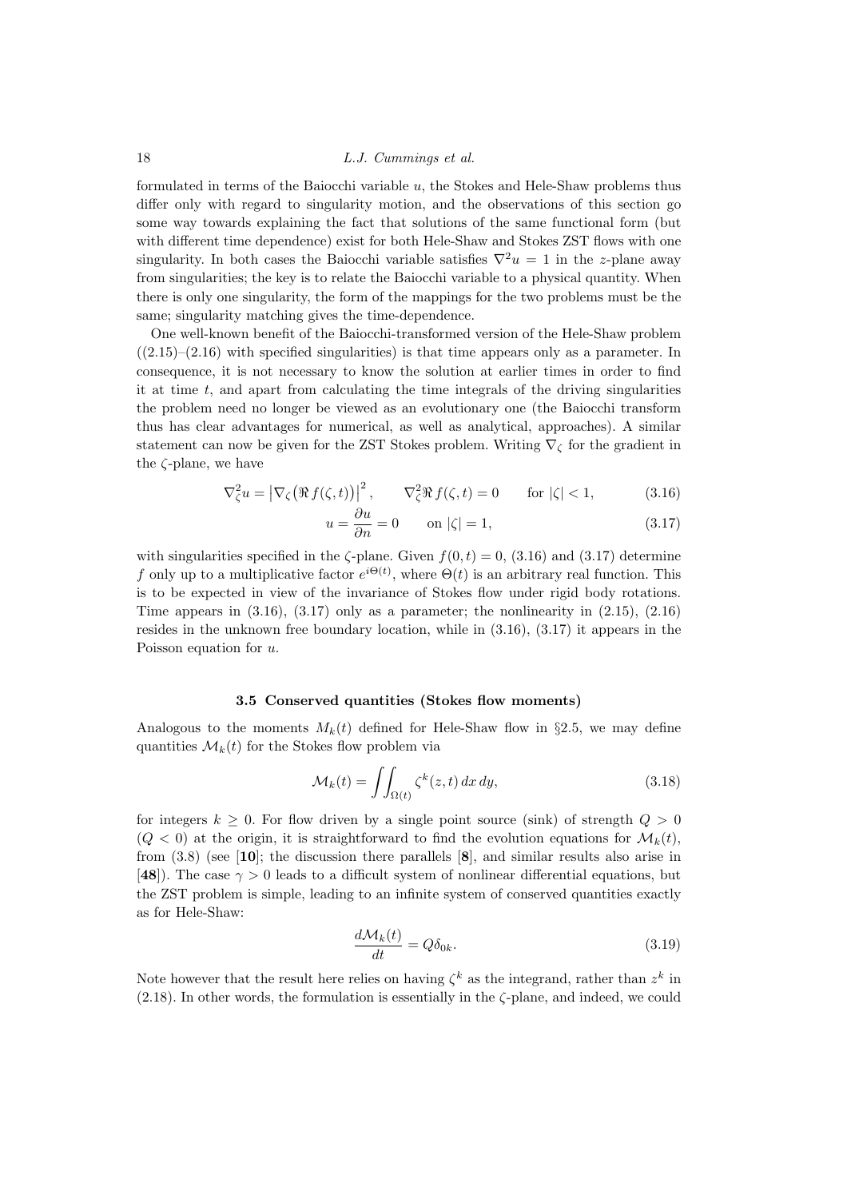formulated in terms of the Baiocchi variable $u$, the Stokes and Hele-Shaw problems thus differ only with regard to singularity motion, and the observations of this section go some way towards explaining the fact that solutions of the same functional form (but with different time dependence) exist for both Hele-Shaw and Stokes ZST flows with one singularity. In both cases the Baiocchi variable satisfies $\nabla^2 u = 1$ in the $z$-plane away from singularities; the key is to relate the Baiocchi variable to a physical quantity. When there is only one singularity, the form of the mappings for the two problems must be the same; singularity matching gives the time-dependence.

One well-known benefit of the Baiocchi-transformed version of the Hele-Shaw problem ((2.15)–(2.16) with specified singularities) is that time appears only as a parameter. In consequence, it is not necessary to know the solution at earlier times in order to find it at time $t$, and apart from calculating the time integrals of the driving singularities the problem need no longer be viewed as an evolutionary one (the Baiocchi transform thus has clear advantages for numerical, as well as analytical, approaches). A similar statement can now be given for the ZST Stokes problem. Writing $\nabla_\zeta$ for the gradient in the $\zeta$-plane, we have

$$\nabla_\zeta^2 u = \left|\nabla_\zeta\big(\Re f(\zeta,t)\big)\right|^2, \qquad \nabla_\zeta^2 \Re f(\zeta,t) = 0 \qquad \text{for } |\zeta|<1, \tag{3.16}$$

$$u = \frac{\partial u}{\partial n} = 0 \qquad \text{on } |\zeta| = 1, \tag{3.17}$$

with singularities specified in the $\zeta$-plane. Given $f(0,t)=0$, (3.16) and (3.17) determine $f$ only up to a multiplicative factor $e^{i\Theta(t)}$, where $\Theta(t)$ is an arbitrary real function. This is to be expected in view of the invariance of Stokes flow under rigid body rotations. Time appears in (3.16), (3.17) only as a parameter; the nonlinearity in (2.15), (2.16) resides in the unknown free boundary location, while in (3.16), (3.17) it appears in the Poisson equation for $u$.

### 3.5 Conserved quantities (Stokes flow moments)

Analogous to the moments $M_k(t)$ defined for Hele-Shaw flow in §2.5, we may define quantities $\mathcal{M}_k(t)$ for the Stokes flow problem via

$$\mathcal{M}_k(t) = \iint_{\Omega(t)} \zeta^k(z,t)\, dx\, dy, \tag{3.18}$$

for integers $k \geq 0$. For flow driven by a single point source (sink) of strength $Q>0$ ($Q<0$) at the origin, it is straightforward to find the evolution equations for $\mathcal{M}_k(t)$, from (3.8) (see [**10**]; the discussion there parallels [**8**], and similar results also arise in [**48**]). The case $\gamma>0$ leads to a difficult system of nonlinear differential equations, but the ZST problem is simple, leading to an infinite system of conserved quantities exactly as for Hele-Shaw:

$$\frac{d\mathcal{M}_k(t)}{dt} = Q\delta_{0k}. \tag{3.19}$$

Note however that the result here relies on having $\zeta^k$ as the integrand, rather than $z^k$ in (2.18). In other words, the formulation is essentially in the $\zeta$-plane, and indeed, we could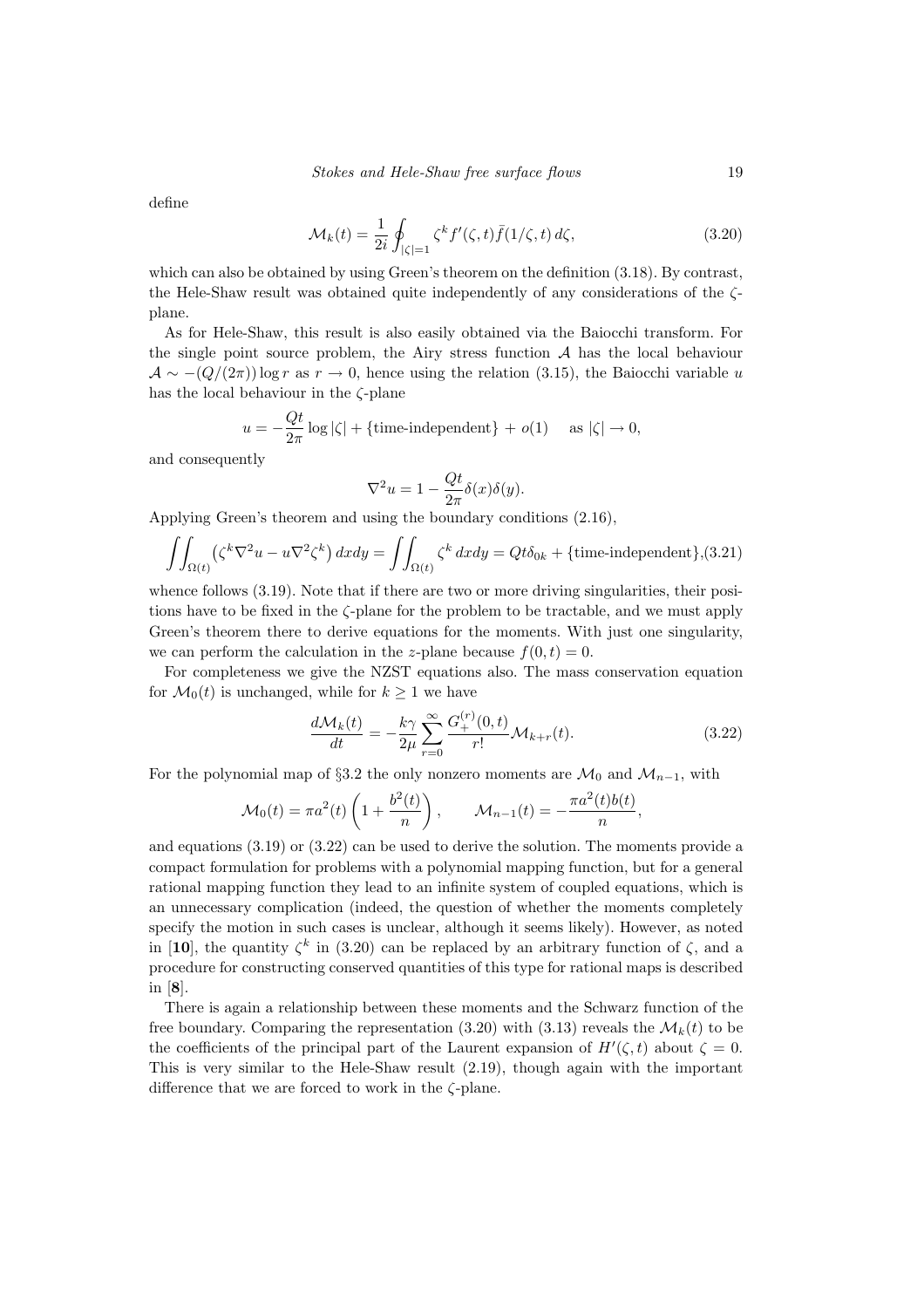define

$$\mathcal{M}_k(t) = \frac{1}{2i}\oint_{|\zeta|=1} \zeta^k f'(\zeta,t)\bar{f}(1/\zeta,t)\,d\zeta, \tag{3.20}$$

which can also be obtained by using Green's theorem on the definition (3.18). By contrast, the Hele-Shaw result was obtained quite independently of any considerations of the $\zeta$-plane.

As for Hele-Shaw, this result is also easily obtained via the Baiocchi transform. For the single point source problem, the Airy stress function $\mathcal{A}$ has the local behaviour $\mathcal{A} \sim -(Q/(2\pi))\log r$ as $r \to 0$, hence using the relation (3.15), the Baiocchi variable $u$ has the local behaviour in the $\zeta$-plane

$$u = -\frac{Qt}{2\pi}\log|\zeta| + \{\text{time-independent}\} + o(1) \quad \text{as } |\zeta| \to 0,$$

and consequently

$$\nabla^2 u = 1 - \frac{Qt}{2\pi}\delta(x)\delta(y).$$

Applying Green's theorem and using the boundary conditions (2.16),

$$\iint_{\Omega(t)} \left(\zeta^k \nabla^2 u - u\nabla^2 \zeta^k\right) dxdy = \iint_{\Omega(t)} \zeta^k \, dxdy = Qt\delta_{0k} + \{\text{time-independent}\}, \tag{3.21}$$

whence follows (3.19). Note that if there are two or more driving singularities, their positions have to be fixed in the $\zeta$-plane for the problem to be tractable, and we must apply Green's theorem there to derive equations for the moments. With just one singularity, we can perform the calculation in the $z$-plane because $f(0,t) = 0$.

For completeness we give the NZST equations also. The mass conservation equation for $\mathcal{M}_0(t)$ is unchanged, while for $k \geq 1$ we have

$$\frac{d\mathcal{M}_k(t)}{dt} = -\frac{k\gamma}{2\mu}\sum_{r=0}^{\infty} \frac{G_+^{(r)}(0,t)}{r!}\mathcal{M}_{k+r}(t). \tag{3.22}$$

For the polynomial map of §3.2 the only nonzero moments are $\mathcal{M}_0$ and $\mathcal{M}_{n-1}$, with

$$\mathcal{M}_0(t) = \pi a^2(t)\left(1 + \frac{b^2(t)}{n}\right), \qquad \mathcal{M}_{n-1}(t) = -\frac{\pi a^2(t) b(t)}{n},$$

and equations (3.19) or (3.22) can be used to derive the solution. The moments provide a compact formulation for problems with a polynomial mapping function, but for a general rational mapping function they lead to an infinite system of coupled equations, which is an unnecessary complication (indeed, the question of whether the moments completely specify the motion in such cases is unclear, although it seems likely). However, as noted in [**10**], the quantity $\zeta^k$ in (3.20) can be replaced by an arbitrary function of $\zeta$, and a procedure for constructing conserved quantities of this type for rational maps is described in [**8**].

There is again a relationship between these moments and the Schwarz function of the free boundary. Comparing the representation (3.20) with (3.13) reveals the $\mathcal{M}_k(t)$ to be the coefficients of the principal part of the Laurent expansion of $H'(\zeta,t)$ about $\zeta = 0$. This is very similar to the Hele-Shaw result (2.19), though again with the important difference that we are forced to work in the $\zeta$-plane.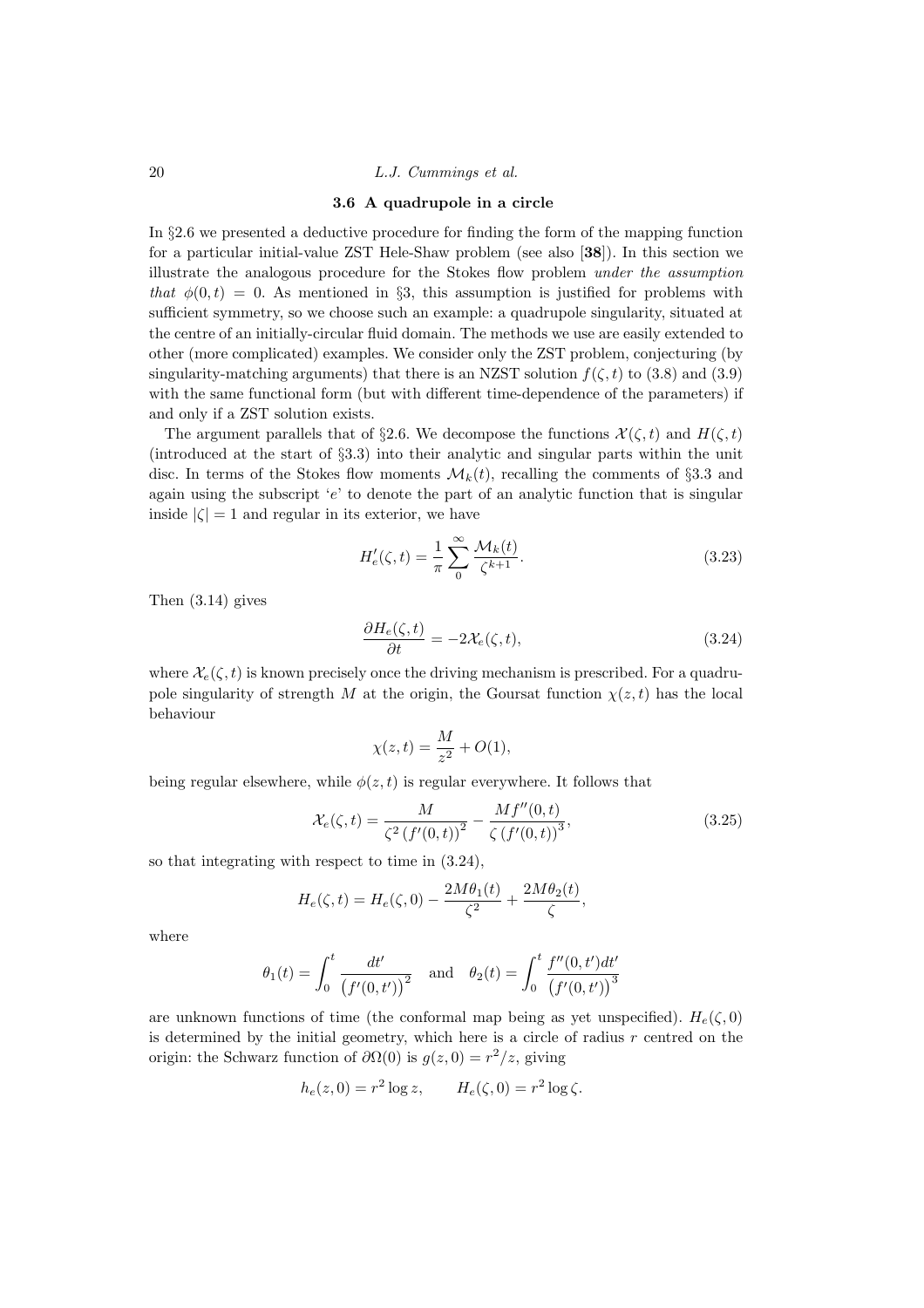### 3.6 A quadrupole in a circle

In §2.6 we presented a deductive procedure for finding the form of the mapping function for a particular initial-value ZST Hele-Shaw problem (see also [**38**]). In this section we illustrate the analogous procedure for the Stokes flow problem *under the assumption that* $\phi(0,t) = 0$. As mentioned in §3, this assumption is justified for problems with sufficient symmetry, so we choose such an example: a quadrupole singularity, situated at the centre of an initially-circular fluid domain. The methods we use are easily extended to other (more complicated) examples. We consider only the ZST problem, conjecturing (by singularity-matching arguments) that there is an NZST solution $f(\zeta,t)$ to (3.8) and (3.9) with the same functional form (but with different time-dependence of the parameters) if and only if a ZST solution exists.

The argument parallels that of §2.6. We decompose the functions $\mathcal{X}(\zeta,t)$ and $H(\zeta,t)$ (introduced at the start of §3.3) into their analytic and singular parts within the unit disc. In terms of the Stokes flow moments $\mathcal{M}_k(t)$, recalling the comments of §3.3 and again using the subscript '$e$' to denote the part of an analytic function that is singular inside $|\zeta| = 1$ and regular in its exterior, we have

$$H_e'(\zeta,t) = \frac{1}{\pi}\sum_0^\infty \frac{\mathcal{M}_k(t)}{\zeta^{k+1}}. \tag{3.23}$$

Then (3.14) gives

$$\frac{\partial H_e(\zeta,t)}{\partial t} = -2\mathcal{X}_e(\zeta,t), \tag{3.24}$$

where $\mathcal{X}_e(\zeta,t)$ is known precisely once the driving mechanism is prescribed. For a quadrupole singularity of strength $M$ at the origin, the Goursat function $\chi(z,t)$ has the local behaviour

$$\chi(z,t) = \frac{M}{z^2} + O(1),$$

being regular elsewhere, while $\phi(z,t)$ is regular everywhere. It follows that

$$\mathcal{X}_e(\zeta,t) = \frac{M}{\zeta^2\left(f'(0,t)\right)^2} - \frac{Mf''(0,t)}{\zeta\left(f'(0,t)\right)^3}, \tag{3.25}$$

so that integrating with respect to time in (3.24),

$$H_e(\zeta,t) = H_e(\zeta,0) - \frac{2M\theta_1(t)}{\zeta^2} + \frac{2M\theta_2(t)}{\zeta},$$

where

$$\theta_1(t) = \int_0^t \frac{dt'}{\left(f'(0,t')\right)^2} \quad \text{and} \quad \theta_2(t) = \int_0^t \frac{f''(0,t')dt'}{\left(f'(0,t')\right)^3}$$

are unknown functions of time (the conformal map being as yet unspecified). $H_e(\zeta,0)$ is determined by the initial geometry, which here is a circle of radius $r$ centred on the origin: the Schwarz function of $\partial\Omega(0)$ is $g(z,0) = r^2/z$, giving

$$h_e(z,0) = r^2 \log z, \qquad H_e(\zeta,0) = r^2 \log \zeta.$$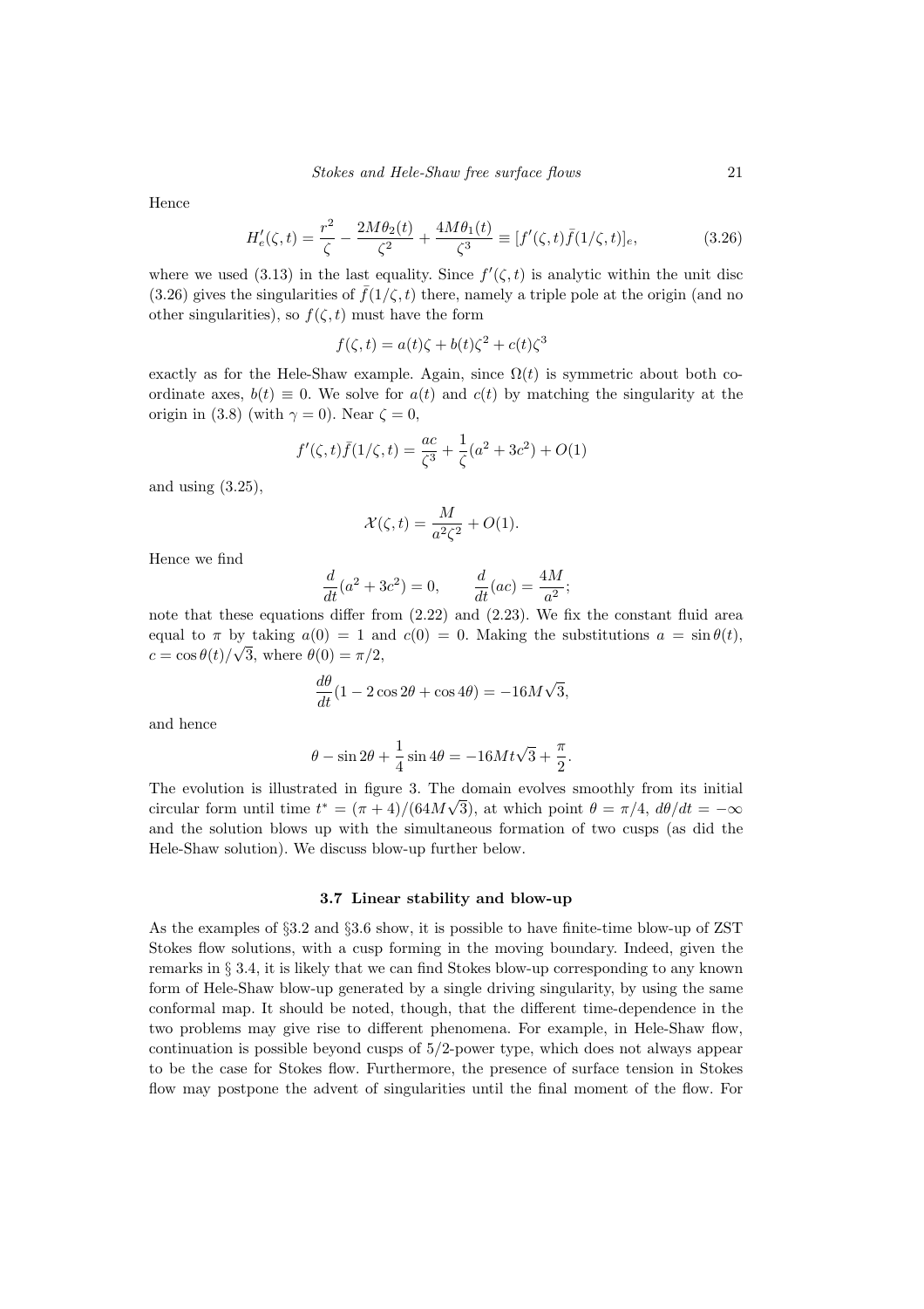Hence

$$H_e'(\zeta,t) = \frac{r^2}{\zeta} - \frac{2M\theta_2(t)}{\zeta^2} + \frac{4M\theta_1(t)}{\zeta^3} \equiv [f'(\zeta,t)\bar{f}(1/\zeta,t)]_e, \tag{3.26}$$

where we used (3.13) in the last equality. Since $f'(\zeta,t)$ is analytic within the unit disc (3.26) gives the singularities of $\bar{f}(1/\zeta,t)$ there, namely a triple pole at the origin (and no other singularities), so $f(\zeta,t)$ must have the form

$$f(\zeta,t) = a(t)\zeta + b(t)\zeta^2 + c(t)\zeta^3$$

exactly as for the Hele-Shaw example. Again, since $\Omega(t)$ is symmetric about both co-ordinate axes, $b(t) \equiv 0$. We solve for $a(t)$ and $c(t)$ by matching the singularity at the origin in (3.8) (with $\gamma = 0$). Near $\zeta = 0$,

$$f'(\zeta,t)\bar{f}(1/\zeta,t) = \frac{ac}{\zeta^3} + \frac{1}{\zeta}(a^2 + 3c^2) + O(1)$$

and using (3.25),

$$\mathcal{X}(\zeta,t) = \frac{M}{a^2\zeta^2} + O(1).$$

Hence we find

$$\frac{d}{dt}(a^2 + 3c^2) = 0, \qquad \frac{d}{dt}(ac) = \frac{4M}{a^2};$$

note that these equations differ from (2.22) and (2.23). We fix the constant fluid area equal to $\pi$ by taking $a(0) = 1$ and $c(0) = 0$. Making the substitutions $a = \sin\theta(t)$, $c = \cos\theta(t)/\sqrt{3}$, where $\theta(0) = \pi/2$,

$$\frac{d\theta}{dt}(1 - 2\cos 2\theta + \cos 4\theta) = -16M\sqrt{3},$$

and hence

$$\theta - \sin 2\theta + \frac{1}{4}\sin 4\theta = -16Mt\sqrt{3} + \frac{\pi}{2}.$$

The evolution is illustrated in figure 3. The domain evolves smoothly from its initial circular form until time $t^* = (\pi + 4)/(64M\sqrt{3})$, at which point $\theta = \pi/4$, $d\theta/dt = -\infty$ and the solution blows up with the simultaneous formation of two cusps (as did the Hele-Shaw solution). We discuss blow-up further below.

### 3.7 Linear stability and blow-up

As the examples of §3.2 and §3.6 show, it is possible to have finite-time blow-up of ZST Stokes flow solutions, with a cusp forming in the moving boundary. Indeed, given the remarks in § 3.4, it is likely that we can find Stokes blow-up corresponding to any known form of Hele-Shaw blow-up generated by a single driving singularity, by using the same conformal map. It should be noted, though, that the different time-dependence in the two problems may give rise to different phenomena. For example, in Hele-Shaw flow, continuation is possible beyond cusps of 5/2-power type, which does not always appear to be the case for Stokes flow. Furthermore, the presence of surface tension in Stokes flow may postpone the advent of singularities until the final moment of the flow. For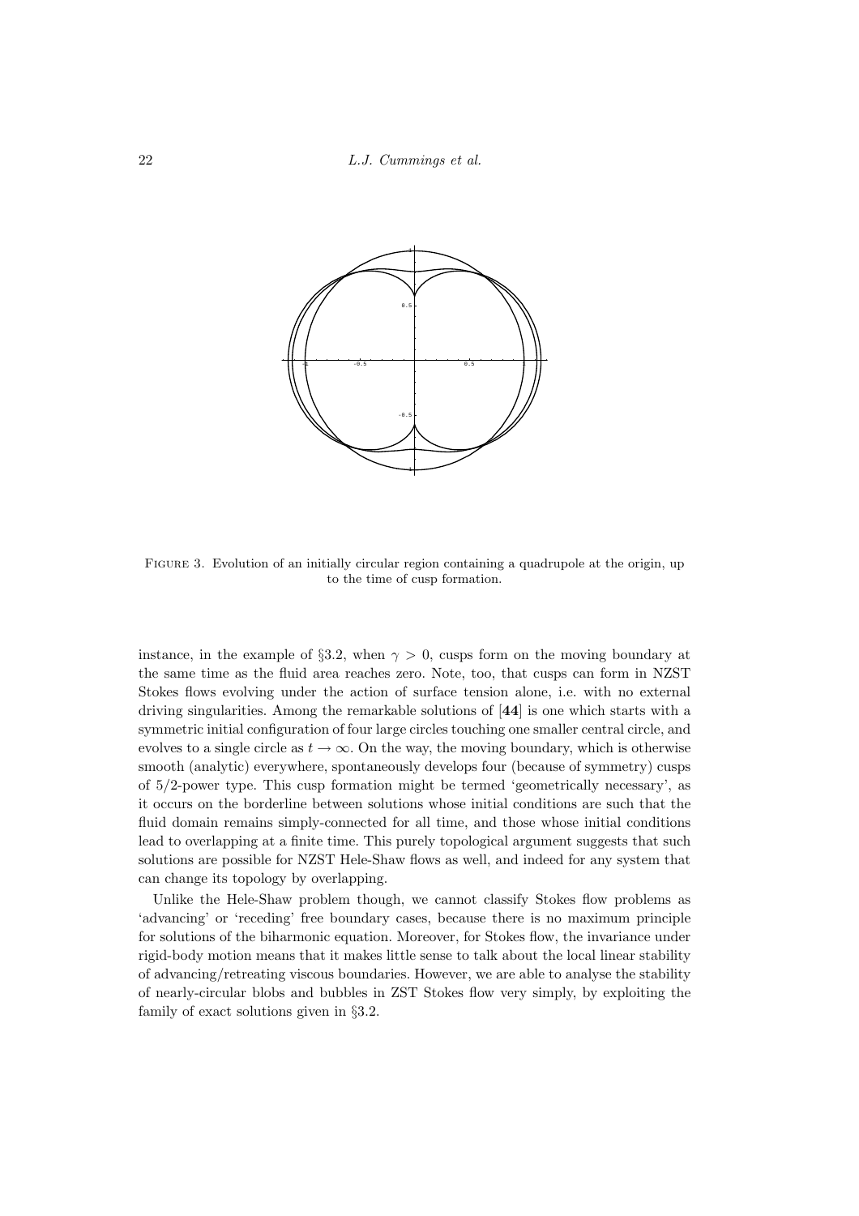FIGURE 3. Evolution of an initially circular region containing a quadrupole at the origin, up to the time of cusp formation.

instance, in the example of §3.2, when $\gamma > 0$, cusps form on the moving boundary at the same time as the fluid area reaches zero. Note, too, that cusps can form in NZST Stokes flows evolving under the action of surface tension alone, i.e. with no external driving singularities. Among the remarkable solutions of [**44**] is one which starts with a symmetric initial configuration of four large circles touching one smaller central circle, and evolves to a single circle as $t \to \infty$. On the way, the moving boundary, which is otherwise smooth (analytic) everywhere, spontaneously develops four (because of symmetry) cusps of $5/2$-power type. This cusp formation might be termed 'geometrically necessary', as it occurs on the borderline between solutions whose initial conditions are such that the fluid domain remains simply-connected for all time, and those whose initial conditions lead to overlapping at a finite time. This purely topological argument suggests that such solutions are possible for NZST Hele-Shaw flows as well, and indeed for any system that can change its topology by overlapping.

Unlike the Hele-Shaw problem though, we cannot classify Stokes flow problems as 'advancing' or 'receding' free boundary cases, because there is no maximum principle for solutions of the biharmonic equation. Moreover, for Stokes flow, the invariance under rigid-body motion means that it makes little sense to talk about the local linear stability of advancing/retreating viscous boundaries. However, we are able to analyse the stability of nearly-circular blobs and bubbles in ZST Stokes flow very simply, by exploiting the family of exact solutions given in §3.2.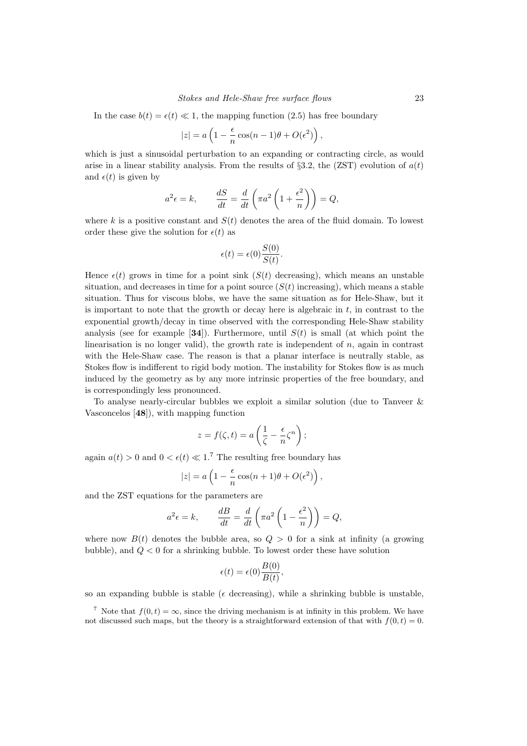In the case $b(t) = \epsilon(t) \ll 1$, the mapping function (2.5) has free boundary

$$|z| = a\left(1 - \frac{\epsilon}{n}\cos(n-1)\theta + O(\epsilon^2)\right),$$

which is just a sinusoidal perturbation to an expanding or contracting circle, as would arise in a linear stability analysis. From the results of §3.2, the (ZST) evolution of $a(t)$ and $\epsilon(t)$ is given by

$$a^2\epsilon = k, \qquad \frac{dS}{dt} = \frac{d}{dt}\left(\pi a^2\left(1 + \frac{\epsilon^2}{n}\right)\right) = Q,$$

where $k$ is a positive constant and $S(t)$ denotes the area of the fluid domain. To lowest order these give the solution for $\epsilon(t)$ as

$$\epsilon(t) = \epsilon(0)\frac{S(0)}{S(t)}.$$

Hence $\epsilon(t)$ grows in time for a point sink ($S(t)$ decreasing), which means an unstable situation, and decreases in time for a point source ($S(t)$ increasing), which means a stable situation. Thus for viscous blobs, we have the same situation as for Hele-Shaw, but it is important to note that the growth or decay here is algebraic in $t$, in contrast to the exponential growth/decay in time observed with the corresponding Hele-Shaw stability analysis (see for example [**34**]). Furthermore, until $S(t)$ is small (at which point the linearisation is no longer valid), the growth rate is independent of $n$, again in contrast with the Hele-Shaw case. The reason is that a planar interface is neutrally stable, as Stokes flow is indifferent to rigid body motion. The instability for Stokes flow is as much induced by the geometry as by any more intrinsic properties of the free boundary, and is correspondingly less pronounced.

To analyse nearly-circular bubbles we exploit a similar solution (due to Tanveer & Vasconcelos [**48**]), with mapping function

$$z = f(\zeta, t) = a\left(\frac{1}{\zeta} - \frac{\epsilon}{n}\zeta^n\right);$$

again $a(t) > 0$ and $0 < \epsilon(t) \ll 1$.[7] The resulting free boundary has

$$|z| = a\left(1 - \frac{\epsilon}{n}\cos(n+1)\theta + O(\epsilon^2)\right),$$

and the ZST equations for the parameters are

$$a^2\epsilon = k, \qquad \frac{dB}{dt} = \frac{d}{dt}\left(\pi a^2\left(1 - \frac{\epsilon^2}{n}\right)\right) = Q,$$

where now $B(t)$ denotes the bubble area, so $Q > 0$ for a sink at infinity (a growing bubble), and $Q < 0$ for a shrinking bubble. To lowest order these have solution

$$\epsilon(t) = \epsilon(0)\frac{B(0)}{B(t)},$$

so an expanding bubble is stable ($\epsilon$ decreasing), while a shrinking bubble is unstable,

[7] Note that $f(0, t) = \infty$, since the driving mechanism is at infinity in this problem. We have not discussed such maps, but the theory is a straightforward extension of that with $f(0, t) = 0$.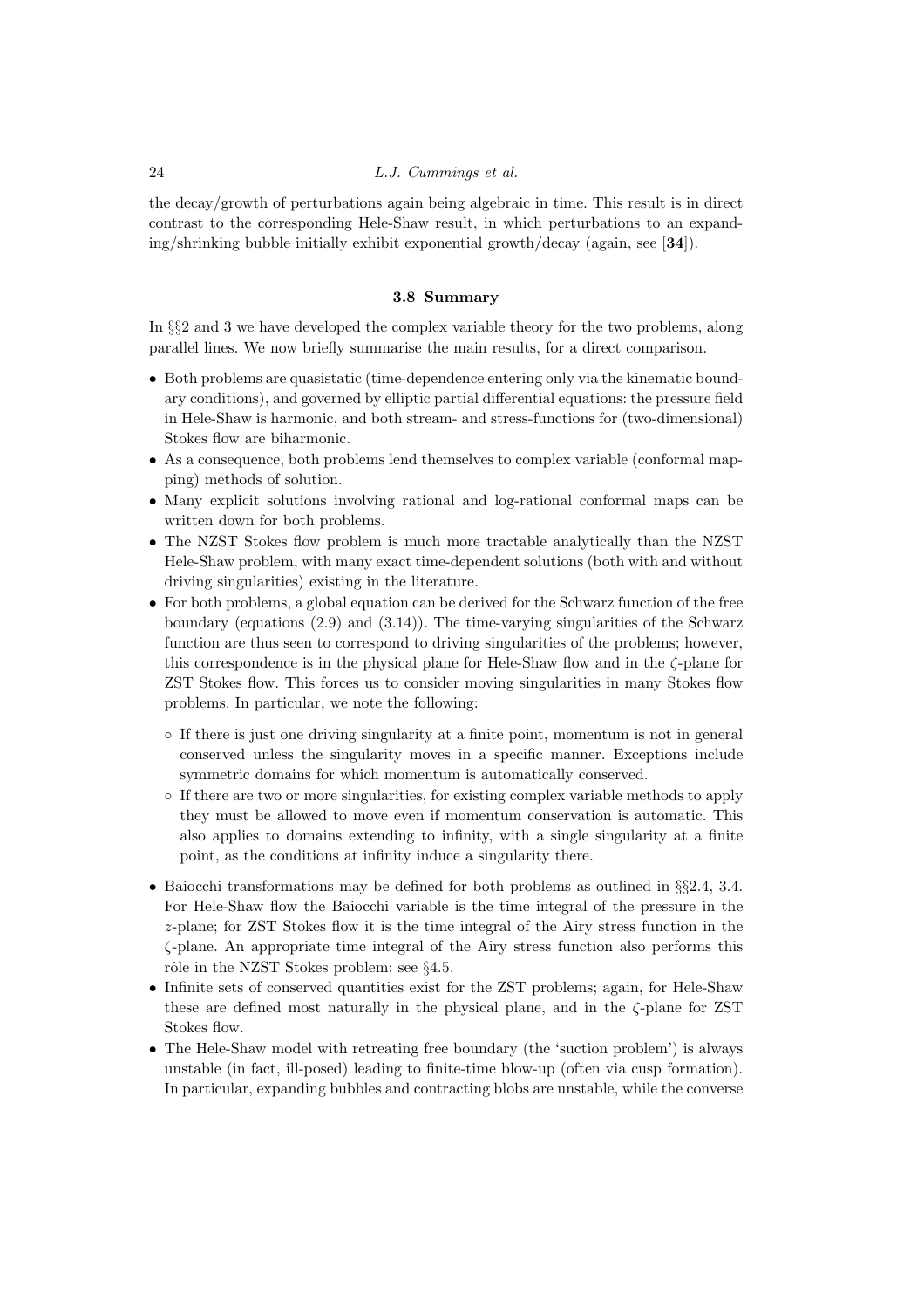the decay/growth of perturbations again being algebraic in time. This result is in direct contrast to the corresponding Hele-Shaw result, in which perturbations to an expanding/shrinking bubble initially exhibit exponential growth/decay (again, see [**34**]).

### 3.8 Summary

In §§2 and 3 we have developed the complex variable theory for the two problems, along parallel lines. We now briefly summarise the main results, for a direct comparison.

- Both problems are quasistatic (time-dependence entering only via the kinematic boundary conditions), and governed by elliptic partial differential equations: the pressure field in Hele-Shaw is harmonic, and both stream- and stress-functions for (two-dimensional) Stokes flow are biharmonic.
- As a consequence, both problems lend themselves to complex variable (conformal mapping) methods of solution.
- Many explicit solutions involving rational and log-rational conformal maps can be written down for both problems.
- The NZST Stokes flow problem is much more tractable analytically than the NZST Hele-Shaw problem, with many exact time-dependent solutions (both with and without driving singularities) existing in the literature.
- For both problems, a global equation can be derived for the Schwarz function of the free boundary (equations (2.9) and (3.14)). The time-varying singularities of the Schwarz function are thus seen to correspond to driving singularities of the problems; however, this correspondence is in the physical plane for Hele-Shaw flow and in the $\zeta$-plane for ZST Stokes flow. This forces us to consider moving singularities in many Stokes flow problems. In particular, we note the following:
  - If there is just one driving singularity at a finite point, momentum is not in general conserved unless the singularity moves in a specific manner. Exceptions include symmetric domains for which momentum is automatically conserved.
  - If there are two or more singularities, for existing complex variable methods to apply they must be allowed to move even if momentum conservation is automatic. This also applies to domains extending to infinity, with a single singularity at a finite point, as the conditions at infinity induce a singularity there.
- Baiocchi transformations may be defined for both problems as outlined in §§2.4, 3.4. For Hele-Shaw flow the Baiocchi variable is the time integral of the pressure in the $z$-plane; for ZST Stokes flow it is the time integral of the Airy stress function in the $\zeta$-plane. An appropriate time integral of the Airy stress function also performs this rôle in the NZST Stokes problem: see §4.5.
- Infinite sets of conserved quantities exist for the ZST problems; again, for Hele-Shaw these are defined most naturally in the physical plane, and in the $\zeta$-plane for ZST Stokes flow.
- The Hele-Shaw model with retreating free boundary (the 'suction problem') is always unstable (in fact, ill-posed) leading to finite-time blow-up (often via cusp formation). In particular, expanding bubbles and contracting blobs are unstable, while the converse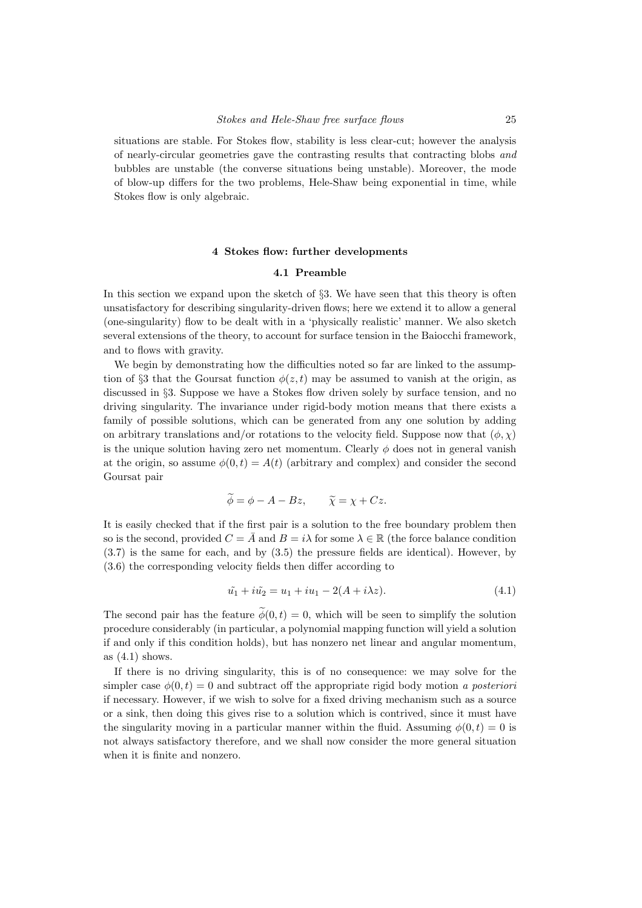situations are stable. For Stokes flow, stability is less clear-cut; however the analysis of nearly-circular geometries gave the contrasting results that contracting blobs *and* bubbles are unstable (the converse situations being unstable). Moreover, the mode of blow-up differs for the two problems, Hele-Shaw being exponential in time, while Stokes flow is only algebraic.

## 4 Stokes flow: further developments

### 4.1 Preamble

In this section we expand upon the sketch of §3. We have seen that this theory is often unsatisfactory for describing singularity-driven flows; here we extend it to allow a general (one-singularity) flow to be dealt with in a 'physically realistic' manner. We also sketch several extensions of the theory, to account for surface tension in the Baiocchi framework, and to flows with gravity.

We begin by demonstrating how the difficulties noted so far are linked to the assumption of §3 that the Goursat function $\phi(z,t)$ may be assumed to vanish at the origin, as discussed in §3. Suppose we have a Stokes flow driven solely by surface tension, and no driving singularity. The invariance under rigid-body motion means that there exists a family of possible solutions, which can be generated from any one solution by adding on arbitrary translations and/or rotations to the velocity field. Suppose now that $(\phi,\chi)$ is the unique solution having zero net momentum. Clearly $\phi$ does not in general vanish at the origin, so assume $\phi(0,t)=A(t)$ (arbitrary and complex) and consider the second Goursat pair

$$\widetilde{\phi} = \phi - A - Bz, \qquad \widetilde{\chi} = \chi + Cz.$$

It is easily checked that if the first pair is a solution to the free boundary problem then so is the second, provided $C=\bar{A}$ and $B=i\lambda$ for some $\lambda\in\mathbb{R}$ (the force balance condition (3.7) is the same for each, and by (3.5) the pressure fields are identical). However, by (3.6) the corresponding velocity fields then differ according to

$$\tilde{u_1} + i\tilde{u_2} = u_1 + iu_1 - 2(A + i\lambda z). \tag{4.1}$$

The second pair has the feature $\widetilde{\phi}(0,t)=0$, which will be seen to simplify the solution procedure considerably (in particular, a polynomial mapping function will yield a solution if and only if this condition holds), but has nonzero net linear and angular momentum, as (4.1) shows.

If there is no driving singularity, this is of no consequence: we may solve for the simpler case $\phi(0,t)=0$ and subtract off the appropriate rigid body motion *a posteriori* if necessary. However, if we wish to solve for a fixed driving mechanism such as a source or a sink, then doing this gives rise to a solution which is contrived, since it must have the singularity moving in a particular manner within the fluid. Assuming $\phi(0,t)=0$ is not always satisfactory therefore, and we shall now consider the more general situation when it is finite and nonzero.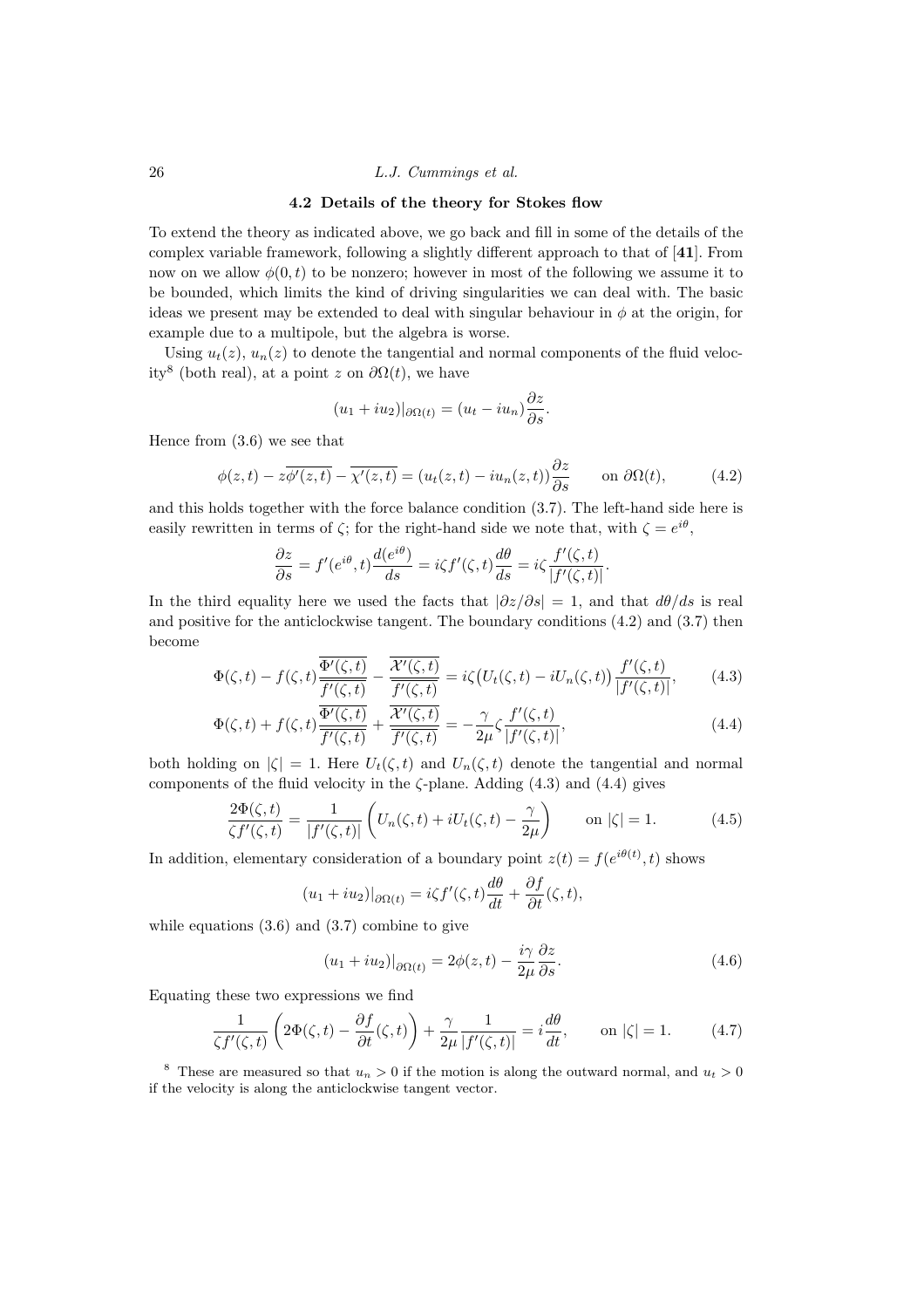### 4.2 Details of the theory for Stokes flow

To extend the theory as indicated above, we go back and fill in some of the details of the complex variable framework, following a slightly different approach to that of [**41**]. From now on we allow $\phi(0,t)$ to be nonzero; however in most of the following we assume it to be bounded, which limits the kind of driving singularities we can deal with. The basic ideas we present may be extended to deal with singular behaviour in $\phi$ at the origin, for example due to a multipole, but the algebra is worse.

Using $u_t(z)$, $u_n(z)$ to denote the tangential and normal components of the fluid velocity[8] (both real), at a point $z$ on $\partial\Omega(t)$, we have

$$(u_1 + iu_2)|_{\partial\Omega(t)} = (u_t - iu_n)\frac{\partial z}{\partial s}.$$

Hence from (3.6) we see that

$$\phi(z,t) - z\overline{\phi'(z,t)} - \overline{\chi'(z,t)} = (u_t(z,t) - iu_n(z,t))\frac{\partial z}{\partial s} \qquad \text{on } \partial\Omega(t), \tag{4.2}$$

and this holds together with the force balance condition (3.7). The left-hand side here is easily rewritten in terms of $\zeta$; for the right-hand side we note that, with $\zeta = e^{i\theta}$,

$$\frac{\partial z}{\partial s} = f'(e^{i\theta},t)\frac{d(e^{i\theta})}{ds} = i\zeta f'(\zeta,t)\frac{d\theta}{ds} = i\zeta\frac{f'(\zeta,t)}{|f'(\zeta,t)|}.$$

In the third equality here we used the facts that $|\partial z/\partial s| = 1$, and that $d\theta/ds$ is real and positive for the anticlockwise tangent. The boundary conditions (4.2) and (3.7) then become

$$\Phi(\zeta,t) - f(\zeta,t)\frac{\overline{\Phi'(\zeta,t)}}{\overline{f'(\zeta,t)}} - \frac{\overline{\mathcal{X}'(\zeta,t)}}{\overline{f'(\zeta,t)}} = i\zeta\big(U_t(\zeta,t) - iU_n(\zeta,t)\big)\frac{f'(\zeta,t)}{|f'(\zeta,t)|}, \tag{4.3}$$

$$\Phi(\zeta,t) + f(\zeta,t)\frac{\overline{\Phi'(\zeta,t)}}{\overline{f'(\zeta,t)}} + \frac{\overline{\mathcal{X}'(\zeta,t)}}{\overline{f'(\zeta,t)}} = -\frac{\gamma}{2\mu}\zeta\frac{f'(\zeta,t)}{|f'(\zeta,t)|}, \tag{4.4}$$

both holding on $|\zeta| = 1$. Here $U_t(\zeta,t)$ and $U_n(\zeta,t)$ denote the tangential and normal components of the fluid velocity in the $\zeta$-plane. Adding (4.3) and (4.4) gives

$$\frac{2\Phi(\zeta,t)}{\zeta f'(\zeta,t)} = \frac{1}{|f'(\zeta,t)|}\left(U_n(\zeta,t) + iU_t(\zeta,t) - \frac{\gamma}{2\mu}\right) \qquad \text{on } |\zeta| = 1. \tag{4.5}$$

In addition, elementary consideration of a boundary point $z(t) = f(e^{i\theta(t)},t)$ shows

$$(u_1 + iu_2)|_{\partial\Omega(t)} = i\zeta f'(\zeta,t)\frac{d\theta}{dt} + \frac{\partial f}{\partial t}(\zeta,t),$$

while equations (3.6) and (3.7) combine to give

$$(u_1 + iu_2)|_{\partial\Omega(t)} = 2\phi(z,t) - \frac{i\gamma}{2\mu}\frac{\partial z}{\partial s}. \tag{4.6}$$

Equating these two expressions we find

$$\frac{1}{\zeta f'(\zeta,t)}\left(2\Phi(\zeta,t) - \frac{\partial f}{\partial t}(\zeta,t)\right) + \frac{\gamma}{2\mu}\frac{1}{|f'(\zeta,t)|} = i\frac{d\theta}{dt}, \qquad \text{on } |\zeta| = 1. \tag{4.7}$$

[8] These are measured so that $u_n > 0$ if the motion is along the outward normal, and $u_t > 0$ if the velocity is along the anticlockwise tangent vector.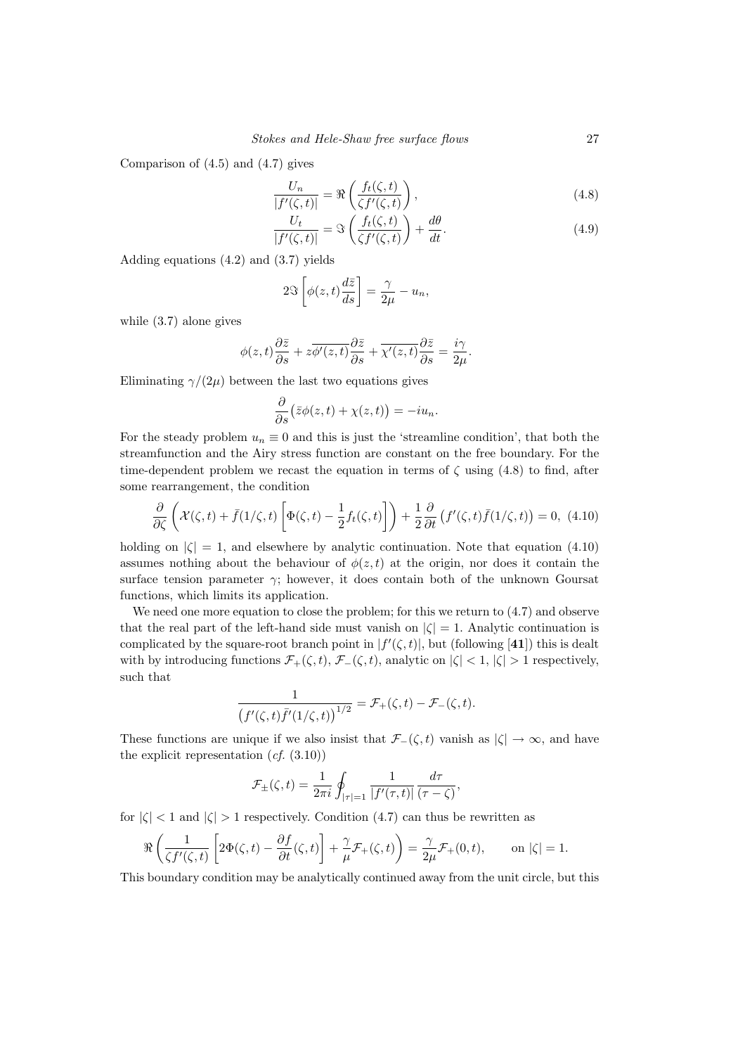Comparison of (4.5) and (4.7) gives

$$\frac{U_n}{|f'(\zeta,t)|} = \Re\left(\frac{f_t(\zeta,t)}{\zeta f'(\zeta,t)}\right), \tag{4.8}$$

$$\frac{U_t}{|f'(\zeta,t)|} = \Im\left(\frac{f_t(\zeta,t)}{\zeta f'(\zeta,t)}\right) + \frac{d\theta}{dt}. \tag{4.9}$$

Adding equations (4.2) and (3.7) yields

$$2\Im\left[\phi(z,t)\frac{d\bar{z}}{ds}\right] = \frac{\gamma}{2\mu} - u_n,$$

while (3.7) alone gives

$$\phi(z,t)\frac{\partial\bar{z}}{\partial s} + z\overline{\phi'(z,t)}\frac{\partial\bar{z}}{\partial s} + \overline{\chi'(z,t)}\frac{\partial\bar{z}}{\partial s} = \frac{i\gamma}{2\mu}.$$

Eliminating $\gamma/(2\mu)$ between the last two equations gives

$$\frac{\partial}{\partial s}\big(\bar{z}\phi(z,t) + \chi(z,t)\big) = -iu_n.$$

For the steady problem $u_n \equiv 0$ and this is just the 'streamline condition', that both the streamfunction and the Airy stress function are constant on the free boundary. For the time-dependent problem we recast the equation in terms of $\zeta$ using (4.8) to find, after some rearrangement, the condition

$$\frac{\partial}{\partial\zeta}\left(\mathcal{X}(\zeta,t) + \bar{f}(1/\zeta,t)\left[\Phi(\zeta,t) - \frac{1}{2}f_t(\zeta,t)\right]\right) + \frac{1}{2}\frac{\partial}{\partial t}\big(f'(\zeta,t)\bar{f}(1/\zeta,t)\big) = 0, \tag{4.10}$$

holding on $|\zeta| = 1$, and elsewhere by analytic continuation. Note that equation (4.10) assumes nothing about the behaviour of $\phi(z,t)$ at the origin, nor does it contain the surface tension parameter $\gamma$; however, it does contain both of the unknown Goursat functions, which limits its application.

We need one more equation to close the problem; for this we return to (4.7) and observe that the real part of the left-hand side must vanish on $|\zeta| = 1$. Analytic continuation is complicated by the square-root branch point in $|f'(\zeta,t)|$, but (following [**41**]) this is dealt with by introducing functions $\mathcal{F}_+(\zeta,t)$, $\mathcal{F}_-(\zeta,t)$, analytic on $|\zeta| < 1$, $|\zeta| > 1$ respectively, such that

$$\frac{1}{\big(f'(\zeta,t)\bar{f}'(1/\zeta,t)\big)^{1/2}} = \mathcal{F}_+(\zeta,t) - \mathcal{F}_-(\zeta,t).$$

These functions are unique if we also insist that $\mathcal{F}_-(\zeta,t)$ vanish as $|\zeta| \to \infty$, and have the explicit representation (*cf.* (3.10))

$$\mathcal{F}_\pm(\zeta,t) = \frac{1}{2\pi i}\oint_{|\tau|=1} \frac{1}{|f'(\tau,t)|}\frac{d\tau}{(\tau - \zeta)},$$

for $|\zeta| < 1$ and $|\zeta| > 1$ respectively. Condition (4.7) can thus be rewritten as

$$\Re\left(\frac{1}{\zeta f'(\zeta,t)}\left[2\Phi(\zeta,t) - \frac{\partial f}{\partial t}(\zeta,t)\right] + \frac{\gamma}{\mu}\mathcal{F}_+(\zeta,t)\right) = \frac{\gamma}{2\mu}\mathcal{F}_+(0,t), \qquad \text{on } |\zeta| = 1.$$

This boundary condition may be analytically continued away from the unit circle, but this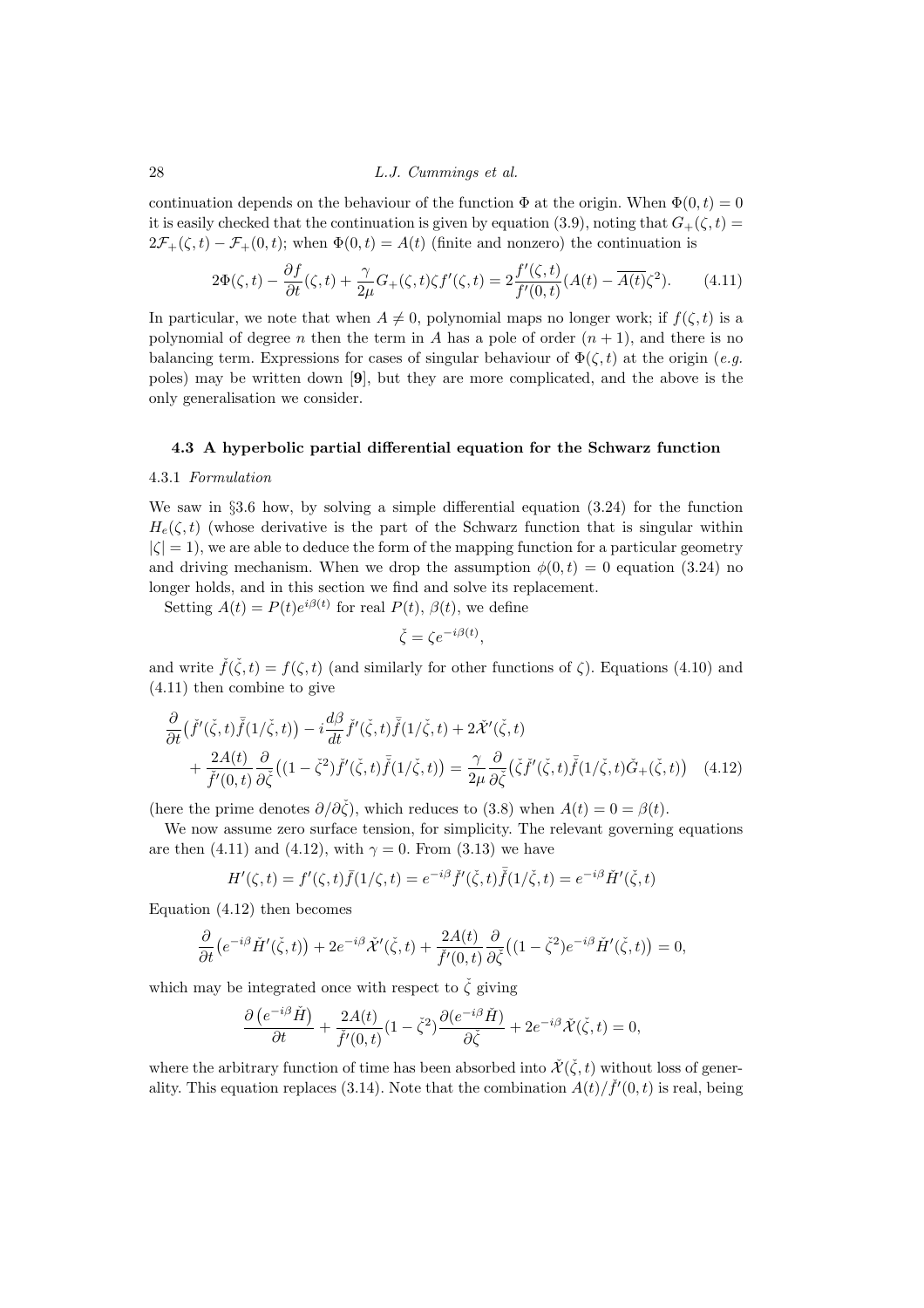continuation depends on the behaviour of the function $\Phi$ at the origin. When $\Phi(0,t) = 0$ it is easily checked that the continuation is given by equation (3.9), noting that $G_+(\zeta,t) = 2\mathcal{F}_+(\zeta,t) - \mathcal{F}_+(0,t)$; when $\Phi(0,t) = A(t)$ (finite and nonzero) the continuation is

$$2\Phi(\zeta,t) - \frac{\partial f}{\partial t}(\zeta,t) + \frac{\gamma}{2\mu}G_+(\zeta,t)\zeta f'(\zeta,t) = 2\frac{f'(\zeta,t)}{f'(0,t)}(A(t) - \overline{A(t)}\zeta^2). \qquad (4.11)$$

In particular, we note that when $A \neq 0$, polynomial maps no longer work; if $f(\zeta,t)$ is a polynomial of degree $n$ then the term in $A$ has a pole of order $(n+1)$, and there is no balancing term. Expressions for cases of singular behaviour of $\Phi(\zeta,t)$ at the origin (*e.g.* poles) may be written down [**9**], but they are more complicated, and the above is the only generalisation we consider.

### 4.3 A hyperbolic partial differential equation for the Schwarz function

#### 4.3.1 *Formulation*

We saw in §3.6 how, by solving a simple differential equation (3.24) for the function $H_e(\zeta,t)$ (whose derivative is the part of the Schwarz function that is singular within $|\zeta| = 1$), we are able to deduce the form of the mapping function for a particular geometry and driving mechanism. When we drop the assumption $\phi(0,t) = 0$ equation (3.24) no longer holds, and in this section we find and solve its replacement.

Setting $A(t) = P(t)e^{i\beta(t)}$ for real $P(t)$, $\beta(t)$, we define

$$\check{\zeta} = \zeta e^{-i\beta(t)},$$

and write $\check{f}(\check{\zeta},t) = f(\zeta,t)$ (and similarly for other functions of $\zeta$). Equations (4.10) and (4.11) then combine to give

$$\frac{\partial}{\partial t}\big(\check{f}'(\check{\zeta},t)\bar{\check{f}}(1/\check{\zeta},t)\big) - i\frac{d\beta}{dt}\check{f}'(\check{\zeta},t)\bar{\check{f}}(1/\check{\zeta},t) + 2\check{\mathcal{X}}'(\check{\zeta},t)$$
$$+ \frac{2A(t)}{\check{f}'(0,t)}\frac{\partial}{\partial\check{\zeta}}\big((1-\check{\zeta}^2)\check{f}'(\check{\zeta},t)\bar{\check{f}}(1/\check{\zeta},t)\big) = \frac{\gamma}{2\mu}\frac{\partial}{\partial\check{\zeta}}\big(\check{\zeta}\check{f}'(\check{\zeta},t)\bar{\check{f}}(1/\check{\zeta},t)\check{G}_+(\check{\zeta},t)\big) \quad (4.12)$$

(here the prime denotes $\partial/\partial\check{\zeta}$), which reduces to (3.8) when $A(t) = 0 = \beta(t)$.

We now assume zero surface tension, for simplicity. The relevant governing equations are then (4.11) and (4.12), with $\gamma = 0$. From (3.13) we have

$$H'(\zeta,t) = f'(\zeta,t)\bar{f}(1/\zeta,t) = e^{-i\beta}\check{f}'(\check{\zeta},t)\bar{\check{f}}(1/\check{\zeta},t) = e^{-i\beta}\check{H}'(\check{\zeta},t)$$

Equation (4.12) then becomes

$$\frac{\partial}{\partial t}\big(e^{-i\beta}\check{H}'(\check{\zeta},t)\big) + 2e^{-i\beta}\check{\mathcal{X}}'(\check{\zeta},t) + \frac{2A(t)}{\check{f}'(0,t)}\frac{\partial}{\partial\check{\zeta}}\big((1-\check{\zeta}^2)e^{-i\beta}\check{H}'(\check{\zeta},t)\big) = 0,$$

which may be integrated once with respect to $\check{\zeta}$ giving

$$\frac{\partial\left(e^{-i\beta}\check{H}\right)}{\partial t} + \frac{2A(t)}{\check{f}'(0,t)}(1-\check{\zeta}^2)\frac{\partial(e^{-i\beta}\check{H})}{\partial\check{\zeta}} + 2e^{-i\beta}\check{\mathcal{X}}(\check{\zeta},t) = 0,$$

where the arbitrary function of time has been absorbed into $\check{\mathcal{X}}(\check{\zeta},t)$ without loss of generality. This equation replaces (3.14). Note that the combination $A(t)/\check{f}'(0,t)$ is real, being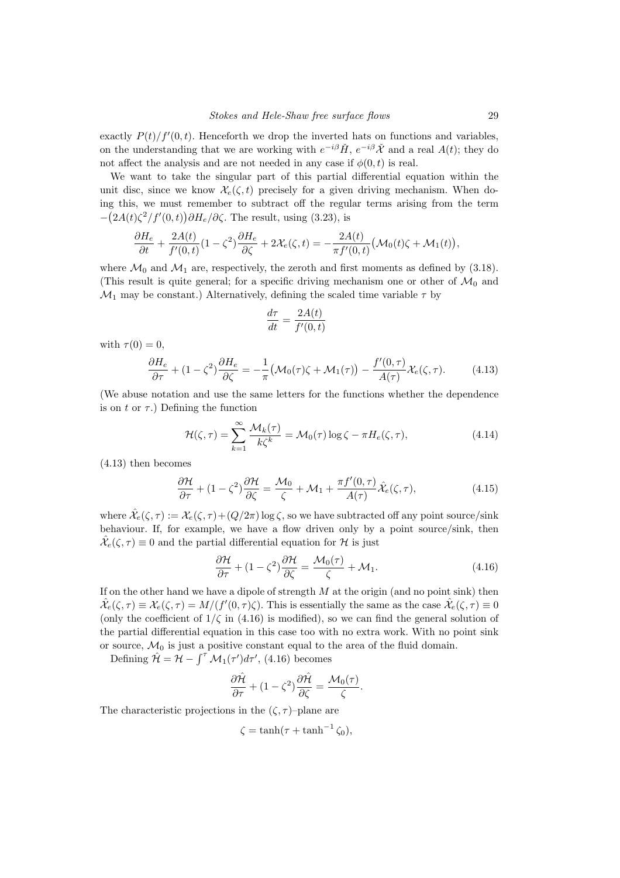exactly $P(t)/f'(0,t)$. Henceforth we drop the inverted hats on functions and variables, on the understanding that we are working with $e^{-i\beta}\check{H}$, $e^{-i\beta}\check{\mathcal{X}}$ and a real $A(t)$; they do not affect the analysis and are not needed in any case if $\phi(0,t)$ is real.

We want to take the singular part of this partial differential equation within the unit disc, since we know $\mathcal{X}_e(\zeta,t)$ precisely for a given driving mechanism. When doing this, we must remember to subtract off the regular terms arising from the term $-\big(2A(t)\zeta^2/f'(0,t)\big)\partial H_e/\partial\zeta$. The result, using (3.23), is

$$\frac{\partial H_e}{\partial t} + \frac{2A(t)}{f'(0,t)}(1-\zeta^2)\frac{\partial H_e}{\partial \zeta} + 2\mathcal{X}_e(\zeta,t) = -\frac{2A(t)}{\pi f'(0,t)}\big(\mathcal{M}_0(t)\zeta + \mathcal{M}_1(t)\big),$$

where $\mathcal{M}_0$ and $\mathcal{M}_1$ are, respectively, the zeroth and first moments as defined by (3.18). (This result is quite general; for a specific driving mechanism one or other of $\mathcal{M}_0$ and $\mathcal{M}_1$ may be constant.) Alternatively, defining the scaled time variable $\tau$ by

$$\frac{d\tau}{dt} = \frac{2A(t)}{f'(0,t)}$$

with $\tau(0)=0$,

$$\frac{\partial H_e}{\partial \tau} + (1-\zeta^2)\frac{\partial H_e}{\partial \zeta} = -\frac{1}{\pi}\big(\mathcal{M}_0(\tau)\zeta + \mathcal{M}_1(\tau)\big) - \frac{f'(0,\tau)}{A(\tau)}\mathcal{X}_e(\zeta,\tau). \tag{4.13}$$

(We abuse notation and use the same letters for the functions whether the dependence is on $t$ or $\tau$.) Defining the function

$$\mathcal{H}(\zeta,\tau) = \sum_{k=1}^{\infty}\frac{\mathcal{M}_k(\tau)}{k\zeta^k} = \mathcal{M}_0(\tau)\log\zeta - \pi H_e(\zeta,\tau), \tag{4.14}$$

(4.13) then becomes

$$\frac{\partial \mathcal{H}}{\partial \tau} + (1-\zeta^2)\frac{\partial \mathcal{H}}{\partial \zeta} = \frac{\mathcal{M}_0}{\zeta} + \mathcal{M}_1 + \frac{\pi f'(0,\tau)}{A(\tau)}\hat{\mathcal{X}}_e(\zeta,\tau), \tag{4.15}$$

where $\hat{\mathcal{X}}_e(\zeta,\tau) := \mathcal{X}_e(\zeta,\tau) + (Q/2\pi)\log\zeta$, so we have subtracted off any point source/sink behaviour. If, for example, we have a flow driven only by a point source/sink, then $\hat{\mathcal{X}}_e(\zeta,\tau)\equiv 0$ and the partial differential equation for $\mathcal{H}$ is just

$$\frac{\partial \mathcal{H}}{\partial \tau} + (1-\zeta^2)\frac{\partial \mathcal{H}}{\partial \zeta} = \frac{\mathcal{M}_0(\tau)}{\zeta} + \mathcal{M}_1. \tag{4.16}$$

If on the other hand we have a dipole of strength $M$ at the origin (and no point sink) then $\hat{\mathcal{X}}_e(\zeta,\tau)\equiv\mathcal{X}_e(\zeta,\tau) = M/(f'(0,\tau)\zeta)$. This is essentially the same as the case $\hat{\mathcal{X}}_e(\zeta,\tau)\equiv 0$ (only the coefficient of $1/\zeta$ in (4.16) is modified), so we can find the general solution of the partial differential equation in this case too with no extra work. With no point sink or source, $\mathcal{M}_0$ is just a positive constant equal to the area of the fluid domain.

Defining $\hat{\mathcal{H}} = \mathcal{H} - \int^{\tau}\mathcal{M}_1(\tau')d\tau'$, (4.16) becomes

$$\frac{\partial \hat{\mathcal{H}}}{\partial \tau} + (1-\zeta^2)\frac{\partial \hat{\mathcal{H}}}{\partial \zeta} = \frac{\mathcal{M}_0(\tau)}{\zeta}.$$

The characteristic projections in the $(\zeta,\tau)$–plane are

$$\zeta = \tanh(\tau + \tanh^{-1}\zeta_0),$$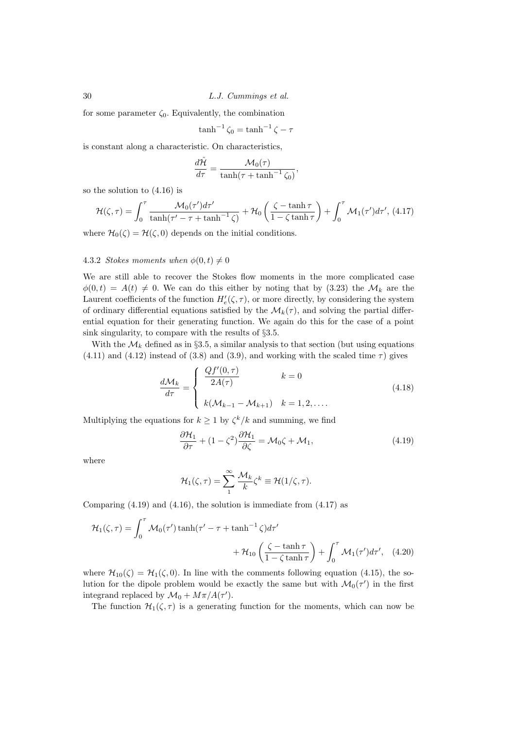for some parameter $\zeta_0$. Equivalently, the combination

$$\tanh^{-1}\zeta_0 = \tanh^{-1}\zeta - \tau$$

is constant along a characteristic. On characteristics,

$$\frac{d\hat{\mathcal{H}}}{d\tau} = \frac{\mathcal{M}_0(\tau)}{\tanh(\tau + \tanh^{-1}\zeta_0)},$$

so the solution to (4.16) is

$$\mathcal{H}(\zeta,\tau) = \int_0^\tau \frac{\mathcal{M}_0(\tau')d\tau'}{\tanh(\tau' - \tau + \tanh^{-1}\zeta)} + \mathcal{H}_0\left(\frac{\zeta - \tanh\tau}{1 - \zeta\tanh\tau}\right) + \int_0^\tau \mathcal{M}_1(\tau')d\tau', \quad (4.17)$$

where $\mathcal{H}_0(\zeta) = \mathcal{H}(\zeta, 0)$ depends on the initial conditions.

### 4.3.2 *Stokes moments when* $\phi(0,t) \neq 0$

We are still able to recover the Stokes flow moments in the more complicated case $\phi(0,t) = A(t) \neq 0$. We can do this either by noting that by (3.23) the $\mathcal{M}_k$ are the Laurent coefficients of the function $H_e'(\zeta,\tau)$, or more directly, by considering the system of ordinary differential equations satisfied by the $\mathcal{M}_k(\tau)$, and solving the partial differential equation for their generating function. We again do this for the case of a point sink singularity, to compare with the results of §3.5.

With the $\mathcal{M}_k$ defined as in §3.5, a similar analysis to that section (but using equations (4.11) and (4.12) instead of (3.8) and (3.9), and working with the scaled time $\tau$) gives

$$\frac{d\mathcal{M}_k}{d\tau} = \begin{cases} \dfrac{Qf'(0,\tau)}{2A(\tau)} & k = 0 \\ \\ k(\mathcal{M}_{k-1} - \mathcal{M}_{k+1}) & k = 1, 2, \ldots. \end{cases} \quad (4.18)$$

Multiplying the equations for $k \geq 1$ by $\zeta^k/k$ and summing, we find

$$\frac{\partial \mathcal{H}_1}{\partial \tau} + (1 - \zeta^2)\frac{\partial \mathcal{H}_1}{\partial \zeta} = \mathcal{M}_0\zeta + \mathcal{M}_1, \quad (4.19)$$

where

$$\mathcal{H}_1(\zeta,\tau) = \sum_1^\infty \frac{\mathcal{M}_k}{k}\zeta^k \equiv \mathcal{H}(1/\zeta,\tau).$$

Comparing (4.19) and (4.16), the solution is immediate from (4.17) as

$$\mathcal{H}_1(\zeta,\tau) = \int_0^\tau \mathcal{M}_0(\tau')\tanh(\tau' - \tau + \tanh^{-1}\zeta)d\tau' + \mathcal{H}_{10}\left(\frac{\zeta - \tanh\tau}{1 - \zeta\tanh\tau}\right) + \int_0^\tau \mathcal{M}_1(\tau')d\tau', \quad (4.20)$$

where $\mathcal{H}_{10}(\zeta) = \mathcal{H}_1(\zeta, 0)$. In line with the comments following equation (4.15), the solution for the dipole problem would be exactly the same but with $\mathcal{M}_0(\tau')$ in the first integrand replaced by $\mathcal{M}_0 + M\pi/A(\tau')$.

The function $\mathcal{H}_1(\zeta,\tau)$ is a generating function for the moments, which can now be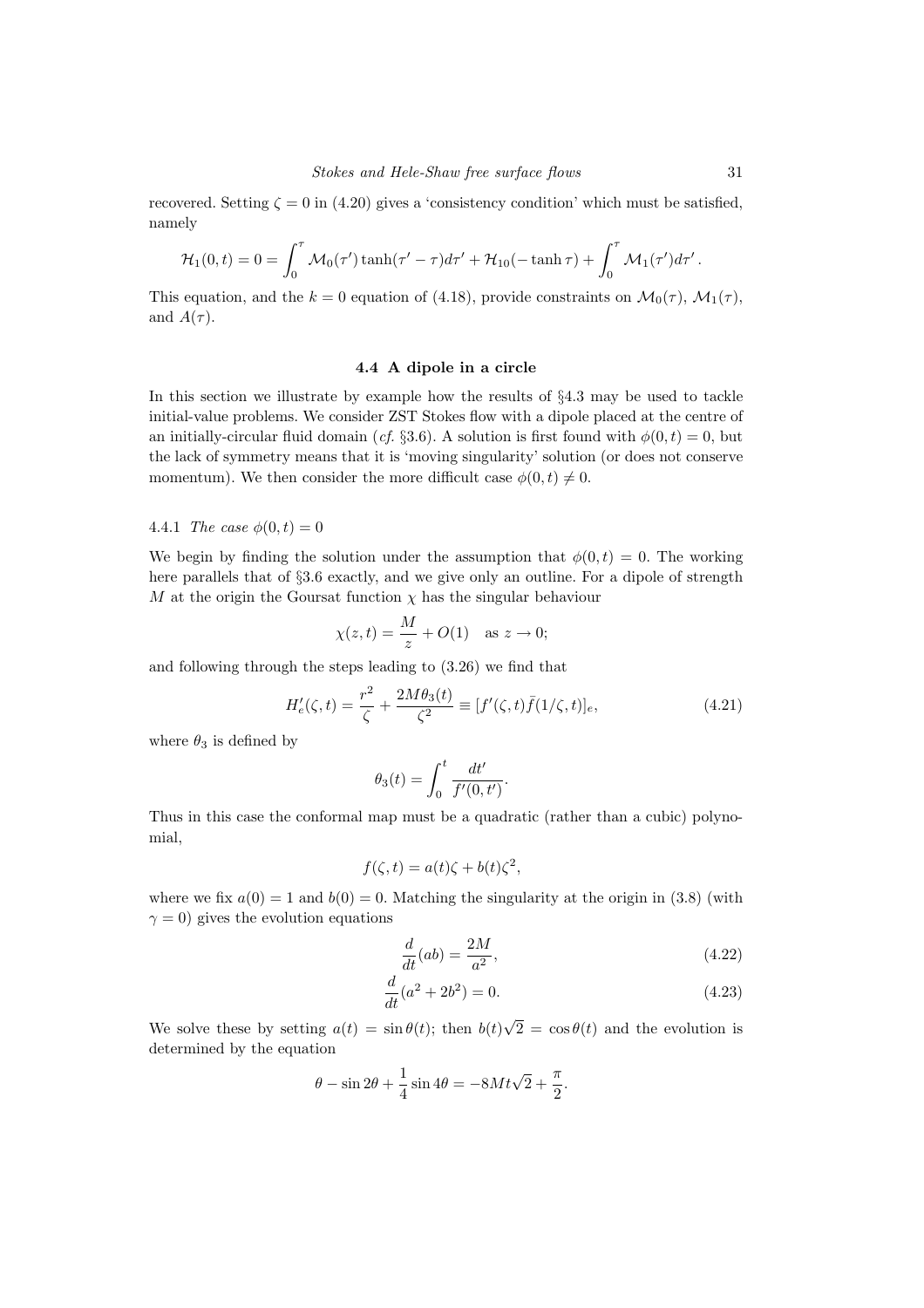recovered. Setting $\zeta = 0$ in (4.20) gives a 'consistency condition' which must be satisfied, namely

$$\mathcal{H}_1(0,t) = 0 = \int_0^\tau \mathcal{M}_0(\tau')\tanh(\tau' - \tau)d\tau' + \mathcal{H}_{10}(-\tanh\tau) + \int_0^\tau \mathcal{M}_1(\tau')d\tau' .$$

This equation, and the $k = 0$ equation of (4.18), provide constraints on $\mathcal{M}_0(\tau)$, $\mathcal{M}_1(\tau)$, and $A(\tau)$.

### 4.4 A dipole in a circle

In this section we illustrate by example how the results of §4.3 may be used to tackle initial-value problems. We consider ZST Stokes flow with a dipole placed at the centre of an initially-circular fluid domain (*cf.* §3.6). A solution is first found with $\phi(0,t) = 0$, but the lack of symmetry means that it is 'moving singularity' solution (or does not conserve momentum). We then consider the more difficult case $\phi(0,t) \neq 0$.

#### 4.4.1 *The case* $\phi(0,t) = 0$

We begin by finding the solution under the assumption that $\phi(0,t) = 0$. The working here parallels that of §3.6 exactly, and we give only an outline. For a dipole of strength $M$ at the origin the Goursat function $\chi$ has the singular behaviour

$$\chi(z,t) = \frac{M}{z} + O(1) \quad \text{as } z \to 0;$$

and following through the steps leading to (3.26) we find that

$$H_e'(\zeta,t) = \frac{r^2}{\zeta} + \frac{2M\theta_3(t)}{\zeta^2} \equiv [f'(\zeta,t)\bar{f}(1/\zeta,t)]_e, \tag{4.21}$$

where $\theta_3$ is defined by

$$\theta_3(t) = \int_0^t \frac{dt'}{f'(0,t')}.$$

Thus in this case the conformal map must be a quadratic (rather than a cubic) polynomial,

$$f(\zeta,t) = a(t)\zeta + b(t)\zeta^2,$$

where we fix $a(0) = 1$ and $b(0) = 0$. Matching the singularity at the origin in (3.8) (with $\gamma = 0$) gives the evolution equations

$$\frac{d}{dt}(ab) = \frac{2M}{a^2}, \tag{4.22}$$

$$\frac{d}{dt}(a^2 + 2b^2) = 0. \tag{4.23}$$

We solve these by setting $a(t) = \sin\theta(t)$; then $b(t)\sqrt{2} = \cos\theta(t)$ and the evolution is determined by the equation

$$\theta - \sin 2\theta + \frac{1}{4}\sin 4\theta = -8Mt\sqrt{2} + \frac{\pi}{2}.$$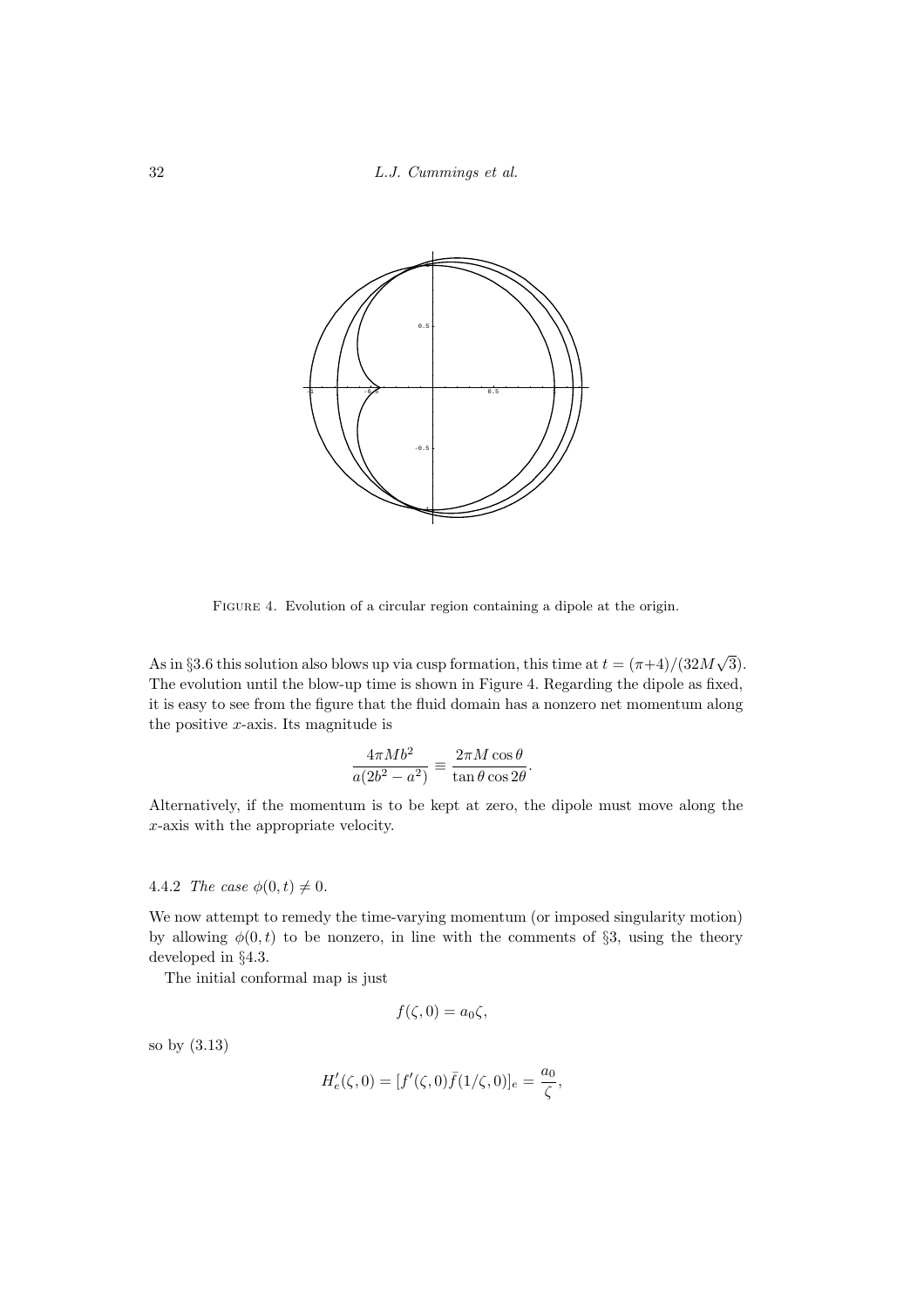FIGURE 4. Evolution of a circular region containing a dipole at the origin.

As in §3.6 this solution also blows up via cusp formation, this time at $t = (\pi+4)/(32M\sqrt{3})$. The evolution until the blow-up time is shown in Figure 4. Regarding the dipole as fixed, it is easy to see from the figure that the fluid domain has a nonzero net momentum along the positive $x$-axis. Its magnitude is

$$\frac{4\pi M b^2}{a(2b^2 - a^2)} \equiv \frac{2\pi M \cos\theta}{\tan\theta \cos 2\theta}.$$

Alternatively, if the momentum is to be kept at zero, the dipole must move along the $x$-axis with the appropriate velocity.

#### 4.4.2 *The case* $\phi(0,t) \neq 0$.

We now attempt to remedy the time-varying momentum (or imposed singularity motion) by allowing $\phi(0,t)$ to be nonzero, in line with the comments of §3, using the theory developed in §4.3.

The initial conformal map is just

$$f(\zeta, 0) = a_0 \zeta,$$

so by (3.13)

$$H_e'(\zeta, 0) = [f'(\zeta, 0)\bar{f}(1/\zeta, 0)]_e = \frac{a_0}{\zeta},$$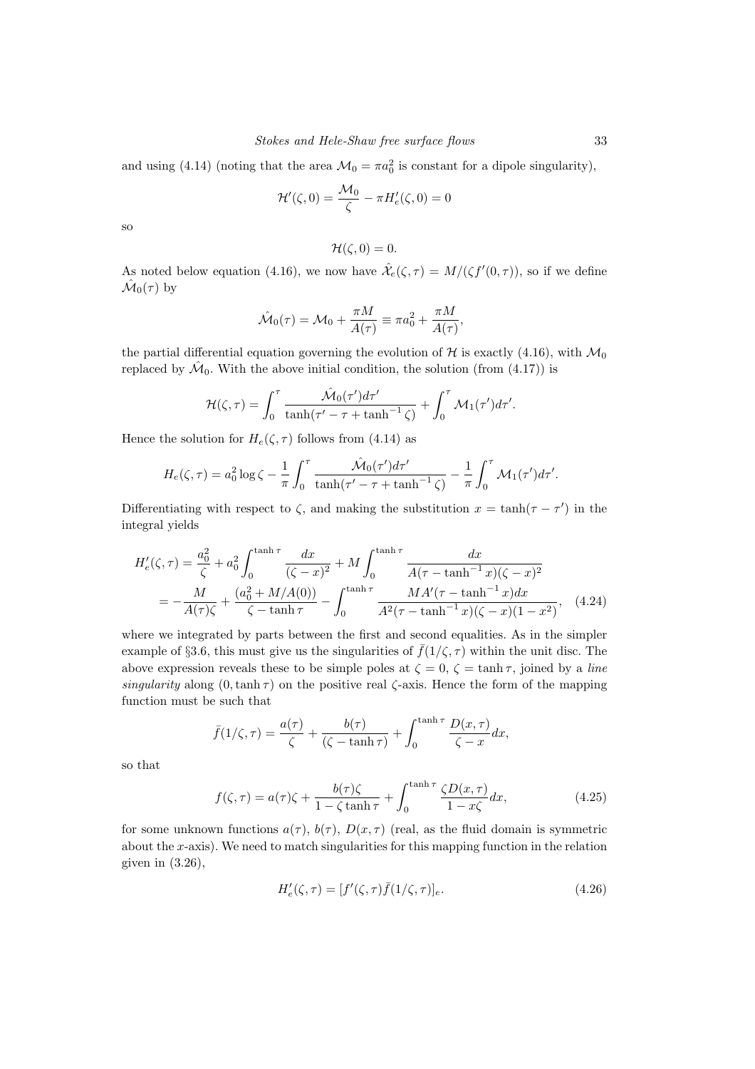and using (4.14) (noting that the area $\mathcal{M}_0 = \pi a_0^2$ is constant for a dipole singularity),

$$\mathcal{H}'(\zeta, 0) = \frac{\mathcal{M}_0}{\zeta} - \pi H_e'(\zeta, 0) = 0$$

so

$$\mathcal{H}(\zeta, 0) = 0.$$

As noted below equation (4.16), we now have $\hat{\mathcal{X}}_e(\zeta, \tau) = M/(\zeta f'(0, \tau))$, so if we define $\hat{\mathcal{M}}_0(\tau)$ by

$$\hat{\mathcal{M}}_0(\tau) = \mathcal{M}_0 + \frac{\pi M}{A(\tau)} \equiv \pi a_0^2 + \frac{\pi M}{A(\tau)},$$

the partial differential equation governing the evolution of $\mathcal{H}$ is exactly (4.16), with $\mathcal{M}_0$ replaced by $\hat{\mathcal{M}}_0$. With the above initial condition, the solution (from (4.17)) is

$$\mathcal{H}(\zeta, \tau) = \int_0^\tau \frac{\hat{\mathcal{M}}_0(\tau')d\tau'}{\tanh(\tau' - \tau + \tanh^{-1}\zeta)} + \int_0^\tau \mathcal{M}_1(\tau')d\tau'.$$

Hence the solution for $H_e(\zeta, \tau)$ follows from (4.14) as

$$H_e(\zeta, \tau) = a_0^2 \log \zeta - \frac{1}{\pi}\int_0^\tau \frac{\hat{\mathcal{M}}_0(\tau')d\tau'}{\tanh(\tau' - \tau + \tanh^{-1}\zeta)} - \frac{1}{\pi}\int_0^\tau \mathcal{M}_1(\tau')d\tau'.$$

Differentiating with respect to $\zeta$, and making the substitution $x = \tanh(\tau - \tau')$ in the integral yields

$$\begin{aligned} H_e'(\zeta, \tau) &= \frac{a_0^2}{\zeta} + a_0^2 \int_0^{\tanh\tau} \frac{dx}{(\zeta - x)^2} + M\int_0^{\tanh\tau} \frac{dx}{A(\tau - \tanh^{-1}x)(\zeta - x)^2} \\ &= -\frac{M}{A(\tau)\zeta} + \frac{(a_0^2 + M/A(0))}{\zeta - \tanh\tau} - \int_0^{\tanh\tau} \frac{MA'(\tau - \tanh^{-1}x)dx}{A^2(\tau - \tanh^{-1}x)(\zeta - x)(1 - x^2)}, \end{aligned} \quad (4.24)$$

where we integrated by parts between the first and second equalities. As in the simpler example of §3.6, this must give us the singularities of $\bar{f}(1/\zeta, \tau)$ within the unit disc. The above expression reveals these to be simple poles at $\zeta = 0$, $\zeta = \tanh\tau$, joined by a *line singularity* along $(0, \tanh\tau)$ on the positive real $\zeta$-axis. Hence the form of the mapping function must be such that

$$\bar{f}(1/\zeta, \tau) = \frac{a(\tau)}{\zeta} + \frac{b(\tau)}{(\zeta - \tanh\tau)} + \int_0^{\tanh\tau} \frac{D(x, \tau)}{\zeta - x}dx,$$

so that

$$f(\zeta, \tau) = a(\tau)\zeta + \frac{b(\tau)\zeta}{1 - \zeta\tanh\tau} + \int_0^{\tanh\tau} \frac{\zeta D(x, \tau)}{1 - x\zeta}dx, \quad (4.25)$$

for some unknown functions $a(\tau)$, $b(\tau)$, $D(x, \tau)$ (real, as the fluid domain is symmetric about the $x$-axis). We need to match singularities for this mapping function in the relation given in (3.26),

$$H_e'(\zeta, \tau) = [f'(\zeta, \tau)\bar{f}(1/\zeta, \tau)]_e. \quad (4.26)$$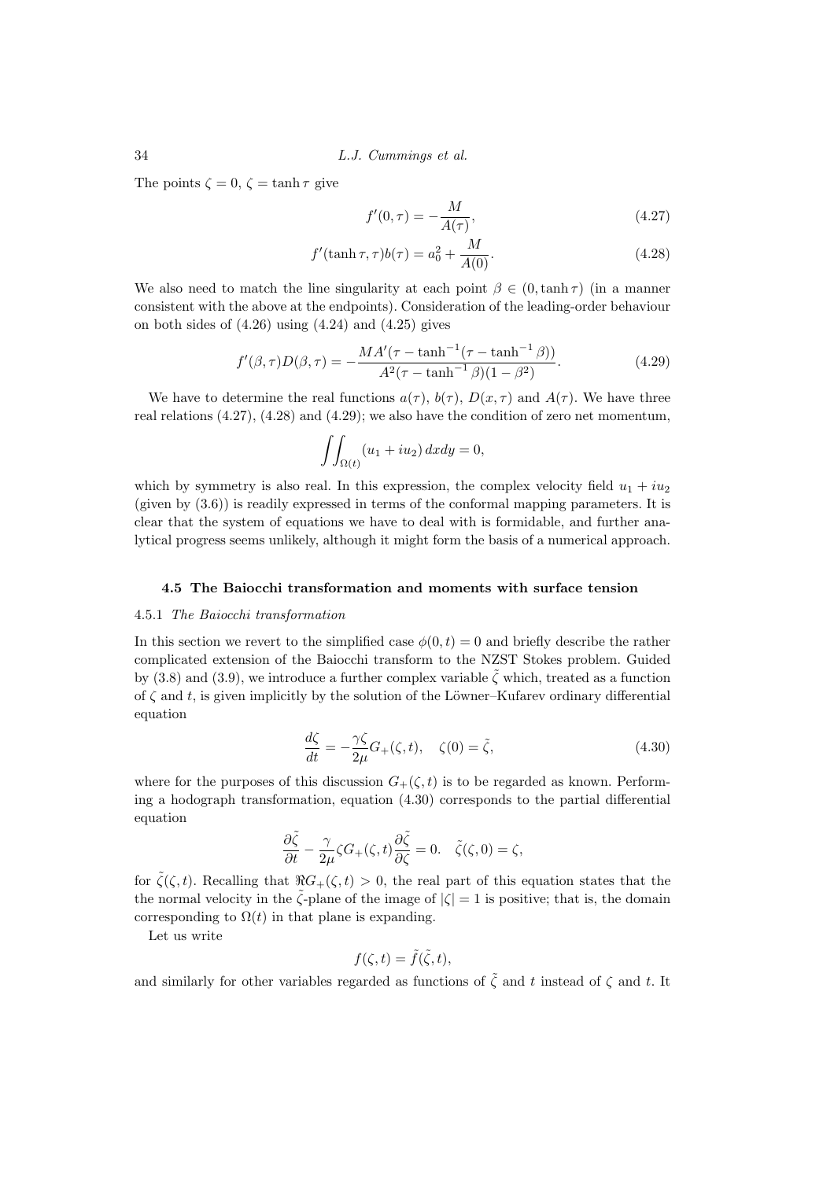The points $\zeta = 0$, $\zeta = \tanh \tau$ give

$$f'(0, \tau) = -\frac{M}{A(\tau)}, \tag{4.27}$$

$$f'(\tanh \tau, \tau) b(\tau) = a_0^2 + \frac{M}{A(0)}. \tag{4.28}$$

We also need to match the line singularity at each point $\beta \in (0, \tanh \tau)$ (in a manner consistent with the above at the endpoints). Consideration of the leading-order behaviour on both sides of (4.26) using (4.24) and (4.25) gives

$$f'(\beta, \tau) D(\beta, \tau) = -\frac{MA'(\tau - \tanh^{-1}(\tau - \tanh^{-1}\beta))}{A^2(\tau - \tanh^{-1}\beta)(1 - \beta^2)}. \tag{4.29}$$

We have to determine the real functions $a(\tau)$, $b(\tau)$, $D(x, \tau)$ and $A(\tau)$. We have three real relations (4.27), (4.28) and (4.29); we also have the condition of zero net momentum,

$$\iint_{\Omega(t)} (u_1 + iu_2)\, dxdy = 0,$$

which by symmetry is also real. In this expression, the complex velocity field $u_1 + iu_2$ (given by (3.6)) is readily expressed in terms of the conformal mapping parameters. It is clear that the system of equations we have to deal with is formidable, and further analytical progress seems unlikely, although it might form the basis of a numerical approach.

### 4.5 The Baiocchi transformation and moments with surface tension

#### 4.5.1 *The Baiocchi transformation*

In this section we revert to the simplified case $\phi(0, t) = 0$ and briefly describe the rather complicated extension of the Baiocchi transform to the NZST Stokes problem. Guided by (3.8) and (3.9), we introduce a further complex variable $\tilde{\zeta}$ which, treated as a function of $\zeta$ and $t$, is given implicitly by the solution of the Löwner–Kufarev ordinary differential equation

$$\frac{d\zeta}{dt} = -\frac{\gamma \zeta}{2\mu} G_+(\zeta, t), \quad \zeta(0) = \tilde{\zeta}, \tag{4.30}$$

where for the purposes of this discussion $G_+(\zeta, t)$ is to be regarded as known. Performing a hodograph transformation, equation (4.30) corresponds to the partial differential equation

$$\frac{\partial \tilde{\zeta}}{\partial t} - \frac{\gamma}{2\mu} \zeta G_+(\zeta, t) \frac{\partial \tilde{\zeta}}{\partial \zeta} = 0. \quad \tilde{\zeta}(\zeta, 0) = \zeta,$$

for $\tilde{\zeta}(\zeta, t)$. Recalling that $\Re G_+(\zeta, t) > 0$, the real part of this equation states that the the normal velocity in the $\tilde{\zeta}$-plane of the image of $|\zeta| = 1$ is positive; that is, the domain corresponding to $\Omega(t)$ in that plane is expanding.

Let us write

$$f(\zeta, t) = \tilde{f}(\tilde{\zeta}, t),$$

and similarly for other variables regarded as functions of $\tilde{\zeta}$ and $t$ instead of $\zeta$ and $t$. It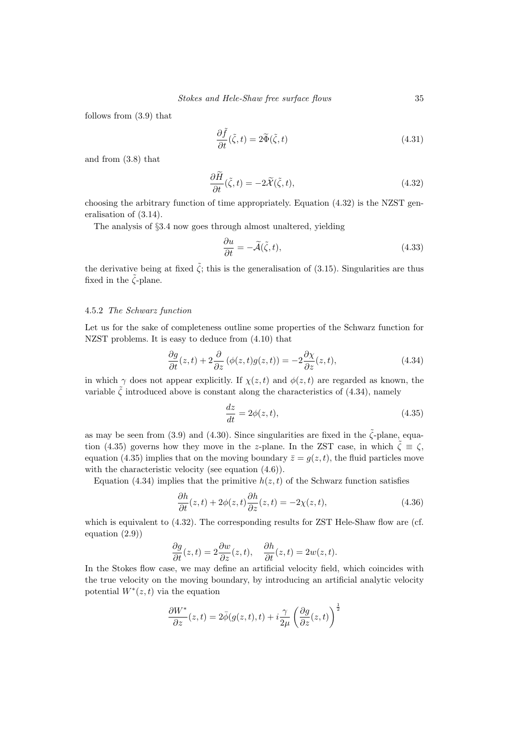follows from (3.9) that

$$\frac{\partial \tilde{f}}{\partial t}(\tilde{\zeta}, t) = 2\widetilde{\Phi}(\tilde{\zeta}, t) \tag{4.31}$$

and from (3.8) that

$$\frac{\partial \widetilde{H}}{\partial t}(\tilde{\zeta}, t) = -2\widetilde{\mathcal{X}}(\tilde{\zeta}, t), \tag{4.32}$$

choosing the arbitrary function of time appropriately. Equation (4.32) is the NZST generalisation of (3.14).

The analysis of §3.4 now goes through almost unaltered, yielding

$$\frac{\partial u}{\partial t} = -\widetilde{\mathcal{A}}(\tilde{\zeta}, t), \tag{4.33}$$

the derivative being at fixed $\tilde{\zeta}$; this is the generalisation of (3.15). Singularities are thus fixed in the $\tilde{\zeta}$-plane.

### 4.5.2 *The Schwarz function*

Let us for the sake of completeness outline some properties of the Schwarz function for NZST problems. It is easy to deduce from (4.10) that

$$\frac{\partial g}{\partial t}(z, t) + 2\frac{\partial}{\partial z}\left(\phi(z, t)g(z, t)\right) = -2\frac{\partial \chi}{\partial z}(z, t), \tag{4.34}$$

in which $\gamma$ does not appear explicitly. If $\chi(z, t)$ and $\phi(z, t)$ are regarded as known, the variable $\tilde{\zeta}$ introduced above is constant along the characteristics of (4.34), namely

$$\frac{dz}{dt} = 2\phi(z, t), \tag{4.35}$$

as may be seen from (3.9) and (4.30). Since singularities are fixed in the $\tilde{\zeta}$-plane, equation (4.35) governs how they move in the $z$-plane. In the ZST case, in which $\tilde{\zeta} \equiv \zeta$, equation (4.35) implies that on the moving boundary $\bar{z} = g(z, t)$, the fluid particles move with the characteristic velocity (see equation (4.6)).

Equation (4.34) implies that the primitive $h(z, t)$ of the Schwarz function satisfies

$$\frac{\partial h}{\partial t}(z, t) + 2\phi(z, t)\frac{\partial h}{\partial z}(z, t) = -2\chi(z, t), \tag{4.36}$$

which is equivalent to (4.32). The corresponding results for ZST Hele-Shaw flow are (cf. equation (2.9))

$$\frac{\partial g}{\partial t}(z, t) = 2\frac{\partial w}{\partial z}(z, t), \quad \frac{\partial h}{\partial t}(z, t) = 2w(z, t).$$

In the Stokes flow case, we may define an artificial velocity field, which coincides with the true velocity on the moving boundary, by introducing an artificial analytic velocity potential $W^*(z, t)$ via the equation

$$\frac{\partial W^*}{\partial z}(z, t) = 2\bar{\phi}(g(z, t), t) + i\frac{\gamma}{2\mu}\left(\frac{\partial g}{\partial z}(z, t)\right)^{\frac{1}{2}}$$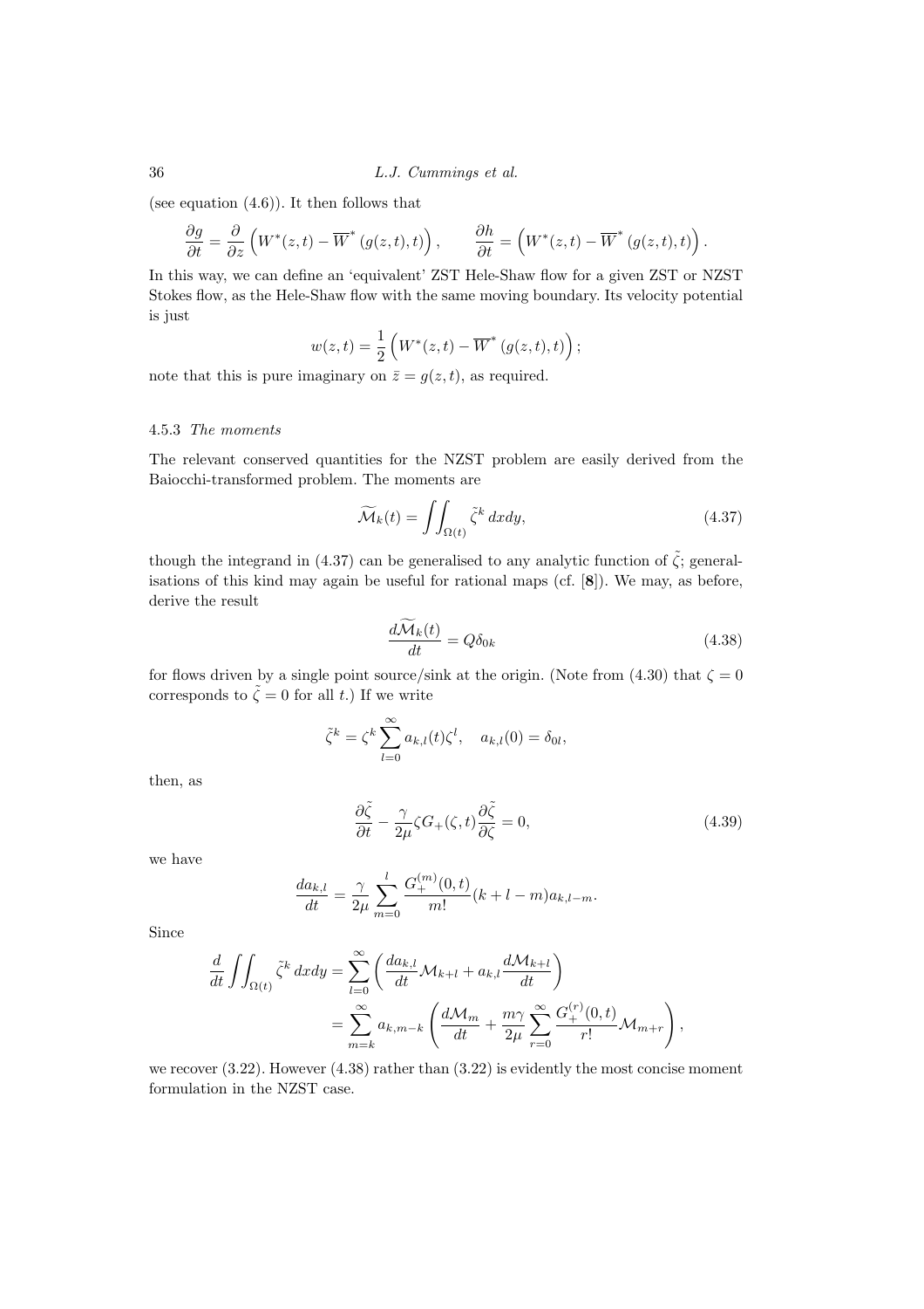(see equation (4.6)). It then follows that

$$\frac{\partial g}{\partial t} = \frac{\partial}{\partial z}\left(W^*(z,t) - \overline{W}^*\left(g(z,t),t\right)\right), \qquad \frac{\partial h}{\partial t} = \left(W^*(z,t) - \overline{W}^*\left(g(z,t),t\right)\right).$$

In this way, we can define an 'equivalent' ZST Hele-Shaw flow for a given ZST or NZST Stokes flow, as the Hele-Shaw flow with the same moving boundary. Its velocity potential is just

$$w(z,t) = \frac{1}{2}\left(W^*(z,t) - \overline{W}^*\left(g(z,t),t\right)\right);$$

note that this is pure imaginary on $\bar{z} = g(z,t)$, as required.

#### 4.5.3 *The moments*

The relevant conserved quantities for the NZST problem are easily derived from the Baiocchi-transformed problem. The moments are

$$\widetilde{\mathcal{M}}_k(t) = \iint_{\Omega(t)} \tilde{\zeta}^k \, dxdy, \tag{4.37}$$

though the integrand in (4.37) can be generalised to any analytic function of $\tilde{\zeta}$; generalisations of this kind may again be useful for rational maps (cf. [**8**]). We may, as before, derive the result

$$\frac{d\widetilde{\mathcal{M}}_k(t)}{dt} = Q\delta_{0k} \tag{4.38}$$

for flows driven by a single point source/sink at the origin. (Note from (4.30) that $\zeta = 0$ corresponds to $\tilde{\zeta} = 0$ for all $t$.) If we write

$$\tilde{\zeta}^k = \zeta^k \sum_{l=0}^{\infty} a_{k,l}(t)\zeta^l, \quad a_{k,l}(0) = \delta_{0l},$$

then, as

$$\frac{\partial \tilde{\zeta}}{\partial t} - \frac{\gamma}{2\mu}\zeta G_+(\zeta,t)\frac{\partial \tilde{\zeta}}{\partial \zeta} = 0, \tag{4.39}$$

we have

$$\frac{da_{k,l}}{dt} = \frac{\gamma}{2\mu}\sum_{m=0}^{l} \frac{G_+^{(m)}(0,t)}{m!}(k+l-m)a_{k,l-m}.$$

Since

$$\begin{aligned}
\frac{d}{dt}\iint_{\Omega(t)} \tilde{\zeta}^k \, dxdy &= \sum_{l=0}^{\infty}\left(\frac{da_{k,l}}{dt}\mathcal{M}_{k+l} + a_{k,l}\frac{d\mathcal{M}_{k+l}}{dt}\right) \\
&= \sum_{m=k}^{\infty} a_{k,m-k}\left(\frac{d\mathcal{M}_m}{dt} + \frac{m\gamma}{2\mu}\sum_{r=0}^{\infty}\frac{G_+^{(r)}(0,t)}{r!}\mathcal{M}_{m+r}\right),
\end{aligned}$$

we recover (3.22). However (4.38) rather than (3.22) is evidently the most concise moment formulation in the NZST case.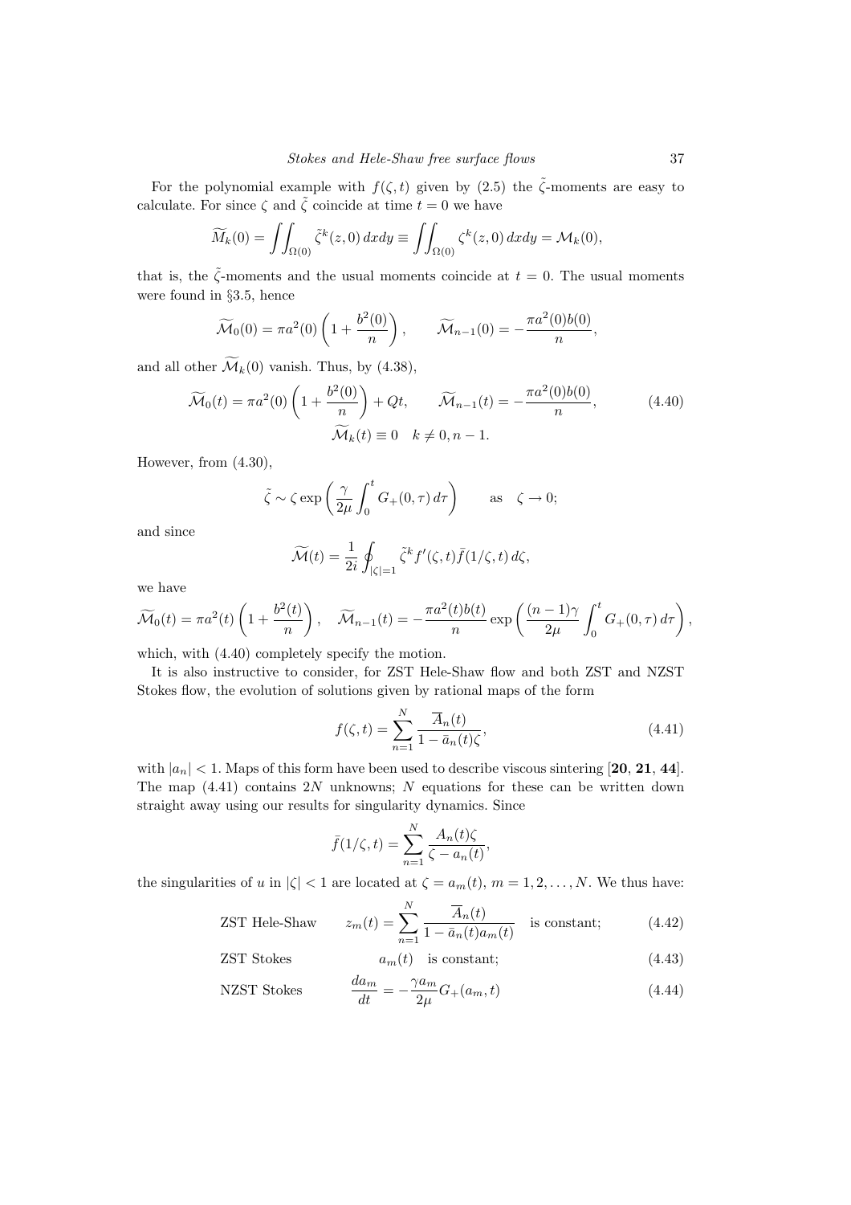For the polynomial example with $f(\zeta,t)$ given by (2.5) the $\tilde{\zeta}$-moments are easy to calculate. For since $\zeta$ and $\tilde{\zeta}$ coincide at time $t=0$ we have

$$
\widetilde{M}_k(0) = \iint_{\Omega(0)} \tilde{\zeta}^k(z,0)\, dxdy \equiv \iint_{\Omega(0)} \zeta^k(z,0)\, dxdy = \mathcal{M}_k(0),
$$

that is, the $\tilde{\zeta}$-moments and the usual moments coincide at $t=0$. The usual moments were found in §3.5, hence

$$
\widetilde{\mathcal{M}}_0(0) = \pi a^2(0)\left(1+\frac{b^2(0)}{n}\right), \qquad \widetilde{\mathcal{M}}_{n-1}(0) = -\frac{\pi a^2(0) b(0)}{n},
$$

and all other $\widetilde{\mathcal{M}}_k(0)$ vanish. Thus, by (4.38),

$$
\widetilde{\mathcal{M}}_0(t) = \pi a^2(0)\left(1+\frac{b^2(0)}{n}\right) + Qt, \qquad \widetilde{\mathcal{M}}_{n-1}(t) = -\frac{\pi a^2(0) b(0)}{n}, \tag{4.40}
$$
$$
\widetilde{\mathcal{M}}_k(t) \equiv 0 \quad k \neq 0, n-1.
$$

However, from (4.30),

$$
\tilde{\zeta} \sim \zeta \exp\left(\frac{\gamma}{2\mu}\int_0^t G_+(0,\tau)\, d\tau\right) \qquad \text{as} \quad \zeta \to 0;
$$

and since

$$
\widetilde{\mathcal{M}}(t) = \frac{1}{2i}\oint_{|\zeta|=1} \tilde{\zeta}^k f'(\zeta,t)\bar{f}(1/\zeta,t)\, d\zeta,
$$

we have

$$
\widetilde{\mathcal{M}}_0(t) = \pi a^2(t)\left(1+\frac{b^2(t)}{n}\right), \quad \widetilde{\mathcal{M}}_{n-1}(t) = -\frac{\pi a^2(t) b(t)}{n}\exp\left(\frac{(n-1)\gamma}{2\mu}\int_0^t G_+(0,\tau)\, d\tau\right),
$$

which, with (4.40) completely specify the motion.

It is also instructive to consider, for ZST Hele-Shaw flow and both ZST and NZST Stokes flow, the evolution of solutions given by rational maps of the form

$$
f(\zeta,t) = \sum_{n=1}^{N} \frac{\overline{A}_n(t)}{1-\bar{a}_n(t)\zeta}, \tag{4.41}
$$

with $|a_n|<1$. Maps of this form have been used to describe viscous sintering [**20**, **21**, **44**]. The map (4.41) contains $2N$ unknowns; $N$ equations for these can be written down straight away using our results for singularity dynamics. Since

$$
\bar{f}(1/\zeta,t) = \sum_{n=1}^{N} \frac{A_n(t)\zeta}{\zeta - a_n(t)},
$$

the singularities of $u$ in $|\zeta|<1$ are located at $\zeta = a_m(t)$, $m=1,2,\ldots,N$. We thus have:

$$
\text{ZST Hele-Shaw} \qquad z_m(t) = \sum_{n=1}^{N} \frac{\overline{A}_n(t)}{1-\bar{a}_n(t)a_m(t)} \quad \text{is constant;} \tag{4.42}
$$

$$
\text{ZST Stokes} \qquad a_m(t) \quad \text{is constant;} \tag{4.43}
$$

$$
\text{NZST Stokes} \qquad \frac{da_m}{dt} = -\frac{\gamma a_m}{2\mu} G_+(a_m,t) \tag{4.44}
$$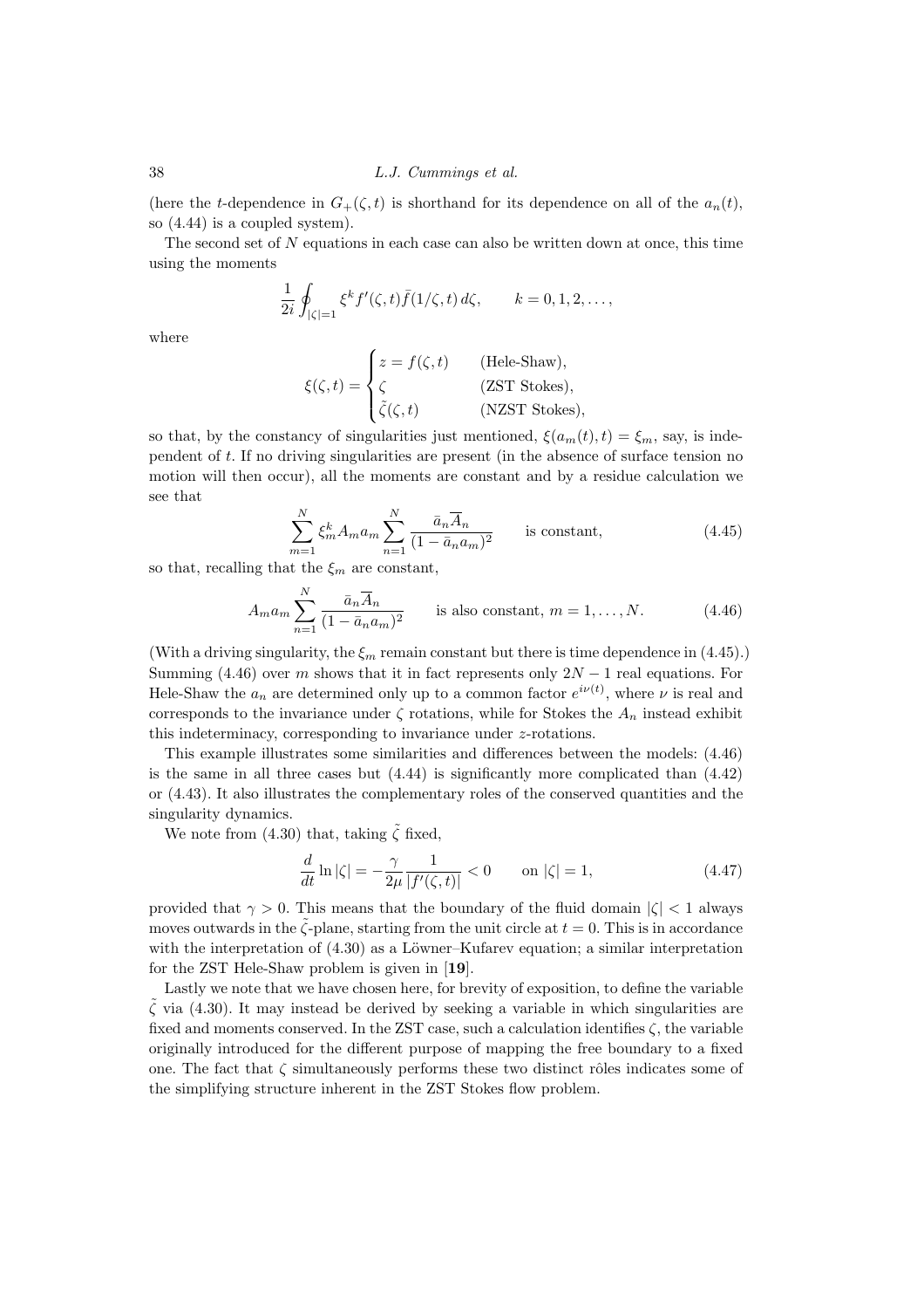(here the $t$-dependence in $G_+(\zeta,t)$ is shorthand for its dependence on all of the $a_n(t)$, so (4.44) is a coupled system).

The second set of $N$ equations in each case can also be written down at once, this time using the moments

$$\frac{1}{2i}\oint_{|\zeta|=1} \xi^k f'(\zeta,t)\bar{f}(1/\zeta,t)\,d\zeta, \qquad k=0,1,2,\ldots,$$

where

$$\xi(\zeta,t) = \begin{cases} z = f(\zeta,t) & \text{(Hele-Shaw)}, \\ \zeta & \text{(ZST Stokes)}, \\ \tilde{\zeta}(\zeta,t) & \text{(NZST Stokes)}, \end{cases}$$

so that, by the constancy of singularities just mentioned, $\xi(a_m(t),t)=\xi_m$, say, is independent of $t$. If no driving singularities are present (in the absence of surface tension no motion will then occur), all the moments are constant and by a residue calculation we see that

$$\sum_{m=1}^{N} \xi_m^k A_m a_m \sum_{n=1}^{N} \frac{\bar{a}_n \overline{A}_n}{(1-\bar{a}_n a_m)^2} \qquad \text{is constant,} \tag{4.45}$$

so that, recalling that the $\xi_m$ are constant,

$$A_m a_m \sum_{n=1}^{N} \frac{\bar{a}_n \overline{A}_n}{(1-\bar{a}_n a_m)^2} \qquad \text{is also constant, } m=1,\ldots,N. \tag{4.46}$$

(With a driving singularity, the $\xi_m$ remain constant but there is time dependence in (4.45).) Summing (4.46) over $m$ shows that it in fact represents only $2N-1$ real equations. For Hele-Shaw the $a_n$ are determined only up to a common factor $e^{i\nu(t)}$, where $\nu$ is real and corresponds to the invariance under $\zeta$ rotations, while for Stokes the $A_n$ instead exhibit this indeterminacy, corresponding to invariance under $z$-rotations.

This example illustrates some similarities and differences between the models: (4.46) is the same in all three cases but (4.44) is significantly more complicated than (4.42) or (4.43). It also illustrates the complementary roles of the conserved quantities and the singularity dynamics.

We note from (4.30) that, taking $\tilde{\zeta}$ fixed,

$$\frac{d}{dt}\ln|\zeta| = -\frac{\gamma}{2\mu}\frac{1}{|f'(\zeta,t)|} < 0 \qquad \text{on } |\zeta|=1, \tag{4.47}$$

provided that $\gamma>0$. This means that the boundary of the fluid domain $|\zeta|<1$ always moves outwards in the $\tilde{\zeta}$-plane, starting from the unit circle at $t=0$. This is in accordance with the interpretation of (4.30) as a Löwner–Kufarev equation; a similar interpretation for the ZST Hele-Shaw problem is given in [**19**].

Lastly we note that we have chosen here, for brevity of exposition, to define the variable $\tilde{\zeta}$ via (4.30). It may instead be derived by seeking a variable in which singularities are fixed and moments conserved. In the ZST case, such a calculation identifies $\zeta$, the variable originally introduced for the different purpose of mapping the free boundary to a fixed one. The fact that $\zeta$ simultaneously performs these two distinct rôles indicates some of the simplifying structure inherent in the ZST Stokes flow problem.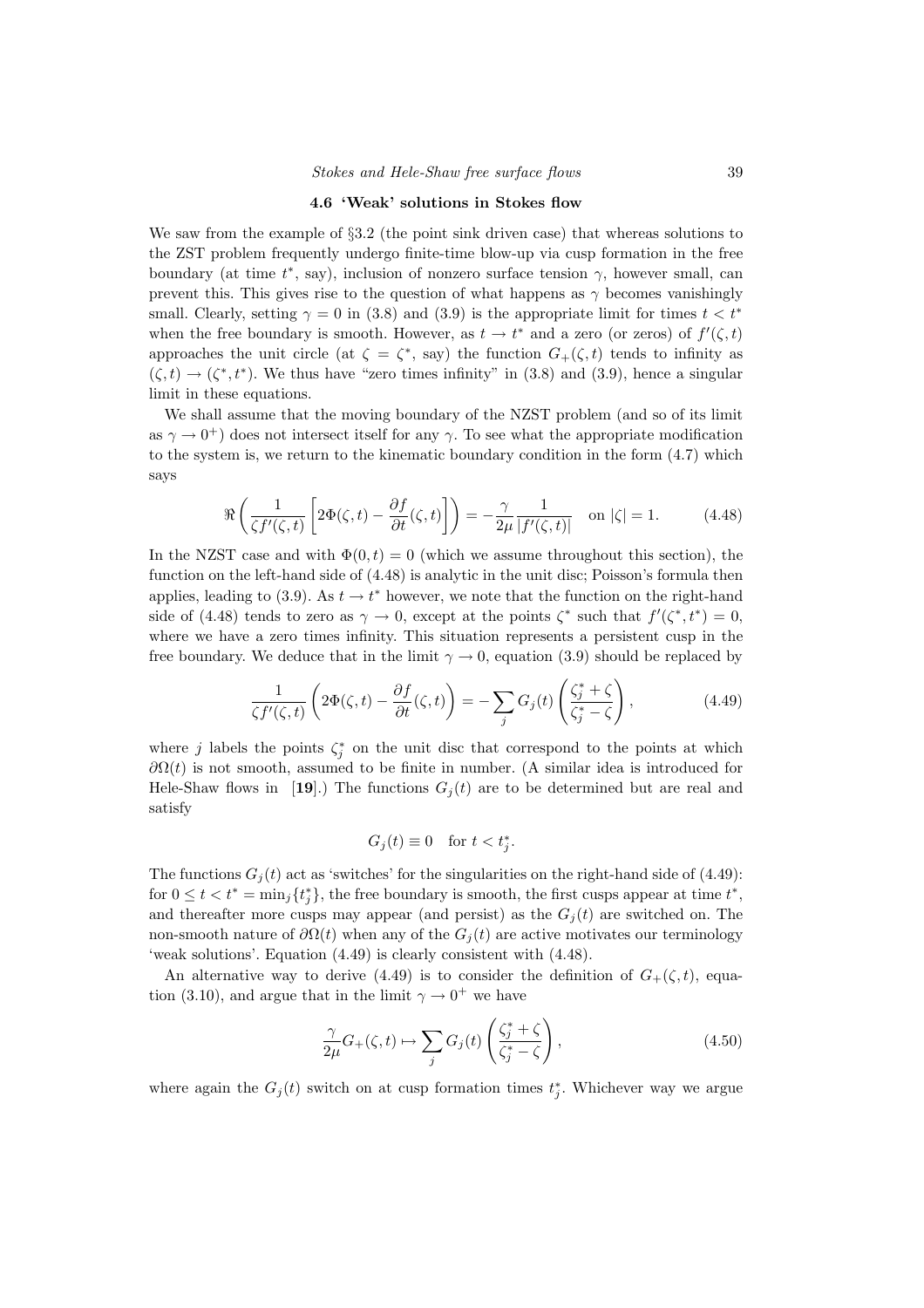### 4.6 'Weak' solutions in Stokes flow

We saw from the example of §3.2 (the point sink driven case) that whereas solutions to the ZST problem frequently undergo finite-time blow-up via cusp formation in the free boundary (at time $t^*$, say), inclusion of nonzero surface tension $\gamma$, however small, can prevent this. This gives rise to the question of what happens as $\gamma$ becomes vanishingly small. Clearly, setting $\gamma = 0$ in (3.8) and (3.9) is the appropriate limit for times $t < t^*$ when the free boundary is smooth. However, as $t \to t^*$ and a zero (or zeros) of $f'(\zeta, t)$ approaches the unit circle (at $\zeta = \zeta^*$, say) the function $G_+(\zeta, t)$ tends to infinity as $(\zeta, t) \to (\zeta^*, t^*)$. We thus have "zero times infinity" in (3.8) and (3.9), hence a singular limit in these equations.

We shall assume that the moving boundary of the NZST problem (and so of its limit as $\gamma \to 0^+$) does not intersect itself for any $\gamma$. To see what the appropriate modification to the system is, we return to the kinematic boundary condition in the form (4.7) which says

$$\Re\left(\frac{1}{\zeta f'(\zeta,t)}\left[2\Phi(\zeta,t) - \frac{\partial f}{\partial t}(\zeta,t)\right]\right) = -\frac{\gamma}{2\mu}\frac{1}{|f'(\zeta,t)|} \quad \text{on } |\zeta| = 1. \tag{4.48}$$

In the NZST case and with $\Phi(0,t) = 0$ (which we assume throughout this section), the function on the left-hand side of (4.48) is analytic in the unit disc; Poisson's formula then applies, leading to (3.9). As $t \to t^*$ however, we note that the function on the right-hand side of (4.48) tends to zero as $\gamma \to 0$, except at the points $\zeta^*$ such that $f'(\zeta^*, t^*) = 0$, where we have a zero times infinity. This situation represents a persistent cusp in the free boundary. We deduce that in the limit $\gamma \to 0$, equation (3.9) should be replaced by

$$\frac{1}{\zeta f'(\zeta,t)}\left(2\Phi(\zeta,t) - \frac{\partial f}{\partial t}(\zeta,t)\right) = -\sum_j G_j(t)\left(\frac{\zeta_j^* + \zeta}{\zeta_j^* - \zeta}\right), \tag{4.49}$$

where $j$ labels the points $\zeta_j^*$ on the unit disc that correspond to the points at which $\partial\Omega(t)$ is not smooth, assumed to be finite in number. (A similar idea is introduced for Hele-Shaw flows in [**19**].) The functions $G_j(t)$ are to be determined but are real and satisfy

$$G_j(t) \equiv 0 \quad \text{for } t < t_j^*.$$

The functions $G_j(t)$ act as 'switches' for the singularities on the right-hand side of (4.49): for $0 \le t < t^* = \min_j\{t_j^*\}$, the free boundary is smooth, the first cusps appear at time $t^*$, and thereafter more cusps may appear (and persist) as the $G_j(t)$ are switched on. The non-smooth nature of $\partial\Omega(t)$ when any of the $G_j(t)$ are active motivates our terminology 'weak solutions'. Equation (4.49) is clearly consistent with (4.48).

An alternative way to derive (4.49) is to consider the definition of $G_+(\zeta, t)$, equation (3.10), and argue that in the limit $\gamma \to 0^+$ we have

$$\frac{\gamma}{2\mu}G_+(\zeta,t) \mapsto \sum_j G_j(t)\left(\frac{\zeta_j^* + \zeta}{\zeta_j^* - \zeta}\right), \tag{4.50}$$

where again the $G_j(t)$ switch on at cusp formation times $t_j^*$. Whichever way we argue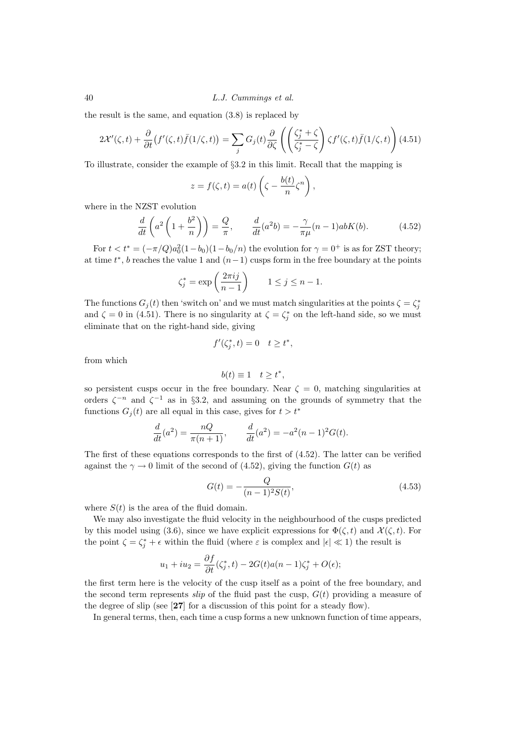the result is the same, and equation (3.8) is replaced by

$$2\mathcal{X}'(\zeta,t) + \frac{\partial}{\partial t}\big(f'(\zeta,t)\bar{f}(1/\zeta,t)\big) = \sum_j G_j(t)\frac{\partial}{\partial \zeta}\left(\left(\frac{\zeta_j^* + \zeta}{\zeta_j^* - \zeta}\right)\zeta f'(\zeta,t)\bar{f}(1/\zeta,t)\right) \tag{4.51}$$

To illustrate, consider the example of §3.2 in this limit. Recall that the mapping is

$$z = f(\zeta,t) = a(t)\left(\zeta - \frac{b(t)}{n}\zeta^n\right),$$

where in the NZST evolution

$$\frac{d}{dt}\left(a^2\left(1+\frac{b^2}{n}\right)\right) = \frac{Q}{\pi}, \qquad \frac{d}{dt}(a^2 b) = -\frac{\gamma}{\pi\mu}(n-1)abK(b). \tag{4.52}$$

For $t < t^* = (-\pi/Q)a_0^2(1-b_0)(1-b_0/n)$ the evolution for $\gamma = 0^+$ is as for ZST theory; at time $t^*$, $b$ reaches the value 1 and $(n-1)$ cusps form in the free boundary at the points

$$\zeta_j^* = \exp\left(\frac{2\pi i j}{n-1}\right) \qquad 1 \le j \le n-1.$$

The functions $G_j(t)$ then 'switch on' and we must match singularities at the points $\zeta = \zeta_j^*$ and $\zeta = 0$ in (4.51). There is no singularity at $\zeta = \zeta_j^*$ on the left-hand side, so we must eliminate that on the right-hand side, giving

$$f'(\zeta_j^*,t) = 0 \quad t \ge t^*,$$

from which

$$b(t) \equiv 1 \quad t \ge t^*,$$

so persistent cusps occur in the free boundary. Near $\zeta = 0$, matching singularities at orders $\zeta^{-n}$ and $\zeta^{-1}$ as in §3.2, and assuming on the grounds of symmetry that the functions $G_j(t)$ are all equal in this case, gives for $t > t^*$

$$\frac{d}{dt}(a^2) = \frac{nQ}{\pi(n+1)}, \qquad \frac{d}{dt}(a^2) = -a^2(n-1)^2 G(t).$$

The first of these equations corresponds to the first of (4.52). The latter can be verified against the $\gamma \to 0$ limit of the second of (4.52), giving the function $G(t)$ as

$$G(t) = -\frac{Q}{(n-1)^2 S(t)}, \tag{4.53}$$

where $S(t)$ is the area of the fluid domain.

We may also investigate the fluid velocity in the neighbourhood of the cusps predicted by this model using (3.6), since we have explicit expressions for $\Phi(\zeta,t)$ and $\mathcal{X}(\zeta,t)$. For the point $\zeta = \zeta_j^* + \epsilon$ within the fluid (where $\varepsilon$ is complex and $|\epsilon| \ll 1$) the result is

$$u_1 + iu_2 = \frac{\partial f}{\partial t}(\zeta_j^*,t) - 2G(t)a(n-1)\zeta_j^* + O(\epsilon);$$

the first term here is the velocity of the cusp itself as a point of the free boundary, and the second term represents *slip* of the fluid past the cusp, $G(t)$ providing a measure of the degree of slip (see [**27**] for a discussion of this point for a steady flow).

In general terms, then, each time a cusp forms a new unknown function of time appears,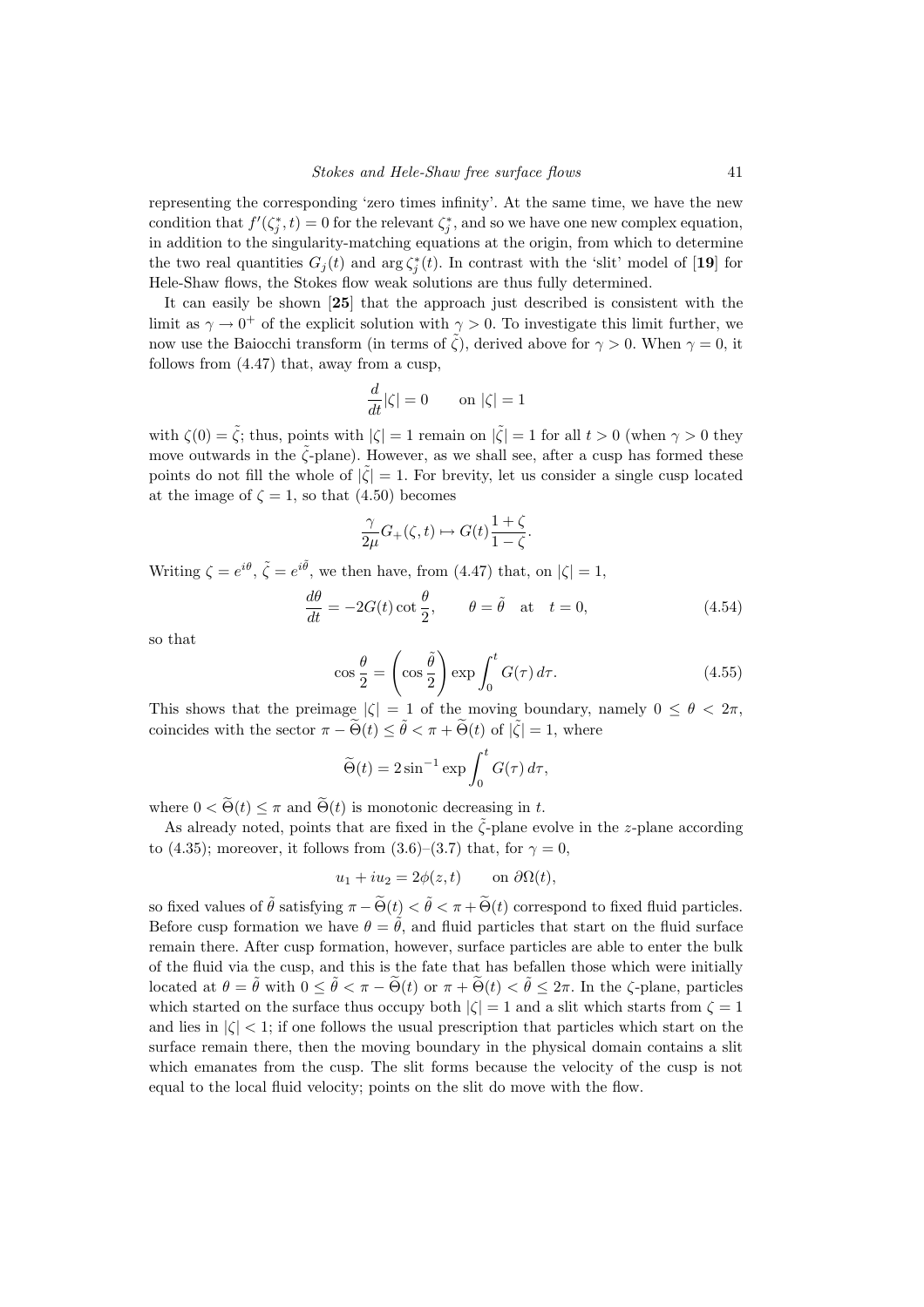representing the corresponding 'zero times infinity'. At the same time, we have the new condition that $f'(\zeta_j^*, t) = 0$ for the relevant $\zeta_j^*$, and so we have one new complex equation, in addition to the singularity-matching equations at the origin, from which to determine the two real quantities $G_j(t)$ and $\arg \zeta_j^*(t)$. In contrast with the 'slit' model of [**19**] for Hele-Shaw flows, the Stokes flow weak solutions are thus fully determined.

It can easily be shown [**25**] that the approach just described is consistent with the limit as $\gamma \to 0^+$ of the explicit solution with $\gamma > 0$. To investigate this limit further, we now use the Baiocchi transform (in terms of $\tilde{\zeta}$), derived above for $\gamma > 0$. When $\gamma = 0$, it follows from (4.47) that, away from a cusp,

$$\frac{d}{dt}|\zeta| = 0 \qquad \text{on } |\zeta| = 1$$

with $\zeta(0) = \tilde{\zeta}$; thus, points with $|\zeta| = 1$ remain on $|\tilde{\zeta}| = 1$ for all $t > 0$ (when $\gamma > 0$ they move outwards in the $\tilde{\zeta}$-plane). However, as we shall see, after a cusp has formed these points do not fill the whole of $|\tilde{\zeta}| = 1$. For brevity, let us consider a single cusp located at the image of $\zeta = 1$, so that (4.50) becomes

$$\frac{\gamma}{2\mu} G_+(\zeta, t) \mapsto G(t) \frac{1+\zeta}{1-\zeta}.$$

Writing $\zeta = e^{i\theta}$, $\tilde{\zeta} = e^{i\tilde{\theta}}$, we then have, from (4.47) that, on $|\zeta| = 1$,

$$\frac{d\theta}{dt} = -2G(t) \cot \frac{\theta}{2}, \qquad \theta = \tilde{\theta} \quad \text{at} \quad t = 0, \tag{4.54}$$

so that

$$\cos \frac{\theta}{2} = \left( \cos \frac{\tilde{\theta}}{2} \right) \exp \int_0^t G(\tau)\, d\tau. \tag{4.55}$$

This shows that the preimage $|\zeta| = 1$ of the moving boundary, namely $0 \le \theta < 2\pi$, coincides with the sector $\pi - \widetilde{\Theta}(t) \le \tilde{\theta} < \pi + \widetilde{\Theta}(t)$ of $|\tilde{\zeta}| = 1$, where

$$\widetilde{\Theta}(t) = 2 \sin^{-1} \exp \int_0^t G(\tau)\, d\tau,$$

where $0 < \widetilde{\Theta}(t) \le \pi$ and $\widetilde{\Theta}(t)$ is monotonic decreasing in $t$.

As already noted, points that are fixed in the $\tilde{\zeta}$-plane evolve in the $z$-plane according to (4.35); moreover, it follows from (3.6)–(3.7) that, for $\gamma = 0$,

$$u_1 + iu_2 = 2\phi(z, t) \qquad \text{on } \partial\Omega(t),$$

so fixed values of $\tilde{\theta}$ satisfying $\pi - \widetilde{\Theta}(t) < \tilde{\theta} < \pi + \widetilde{\Theta}(t)$ correspond to fixed fluid particles. Before cusp formation we have $\theta = \tilde{\theta}$, and fluid particles that start on the fluid surface remain there. After cusp formation, however, surface particles are able to enter the bulk of the fluid via the cusp, and this is the fate that has befallen those which were initially located at $\theta = \tilde{\theta}$ with $0 \le \tilde{\theta} < \pi - \widetilde{\Theta}(t)$ or $\pi + \widetilde{\Theta}(t) < \tilde{\theta} \le 2\pi$. In the $\zeta$-plane, particles which started on the surface thus occupy both $|\zeta| = 1$ and a slit which starts from $\zeta = 1$ and lies in $|\zeta| < 1$; if one follows the usual prescription that particles which start on the surface remain there, then the moving boundary in the physical domain contains a slit which emanates from the cusp. The slit forms because the velocity of the cusp is not equal to the local fluid velocity; points on the slit do move with the flow.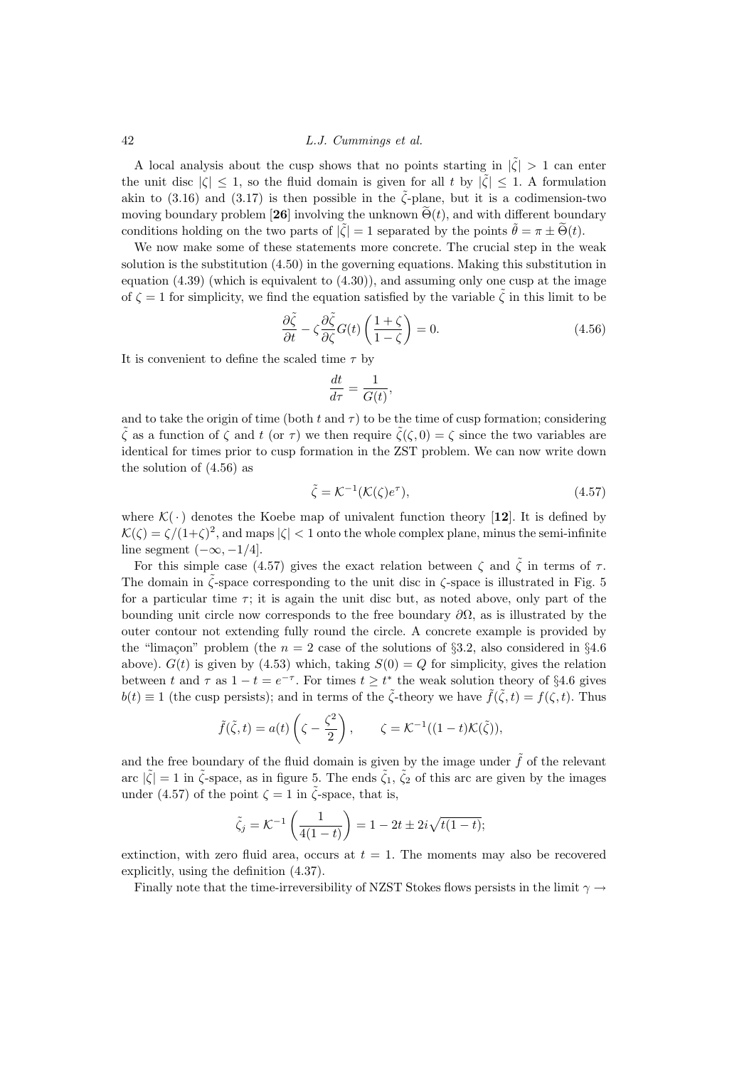A local analysis about the cusp shows that no points starting in $|\tilde{\zeta}| > 1$ can enter the unit disc $|\zeta| \leq 1$, so the fluid domain is given for all $t$ by $|\tilde{\zeta}| \leq 1$. A formulation akin to (3.16) and (3.17) is then possible in the $\tilde{\zeta}$-plane, but it is a codimension-two moving boundary problem [**26**] involving the unknown $\widetilde{\Theta}(t)$, and with different boundary conditions holding on the two parts of $|\tilde{\zeta}| = 1$ separated by the points $\tilde{\theta} = \pi \pm \widetilde{\Theta}(t)$.

We now make some of these statements more concrete. The crucial step in the weak solution is the substitution (4.50) in the governing equations. Making this substitution in equation (4.39) (which is equivalent to (4.30)), and assuming only one cusp at the image of $\zeta = 1$ for simplicity, we find the equation satisfied by the variable $\tilde{\zeta}$ in this limit to be

$$\frac{\partial \tilde{\zeta}}{\partial t} - \zeta \frac{\partial \tilde{\zeta}}{\partial \zeta} G(t) \left( \frac{1+\zeta}{1-\zeta} \right) = 0. \tag{4.56}$$

It is convenient to define the scaled time $\tau$ by

$$\frac{dt}{d\tau} = \frac{1}{G(t)},$$

and to take the origin of time (both $t$ and $\tau$) to be the time of cusp formation; considering $\tilde{\zeta}$ as a function of $\zeta$ and $t$ (or $\tau$) we then require $\tilde{\zeta}(\zeta, 0) = \zeta$ since the two variables are identical for times prior to cusp formation in the ZST problem. We can now write down the solution of (4.56) as

$$\tilde{\zeta} = \mathcal{K}^{-1}(\mathcal{K}(\zeta) e^{\tau}), \tag{4.57}$$

where $\mathcal{K}(\,\cdot\,)$ denotes the Koebe map of univalent function theory [**12**]. It is defined by $\mathcal{K}(\zeta) = \zeta/(1+\zeta)^2$, and maps $|\zeta| < 1$ onto the whole complex plane, minus the semi-infinite line segment $(-\infty, -1/4]$.

For this simple case (4.57) gives the exact relation between $\zeta$ and $\tilde{\zeta}$ in terms of $\tau$. The domain in $\tilde{\zeta}$-space corresponding to the unit disc in $\zeta$-space is illustrated in Fig. 5 for a particular time $\tau$; it is again the unit disc but, as noted above, only part of the bounding unit circle now corresponds to the free boundary $\partial\Omega$, as is illustrated by the outer contour not extending fully round the circle. A concrete example is provided by the "limaçon" problem (the $n = 2$ case of the solutions of §3.2, also considered in §4.6 above). $G(t)$ is given by (4.53) which, taking $S(0) = Q$ for simplicity, gives the relation between $t$ and $\tau$ as $1 - t = e^{-\tau}$. For times $t \geq t^*$ the weak solution theory of §4.6 gives $b(t) \equiv 1$ (the cusp persists); and in terms of the $\tilde{\zeta}$-theory we have $\tilde{f}(\tilde{\zeta}, t) = f(\zeta, t)$. Thus

$$\tilde{f}(\tilde{\zeta}, t) = a(t) \left( \zeta - \frac{\zeta^2}{2} \right), \qquad \zeta = \mathcal{K}^{-1}((1-t)\mathcal{K}(\tilde{\zeta})),$$

and the free boundary of the fluid domain is given by the image under $\tilde{f}$ of the relevant arc $|\tilde{\zeta}| = 1$ in $\tilde{\zeta}$-space, as in figure 5. The ends $\tilde{\zeta}_1$, $\tilde{\zeta}_2$ of this arc are given by the images under (4.57) of the point $\zeta = 1$ in $\tilde{\zeta}$-space, that is,

$$\tilde{\zeta}_j = \mathcal{K}^{-1} \left( \frac{1}{4(1-t)} \right) = 1 - 2t \pm 2i\sqrt{t(1-t)};$$

extinction, with zero fluid area, occurs at $t = 1$. The moments may also be recovered explicitly, using the definition (4.37).

Finally note that the time-irreversibility of NZST Stokes flows persists in the limit $\gamma \rightarrow$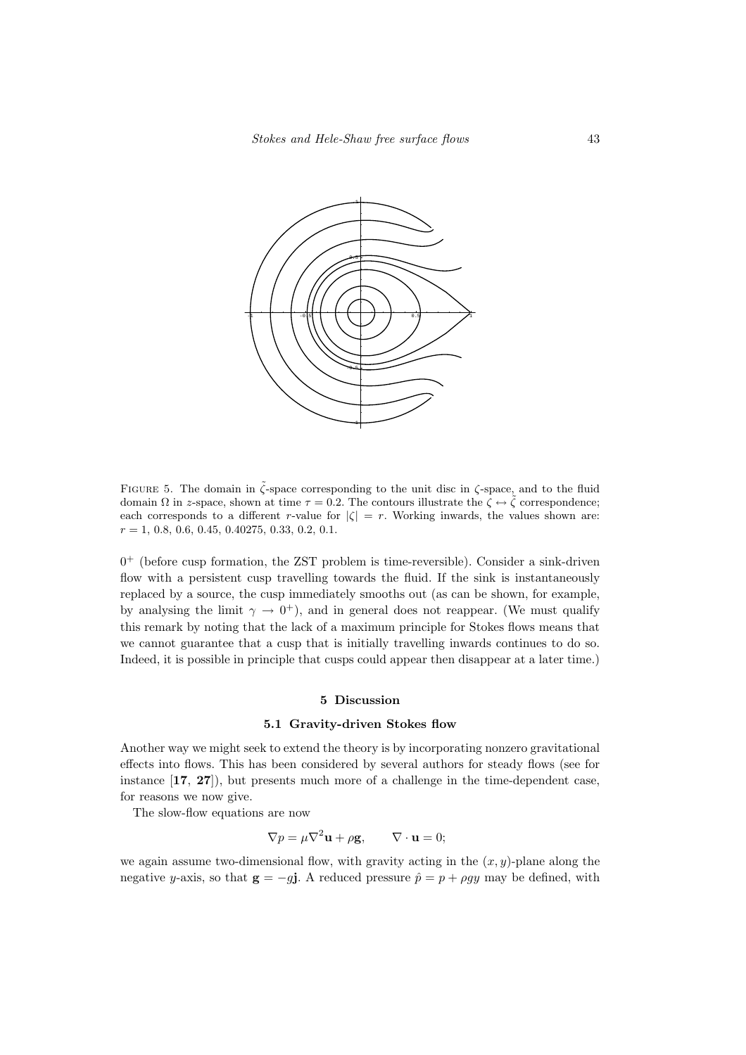FIGURE 5. The domain in $\tilde{\zeta}$-space corresponding to the unit disc in $\zeta$-space, and to the fluid domain $\Omega$ in $z$-space, shown at time $\tau = 0.2$. The contours illustrate the $\zeta \leftrightarrow \tilde{\zeta}$ correspondence; each corresponds to a different $r$-value for $|\zeta| = r$. Working inwards, the values shown are: $r = 1$, 0.8, 0.6, 0.45, 0.40275, 0.33, 0.2, 0.1.

$0^+$ (before cusp formation, the ZST problem is time-reversible). Consider a sink-driven flow with a persistent cusp travelling towards the fluid. If the sink is instantaneously replaced by a source, the cusp immediately smooths out (as can be shown, for example, by analysing the limit $\gamma \to 0^+$), and in general does not reappear. (We must qualify this remark by noting that the lack of a maximum principle for Stokes flows means that we cannot guarantee that a cusp that is initially travelling inwards continues to do so. Indeed, it is possible in principle that cusps could appear then disappear at a later time.)

## 5 Discussion

### 5.1 Gravity-driven Stokes flow

Another way we might seek to extend the theory is by incorporating nonzero gravitational effects into flows. This has been considered by several authors for steady flows (see for instance [**17**, **27**]), but presents much more of a challenge in the time-dependent case, for reasons we now give.

The slow-flow equations are now

$$\nabla p = \mu \nabla^2 \mathbf{u} + \rho \mathbf{g}, \qquad \nabla \cdot \mathbf{u} = 0;$$

we again assume two-dimensional flow, with gravity acting in the $(x, y)$-plane along the negative $y$-axis, so that $\mathbf{g} = -g\mathbf{j}$. A reduced pressure $\hat{p} = p + \rho g y$ may be defined, with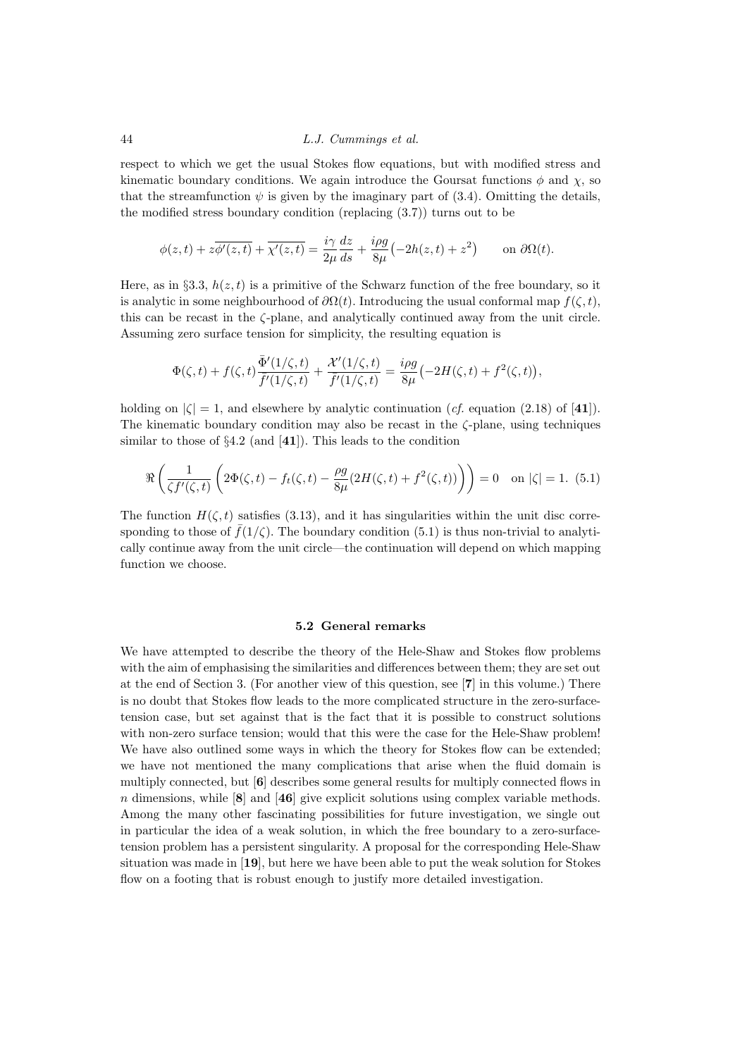respect to which we get the usual Stokes flow equations, but with modified stress and kinematic boundary conditions. We again introduce the Goursat functions $\phi$ and $\chi$, so that the streamfunction $\psi$ is given by the imaginary part of (3.4). Omitting the details, the modified stress boundary condition (replacing (3.7)) turns out to be

$$\phi(z,t) + z\overline{\phi'(z,t)} + \overline{\chi'(z,t)} = \frac{i\gamma}{2\mu}\frac{dz}{ds} + \frac{i\rho g}{8\mu}\big(-2h(z,t) + z^2\big) \qquad \text{on } \partial\Omega(t).$$

Here, as in §3.3, $h(z,t)$ is a primitive of the Schwarz function of the free boundary, so it is analytic in some neighbourhood of $\partial\Omega(t)$. Introducing the usual conformal map $f(\zeta,t)$, this can be recast in the $\zeta$-plane, and analytically continued away from the unit circle. Assuming zero surface tension for simplicity, the resulting equation is

$$\Phi(\zeta,t) + f(\zeta,t)\frac{\bar{\Phi}'(1/\zeta,t)}{\bar{f}'(1/\zeta,t)} + \frac{\bar{\mathcal{X}}'(1/\zeta,t)}{\bar{f}'(1/\zeta,t)} = \frac{i\rho g}{8\mu}\big(-2H(\zeta,t) + f^2(\zeta,t)\big),$$

holding on $|\zeta| = 1$, and elsewhere by analytic continuation (*cf.* equation (2.18) of [**41**]). The kinematic boundary condition may also be recast in the $\zeta$-plane, using techniques similar to those of §4.2 (and [**41**]). This leads to the condition

$$\Re\left(\frac{1}{\zeta f'(\zeta,t)}\left(2\Phi(\zeta,t) - f_t(\zeta,t) - \frac{\rho g}{8\mu}(2H(\zeta,t) + f^2(\zeta,t))\right)\right) = 0 \quad \text{on } |\zeta| = 1. \tag{5.1}$$

The function $H(\zeta,t)$ satisfies (3.13), and it has singularities within the unit disc corresponding to those of $\bar{f}(1/\zeta)$. The boundary condition (5.1) is thus non-trivial to analytically continue away from the unit circle—the continuation will depend on which mapping function we choose.

### 5.2 General remarks

We have attempted to describe the theory of the Hele-Shaw and Stokes flow problems with the aim of emphasising the similarities and differences between them; they are set out at the end of Section 3. (For another view of this question, see [**7**] in this volume.) There is no doubt that Stokes flow leads to the more complicated structure in the zero-surface-tension case, but set against that is the fact that it is possible to construct solutions with non-zero surface tension; would that this were the case for the Hele-Shaw problem! We have also outlined some ways in which the theory for Stokes flow can be extended; we have not mentioned the many complications that arise when the fluid domain is multiply connected, but [**6**] describes some general results for multiply connected flows in $n$ dimensions, while [**8**] and [**46**] give explicit solutions using complex variable methods. Among the many other fascinating possibilities for future investigation, we single out in particular the idea of a weak solution, in which the free boundary to a zero-surface-tension problem has a persistent singularity. A proposal for the corresponding Hele-Shaw situation was made in [**19**], but here we have been able to put the weak solution for Stokes flow on a footing that is robust enough to justify more detailed investigation.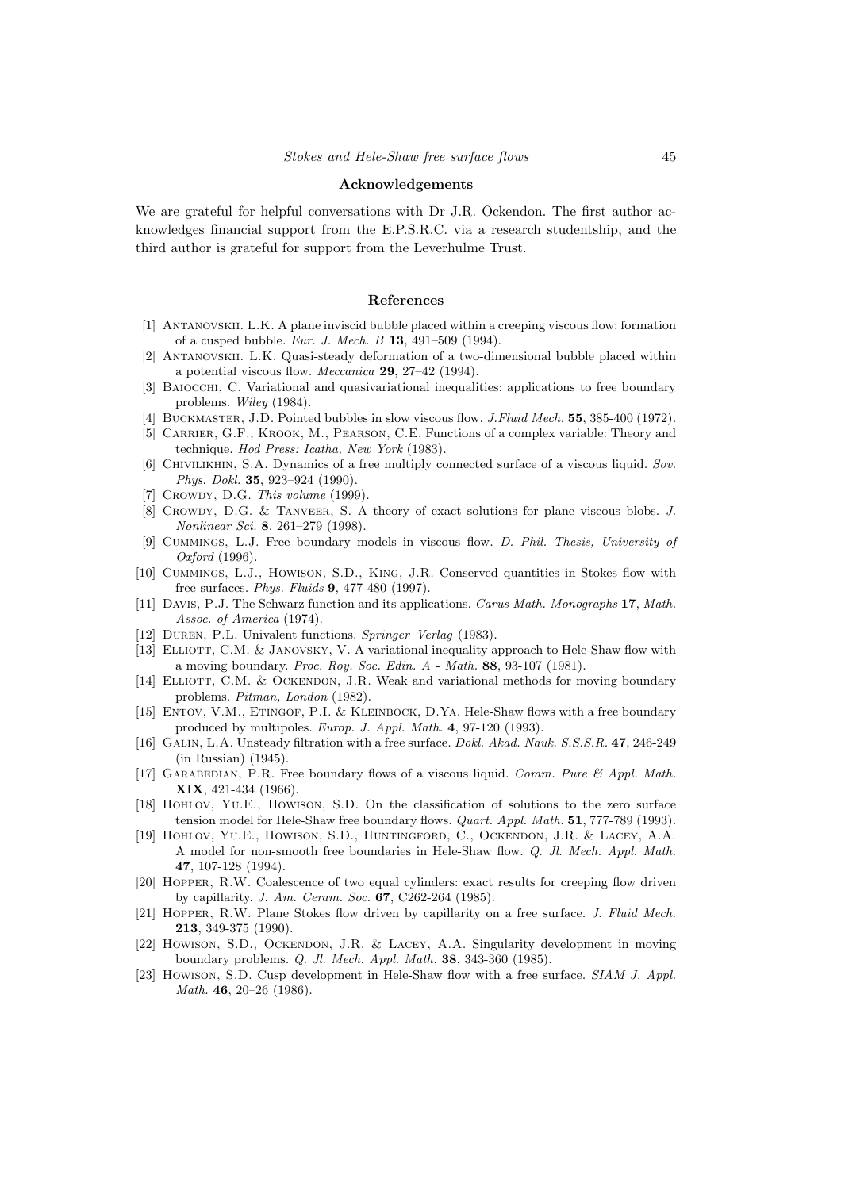## Acknowledgements

We are grateful for helpful conversations with Dr J.R. Ockendon. The first author acknowledges financial support from the E.P.S.R.C. via a research studentship, and the third author is grateful for support from the Leverhulme Trust.

## References

[1] Antanovskii. L.K. A plane inviscid bubble placed within a creeping viscous flow: formation of a cusped bubble. *Eur. J. Mech. B* **13**, 491–509 (1994).

[2] Antanovskii. L.K. Quasi-steady deformation of a two-dimensional bubble placed within a potential viscous flow. *Meccanica* **29**, 27–42 (1994).

[3] Baiocchi, C. Variational and quasivariational inequalities: applications to free boundary problems. *Wiley* (1984).

[4] Buckmaster, J.D. Pointed bubbles in slow viscous flow. *J.Fluid Mech.* **55**, 385-400 (1972).

[5] Carrier, G.F., Krook, M., Pearson, C.E. Functions of a complex variable: Theory and technique. *Hod Press: Icatha, New York* (1983).

[6] Chivilikhin, S.A. Dynamics of a free multiply connected surface of a viscous liquid. *Sov. Phys. Dokl.* **35**, 923–924 (1990).

[7] Crowdy, D.G. *This volume* (1999).

[8] Crowdy, D.G. & Tanveer, S. A theory of exact solutions for plane viscous blobs. *J. Nonlinear Sci.* **8**, 261–279 (1998).

[9] Cummings, L.J. Free boundary models in viscous flow. *D. Phil. Thesis, University of Oxford* (1996).

[10] Cummings, L.J., Howison, S.D., King, J.R. Conserved quantities in Stokes flow with free surfaces. *Phys. Fluids* **9**, 477-480 (1997).

[11] Davis, P.J. The Schwarz function and its applications. *Carus Math. Monographs* **17**, *Math. Assoc. of America* (1974).

[12] Duren, P.L. Univalent functions. *Springer–Verlag* (1983).

[13] Elliott, C.M. & Janovsky, V. A variational inequality approach to Hele-Shaw flow with a moving boundary. *Proc. Roy. Soc. Edin. A - Math.* **88**, 93-107 (1981).

[14] Elliott, C.M. & Ockendon, J.R. Weak and variational methods for moving boundary problems. *Pitman, London* (1982).

[15] Entov, V.M., Etingof, P.I. & Kleinbock, D.Ya. Hele-Shaw flows with a free boundary produced by multipoles. *Europ. J. Appl. Math.* **4**, 97-120 (1993).

[16] Galin, L.A. Unsteady filtration with a free surface. *Dokl. Akad. Nauk. S.S.S.R.* **47**, 246-249 (in Russian) (1945).

[17] Garabedian, P.R. Free boundary flows of a viscous liquid. *Comm. Pure & Appl. Math.* **XIX**, 421-434 (1966).

[18] Hohlov, Yu.E., Howison, S.D. On the classification of solutions to the zero surface tension model for Hele-Shaw free boundary flows. *Quart. Appl. Math.* **51**, 777-789 (1993).

[19] Hohlov, Yu.E., Howison, S.D., Huntingford, C., Ockendon, J.R. & Lacey, A.A. A model for non-smooth free boundaries in Hele-Shaw flow. *Q. Jl. Mech. Appl. Math.* **47**, 107-128 (1994).

[20] Hopper, R.W. Coalescence of two equal cylinders: exact results for creeping flow driven by capillarity. *J. Am. Ceram. Soc.* **67**, C262-264 (1985).

[21] Hopper, R.W. Plane Stokes flow driven by capillarity on a free surface. *J. Fluid Mech.* **213**, 349-375 (1990).

[22] Howison, S.D., Ockendon, J.R. & Lacey, A.A. Singularity development in moving boundary problems. *Q. Jl. Mech. Appl. Math.* **38**, 343-360 (1985).

[23] Howison, S.D. Cusp development in Hele-Shaw flow with a free surface. *SIAM J. Appl. Math.* **46**, 20–26 (1986).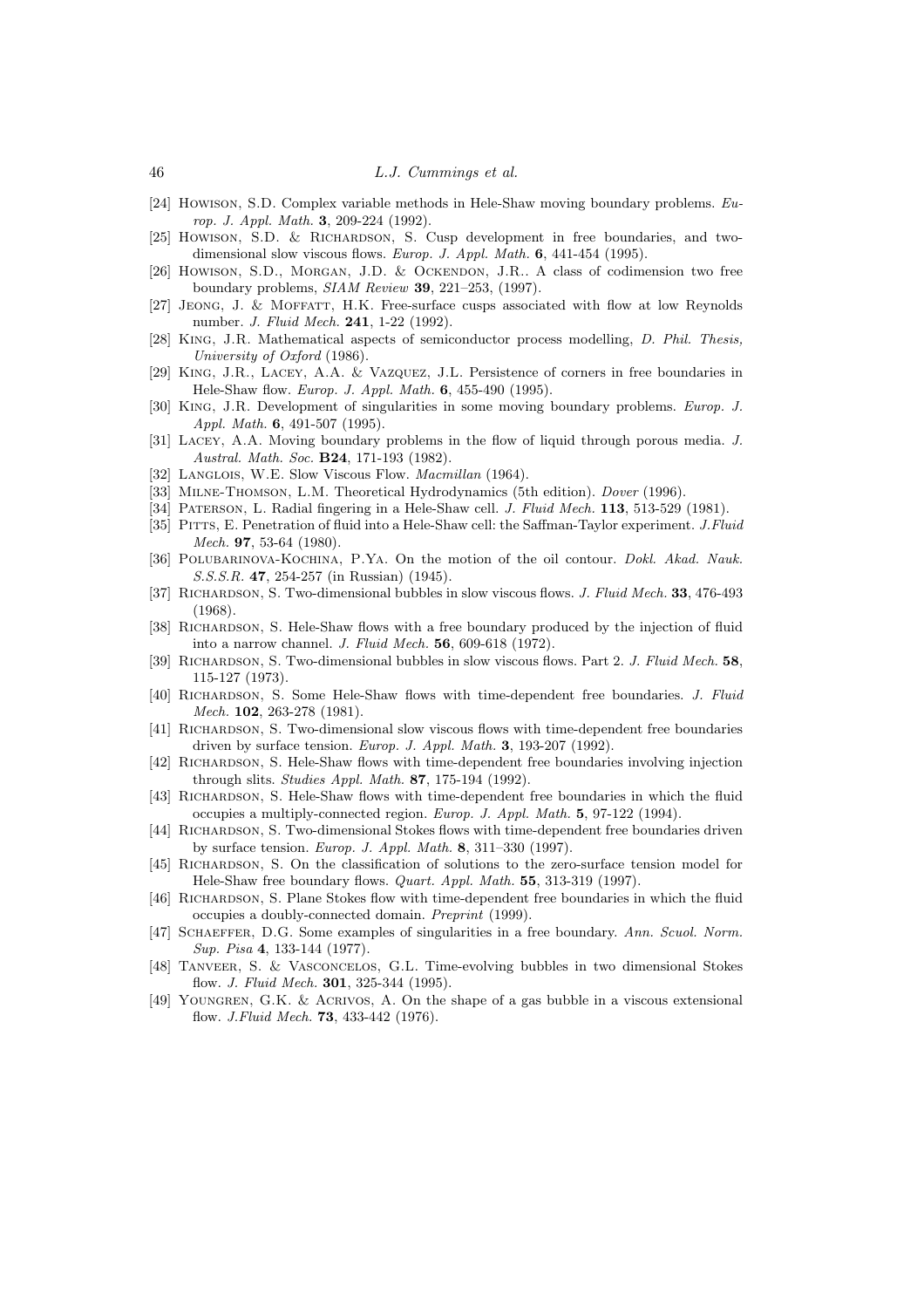[24] Howison, S.D. Complex variable methods in Hele-Shaw moving boundary problems. *Europ. J. Appl. Math.* **3**, 209-224 (1992).

[25] Howison, S.D. & Richardson, S. Cusp development in free boundaries, and two-dimensional slow viscous flows. *Europ. J. Appl. Math.* **6**, 441-454 (1995).

[26] Howison, S.D., Morgan, J.D. & Ockendon, J.R.. A class of codimension two free boundary problems, *SIAM Review* **39**, 221–253, (1997).

[27] Jeong, J. & Moffatt, H.K. Free-surface cusps associated with flow at low Reynolds number. *J. Fluid Mech.* **241**, 1-22 (1992).

[28] King, J.R. Mathematical aspects of semiconductor process modelling, *D. Phil. Thesis, University of Oxford* (1986).

[29] King, J.R., Lacey, A.A. & Vazquez, J.L. Persistence of corners in free boundaries in Hele-Shaw flow. *Europ. J. Appl. Math.* **6**, 455-490 (1995).

[30] King, J.R. Development of singularities in some moving boundary problems. *Europ. J. Appl. Math.* **6**, 491-507 (1995).

[31] Lacey, A.A. Moving boundary problems in the flow of liquid through porous media. *J. Austral. Math. Soc.* **B24**, 171-193 (1982).

[32] Langlois, W.E. Slow Viscous Flow. *Macmillan* (1964).

[33] Milne-Thomson, L.M. Theoretical Hydrodynamics (5th edition). *Dover* (1996).

[34] Paterson, L. Radial fingering in a Hele-Shaw cell. *J. Fluid Mech.* **113**, 513-529 (1981).

[35] Pitts, E. Penetration of fluid into a Hele-Shaw cell: the Saffman-Taylor experiment. *J.Fluid Mech.* **97**, 53-64 (1980).

[36] Polubarinova-Kochina, P.Ya. On the motion of the oil contour. *Dokl. Akad. Nauk. S.S.S.R.* **47**, 254-257 (in Russian) (1945).

[37] Richardson, S. Two-dimensional bubbles in slow viscous flows. *J. Fluid Mech.* **33**, 476-493 (1968).

[38] Richardson, S. Hele-Shaw flows with a free boundary produced by the injection of fluid into a narrow channel. *J. Fluid Mech.* **56**, 609-618 (1972).

[39] Richardson, S. Two-dimensional bubbles in slow viscous flows. Part 2. *J. Fluid Mech.* **58**, 115-127 (1973).

[40] Richardson, S. Some Hele-Shaw flows with time-dependent free boundaries. *J. Fluid Mech.* **102**, 263-278 (1981).

[41] Richardson, S. Two-dimensional slow viscous flows with time-dependent free boundaries driven by surface tension. *Europ. J. Appl. Math.* **3**, 193-207 (1992).

[42] Richardson, S. Hele-Shaw flows with time-dependent free boundaries involving injection through slits. *Studies Appl. Math.* **87**, 175-194 (1992).

[43] Richardson, S. Hele-Shaw flows with time-dependent free boundaries in which the fluid occupies a multiply-connected region. *Europ. J. Appl. Math.* **5**, 97-122 (1994).

[44] Richardson, S. Two-dimensional Stokes flows with time-dependent free boundaries driven by surface tension. *Europ. J. Appl. Math.* **8**, 311–330 (1997).

[45] Richardson, S. On the classification of solutions to the zero-surface tension model for Hele-Shaw free boundary flows. *Quart. Appl. Math.* **55**, 313-319 (1997).

[46] Richardson, S. Plane Stokes flow with time-dependent free boundaries in which the fluid occupies a doubly-connected domain. *Preprint* (1999).

[47] Schaeffer, D.G. Some examples of singularities in a free boundary. *Ann. Scuol. Norm. Sup. Pisa* **4**, 133-144 (1977).

[48] Tanveer, S. & Vasconcelos, G.L. Time-evolving bubbles in two dimensional Stokes flow. *J. Fluid Mech.* **301**, 325-344 (1995).

[49] Youngren, G.K. & Acrivos, A. On the shape of a gas bubble in a viscous extensional flow. *J.Fluid Mech.* **73**, 433-442 (1976).